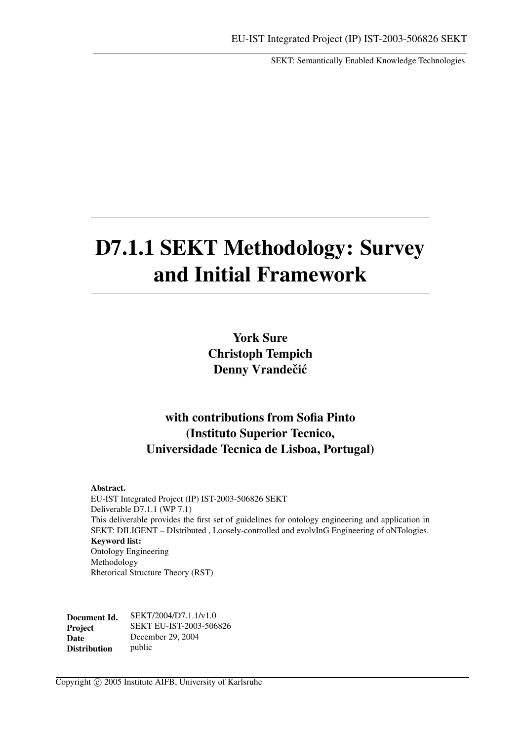EU-IST Integrated Project (IP) IST-2003-506826 SEKT

SEKT: Semantically Enabled Knowledge Technologies

# D7.1.1 SEKT Methodology: Survey and Initial Framework

**York Sure**
**Christoph Tempich**
**Denny Vrandečić**

**with contributions from Sofia Pinto**
**(Instituto Superior Tecnico,**
**Universidade Tecnica de Lisboa, Portugal)**

**Abstract.**
EU-IST Integrated Project (IP) IST-2003-506826 SEKT
Deliverable D7.1.1 (WP 7.1)
This deliverable provides the first set of guidelines for ontology engineering and application in SEKT: DILIGENT – DIstributed , Loosely-controlled and evolvInG Engineering of oNTologies.
**Keyword list:**
Ontology Engineering
Methodology
Rhetorical Structure Theory (RST)

| | |
|---|---|
| **Document Id.** | SEKT/2004/D7.1.1/v1.0 |
| **Project** | SEKT EU-IST-2003-506826 |
| **Date** | December 29, 2004 |
| **Distribution** | public |

Copyright © 2005 Institute AIFB, University of Karlsruhe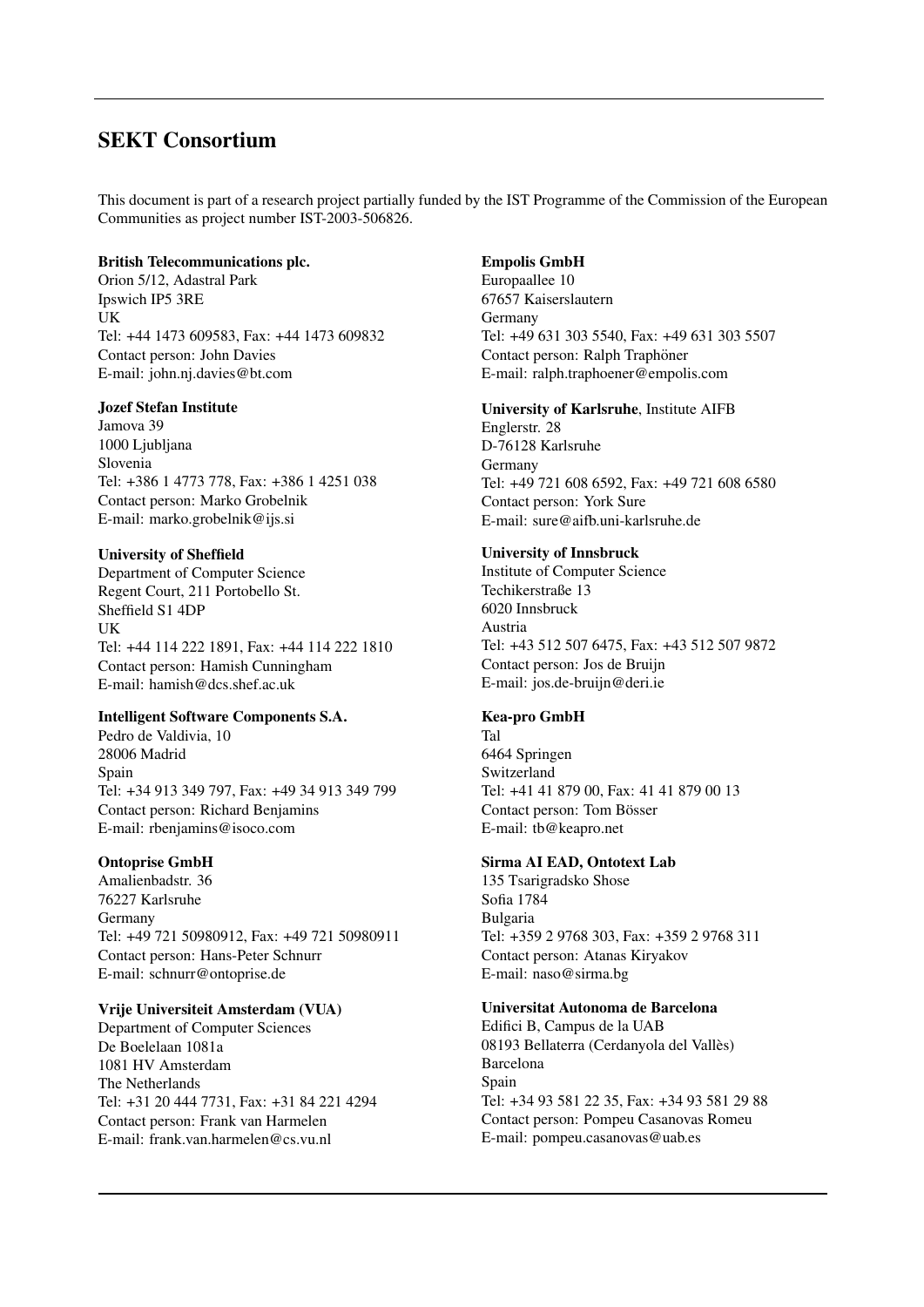## SEKT Consortium

This document is part of a research project partially funded by the IST Programme of the Commission of the European Communities as project number IST-2003-506826.

**British Telecommunications plc.**
Orion 5/12, Adastral Park
Ipswich IP5 3RE
UK
Tel: +44 1473 609583, Fax: +44 1473 609832
Contact person: John Davies
E-mail: john.nj.davies@bt.com

**Jozef Stefan Institute**
Jamova 39
1000 Ljubljana
Slovenia
Tel: +386 1 4773 778, Fax: +386 1 4251 038
Contact person: Marko Grobelnik
E-mail: marko.grobelnik@ijs.si

**University of Sheffield**
Department of Computer Science
Regent Court, 211 Portobello St.
Sheffield S1 4DP
UK
Tel: +44 114 222 1891, Fax: +44 114 222 1810
Contact person: Hamish Cunningham
E-mail: hamish@dcs.shef.ac.uk

**Intelligent Software Components S.A.**
Pedro de Valdivia, 10
28006 Madrid
Spain
Tel: +34 913 349 797, Fax: +49 34 913 349 799
Contact person: Richard Benjamins
E-mail: rbenjamins@isoco.com

**Ontoprise GmbH**
Amalienbadstr. 36
76227 Karlsruhe
Germany
Tel: +49 721 50980912, Fax: +49 721 50980911
Contact person: Hans-Peter Schnurr
E-mail: schnurr@ontoprise.de

**Vrije Universiteit Amsterdam (VUA)**
Department of Computer Sciences
De Boelelaan 1081a
1081 HV Amsterdam
The Netherlands
Tel: +31 20 444 7731, Fax: +31 84 221 4294
Contact person: Frank van Harmelen
E-mail: frank.van.harmelen@cs.vu.nl

**Empolis GmbH**
Europaallee 10
67657 Kaiserslautern
Germany
Tel: +49 631 303 5540, Fax: +49 631 303 5507
Contact person: Ralph Traphöner
E-mail: ralph.traphoener@empolis.com

**University of Karlsruhe**, Institute AIFB
Englerstr. 28
D-76128 Karlsruhe
Germany
Tel: +49 721 608 6592, Fax: +49 721 608 6580
Contact person: York Sure
E-mail: sure@aifb.uni-karlsruhe.de

**University of Innsbruck**
Institute of Computer Science
Techikerstraße 13
6020 Innsbruck
Austria
Tel: +43 512 507 6475, Fax: +43 512 507 9872
Contact person: Jos de Bruijn
E-mail: jos.de-bruijn@deri.ie

**Kea-pro GmbH**
Tal
6464 Springen
Switzerland
Tel: +41 41 879 00, Fax: 41 41 879 00 13
Contact person: Tom Bösser
E-mail: tb@keapro.net

**Sirma AI EAD, Ontotext Lab**
135 Tsarigradsko Shose
Sofia 1784
Bulgaria
Tel: +359 2 9768 303, Fax: +359 2 9768 311
Contact person: Atanas Kiryakov
E-mail: naso@sirma.bg

**Universitat Autonoma de Barcelona**
Edifici B, Campus de la UAB
08193 Bellaterra (Cerdanyola del Vallès)
Barcelona
Spain
Tel: +34 93 581 22 35, Fax: +34 93 581 29 88
Contact person: Pompeu Casanovas Romeu
E-mail: pompeu.casanovas@uab.es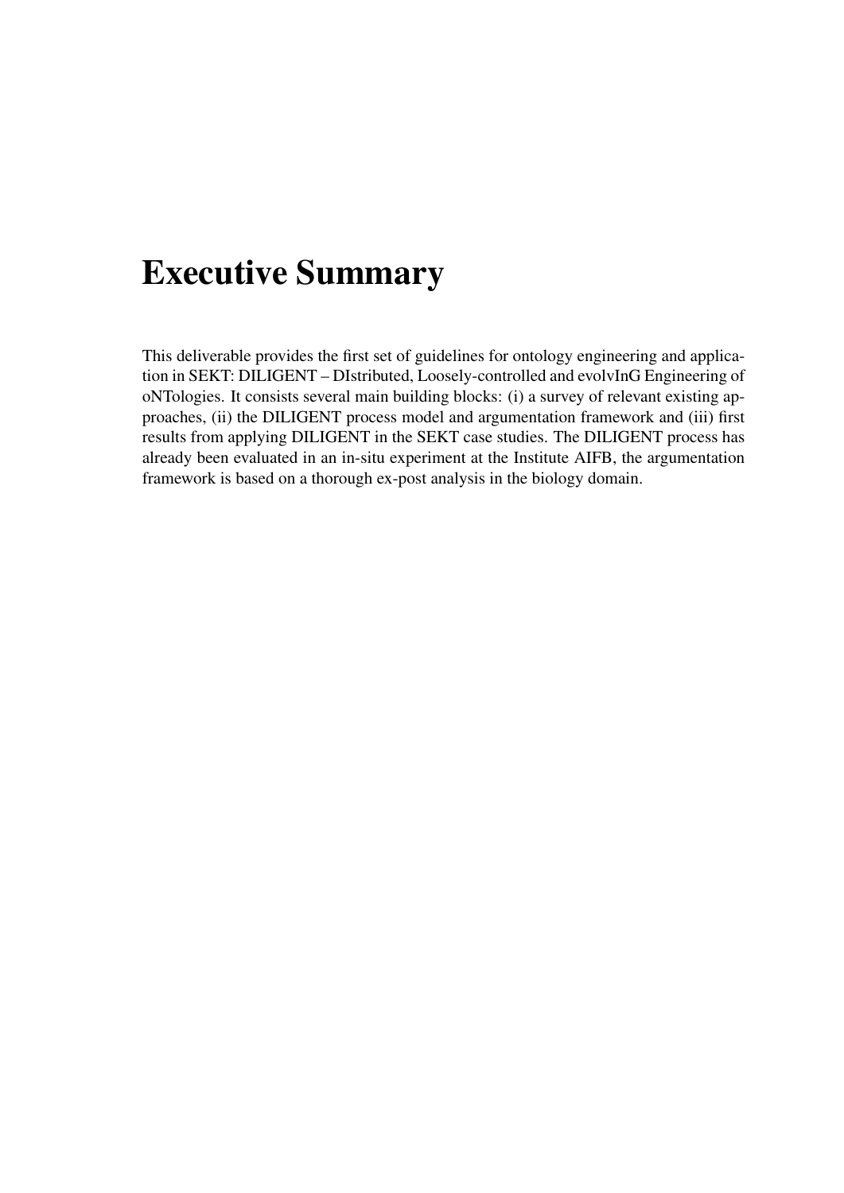# Executive Summary

This deliverable provides the first set of guidelines for ontology engineering and application in SEKT: DILIGENT – DIstributed, Loosely-controlled and evolvInG Engineering of oNTologies. It consists several main building blocks: (i) a survey of relevant existing approaches, (ii) the DILIGENT process model and argumentation framework and (iii) first results from applying DILIGENT in the SEKT case studies. The DILIGENT process has already been evaluated in an in-situ experiment at the Institute AIFB, the argumentation framework is based on a thorough ex-post analysis in the biology domain.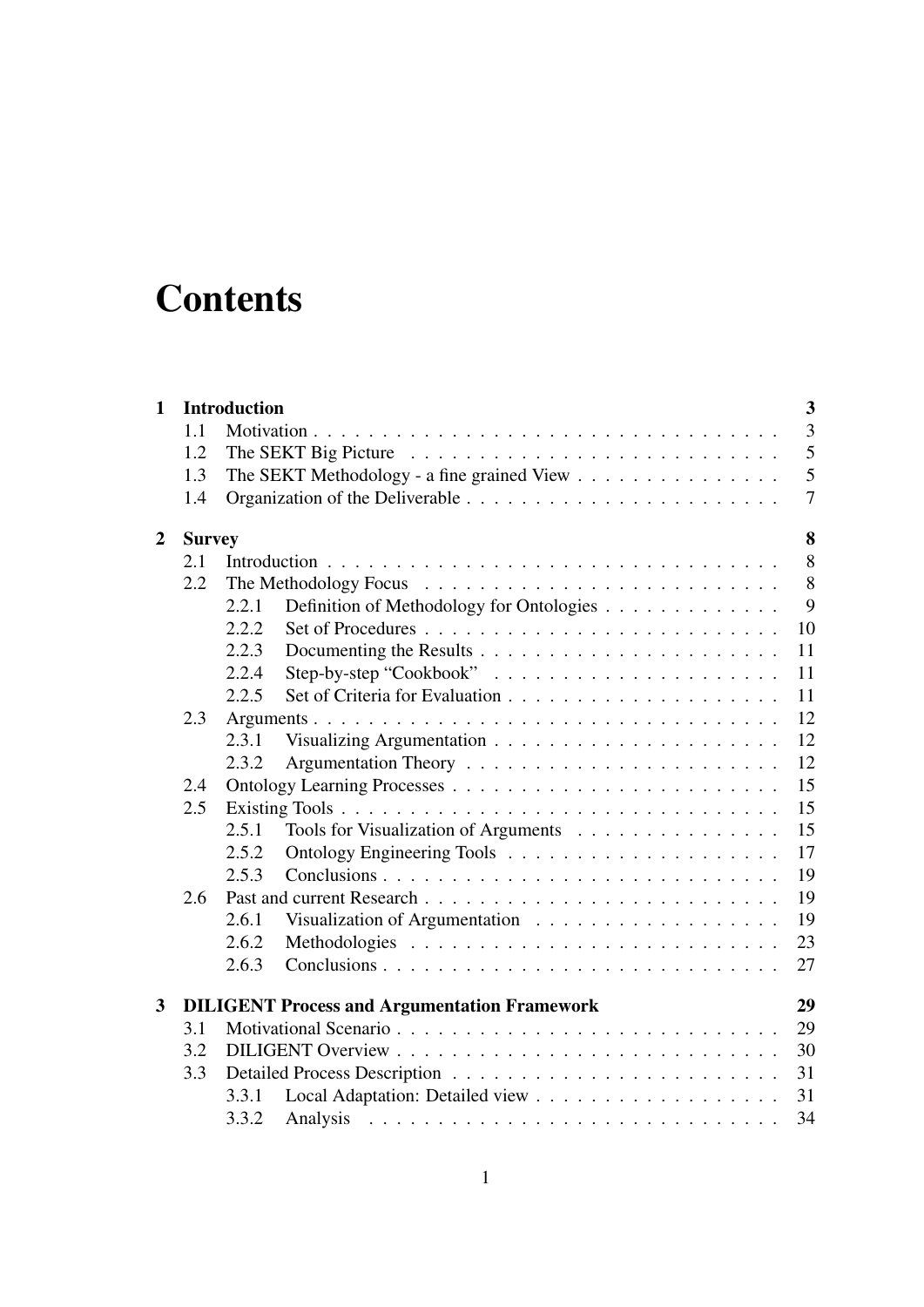# Contents

- **1 Introduction** — 3
  - 1.1 Motivation — 3
  - 1.2 The SEKT Big Picture — 5
  - 1.3 The SEKT Methodology - a fine grained View — 5
  - 1.4 Organization of the Deliverable — 7
- **2 Survey** — 8
  - 2.1 Introduction — 8
  - 2.2 The Methodology Focus — 8
    - 2.2.1 Definition of Methodology for Ontologies — 9
    - 2.2.2 Set of Procedures — 10
    - 2.2.3 Documenting the Results — 11
    - 2.2.4 Step-by-step “Cookbook” — 11
    - 2.2.5 Set of Criteria for Evaluation — 11
  - 2.3 Arguments — 12
    - 2.3.1 Visualizing Argumentation — 12
    - 2.3.2 Argumentation Theory — 12
  - 2.4 Ontology Learning Processes — 15
  - 2.5 Existing Tools — 15
    - 2.5.1 Tools for Visualization of Arguments — 15
    - 2.5.2 Ontology Engineering Tools — 17
    - 2.5.3 Conclusions — 19
  - 2.6 Past and current Research — 19
    - 2.6.1 Visualization of Argumentation — 19
    - 2.6.2 Methodologies — 23
    - 2.6.3 Conclusions — 27
- **3 DILIGENT Process and Argumentation Framework** — 29
  - 3.1 Motivational Scenario — 29
  - 3.2 DILIGENT Overview — 30
  - 3.3 Detailed Process Description — 31
    - 3.3.1 Local Adaptation: Detailed view — 31
    - 3.3.2 Analysis — 34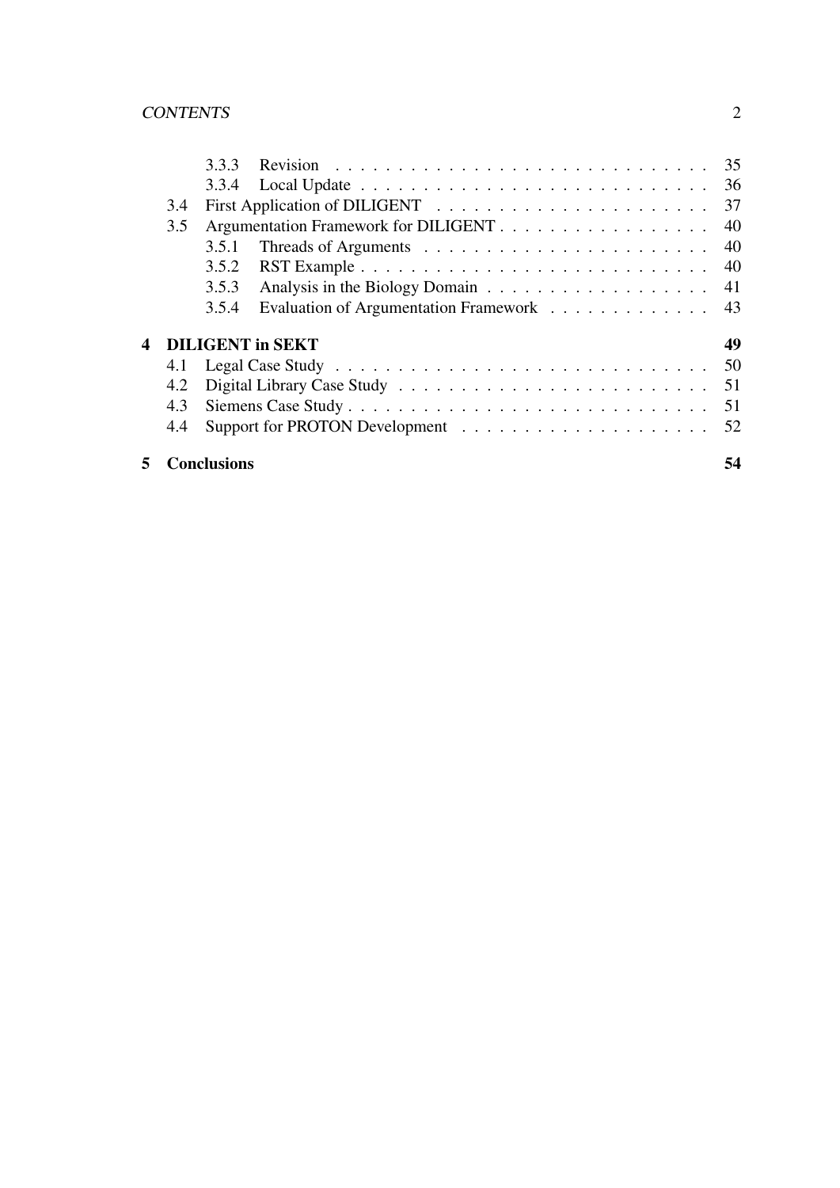3.3.3 Revision . . . . . . . . . . . . . . . . . . . . . . . . . . . . . . 35
3.3.4 Local Update . . . . . . . . . . . . . . . . . . . . . . . . . . . . 36

3.4 First Application of DILIGENT . . . . . . . . . . . . . . . . . . . . . . 37

3.5 Argumentation Framework for DILIGENT . . . . . . . . . . . . . . . . . 40

3.5.1 Threads of Arguments . . . . . . . . . . . . . . . . . . . . . . . 40
3.5.2 RST Example . . . . . . . . . . . . . . . . . . . . . . . . . . . . 40
3.5.3 Analysis in the Biology Domain . . . . . . . . . . . . . . . . . . 41
3.5.4 Evaluation of Argumentation Framework . . . . . . . . . . . . . 43

**4 DILIGENT in SEKT** **49**

4.1 Legal Case Study . . . . . . . . . . . . . . . . . . . . . . . . . . . . . . 50
4.2 Digital Library Case Study . . . . . . . . . . . . . . . . . . . . . . . . . 51
4.3 Siemens Case Study . . . . . . . . . . . . . . . . . . . . . . . . . . . . . 51
4.4 Support for PROTON Development . . . . . . . . . . . . . . . . . . . . 52

**5 Conclusions** **54**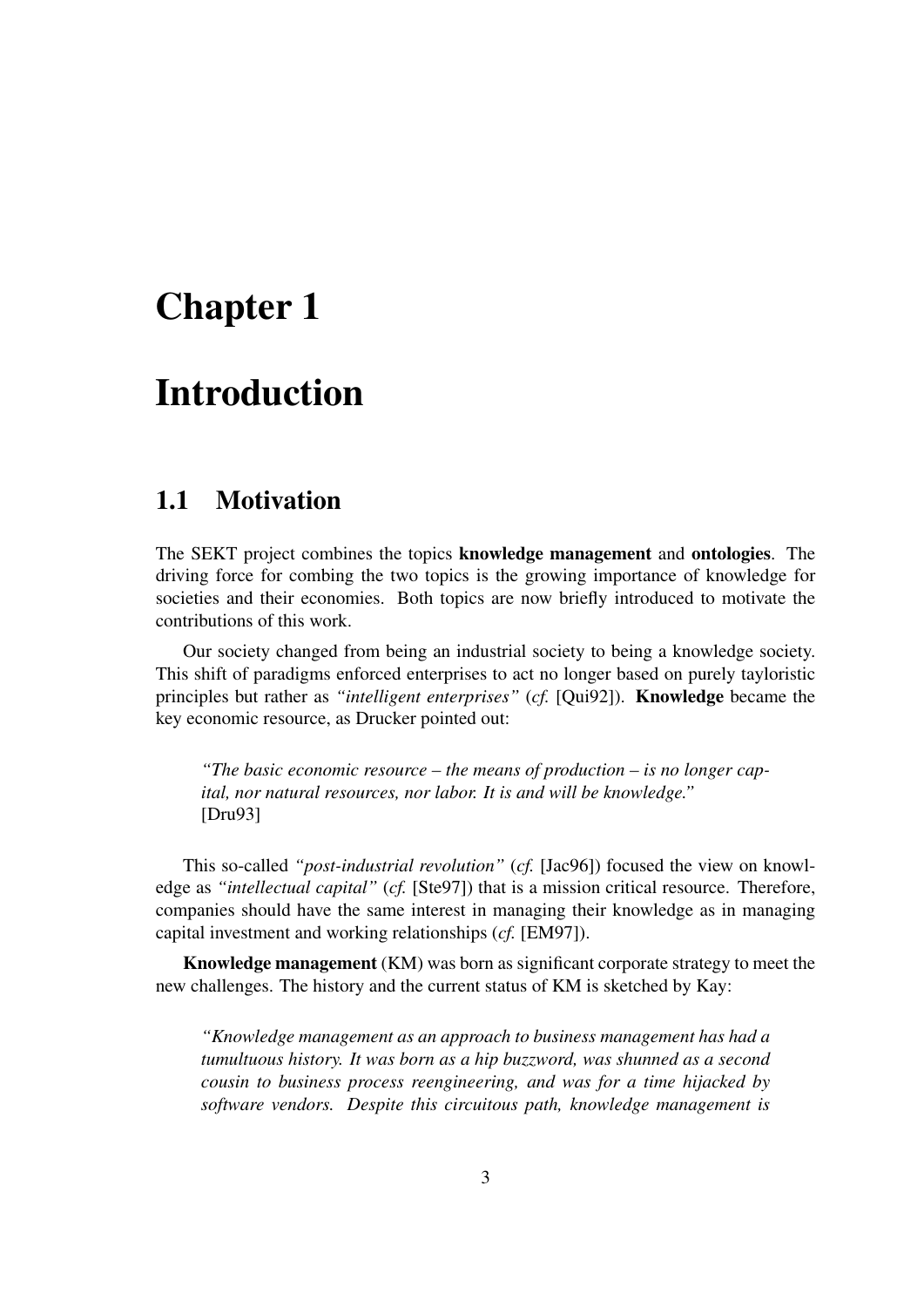# Chapter 1

# Introduction

## 1.1 Motivation

The SEKT project combines the topics **knowledge management** and **ontologies**. The driving force for combing the two topics is the growing importance of knowledge for societies and their economies. Both topics are now briefly introduced to motivate the contributions of this work.

Our society changed from being an industrial society to being a knowledge society. This shift of paradigms enforced enterprises to act no longer based on purely tayloristic principles but rather as *"intelligent enterprises"* (*cf.* [Qui92]). **Knowledge** became the key economic resource, as Drucker pointed out:

> *"The basic economic resource – the means of production – is no longer capital, nor natural resources, nor labor. It is and will be knowledge."* [Dru93]

This so-called *"post-industrial revolution"* (*cf.* [Jac96]) focused the view on knowledge as *"intellectual capital"* (*cf.* [Ste97]) that is a mission critical resource. Therefore, companies should have the same interest in managing their knowledge as in managing capital investment and working relationships (*cf.* [EM97]).

**Knowledge management** (KM) was born as significant corporate strategy to meet the new challenges. The history and the current status of KM is sketched by Kay:

> *"Knowledge management as an approach to business management has had a tumultuous history. It was born as a hip buzzword, was shunned as a second cousin to business process reengineering, and was for a time hijacked by software vendors. Despite this circuitous path, knowledge management is*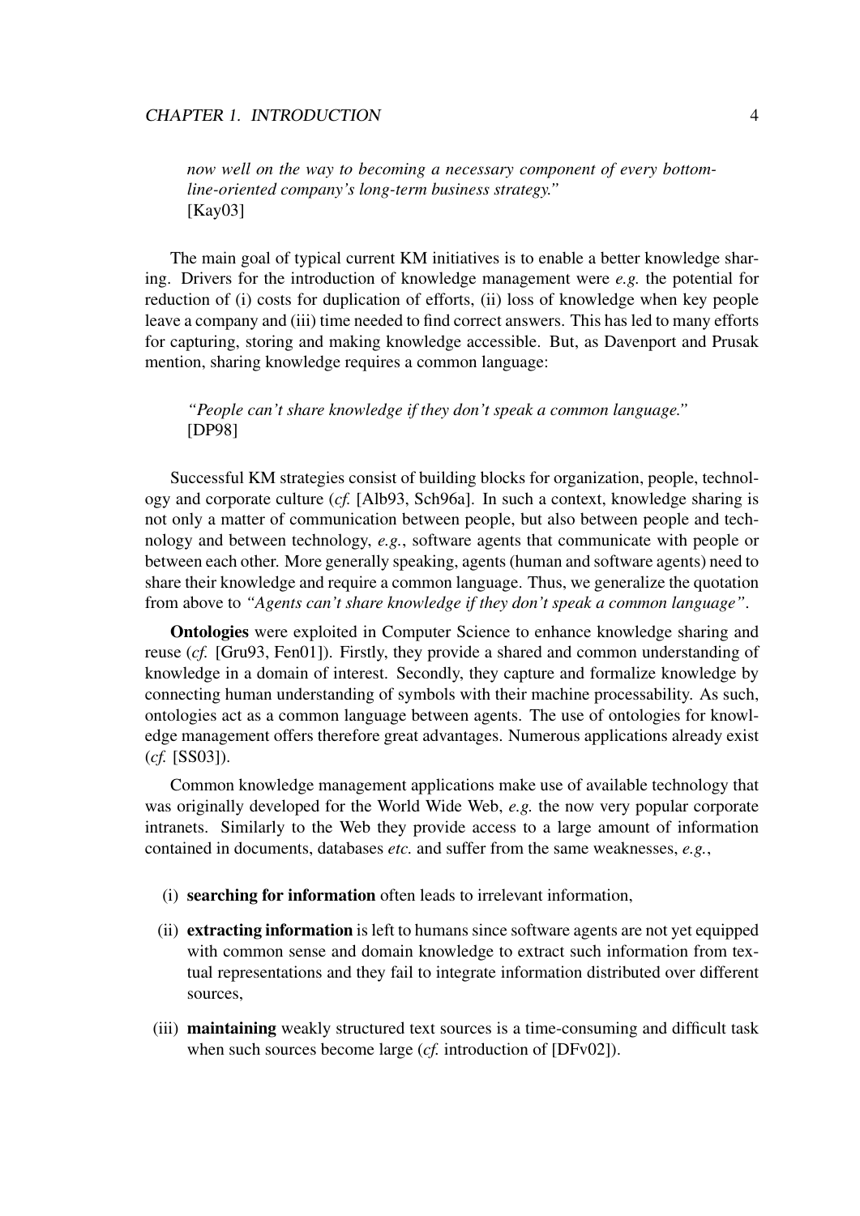*now well on the way to becoming a necessary component of every bottom-line-oriented company's long-term business strategy."*
[Kay03]

The main goal of typical current KM initiatives is to enable a better knowledge sharing. Drivers for the introduction of knowledge management were *e.g.* the potential for reduction of (i) costs for duplication of efforts, (ii) loss of knowledge when key people leave a company and (iii) time needed to find correct answers. This has led to many efforts for capturing, storing and making knowledge accessible. But, as Davenport and Prusak mention, sharing knowledge requires a common language:

> *"People can't share knowledge if they don't speak a common language."*
> [DP98]

Successful KM strategies consist of building blocks for organization, people, technology and corporate culture (*cf.* [Alb93, Sch96a]. In such a context, knowledge sharing is not only a matter of communication between people, but also between people and technology and between technology, *e.g.*, software agents that communicate with people or between each other. More generally speaking, agents (human and software agents) need to share their knowledge and require a common language. Thus, we generalize the quotation from above to *"Agents can't share knowledge if they don't speak a common language"*.

**Ontologies** were exploited in Computer Science to enhance knowledge sharing and reuse (*cf.* [Gru93, Fen01]). Firstly, they provide a shared and common understanding of knowledge in a domain of interest. Secondly, they capture and formalize knowledge by connecting human understanding of symbols with their machine processability. As such, ontologies act as a common language between agents. The use of ontologies for knowledge management offers therefore great advantages. Numerous applications already exist (*cf.* [SS03]).

Common knowledge management applications make use of available technology that was originally developed for the World Wide Web, *e.g.* the now very popular corporate intranets. Similarly to the Web they provide access to a large amount of information contained in documents, databases *etc.* and suffer from the same weaknesses, *e.g.*,

(i) **searching for information** often leads to irrelevant information,

(ii) **extracting information** is left to humans since software agents are not yet equipped with common sense and domain knowledge to extract such information from textual representations and they fail to integrate information distributed over different sources,

(iii) **maintaining** weakly structured text sources is a time-consuming and difficult task when such sources become large (*cf.* introduction of [DFv02]).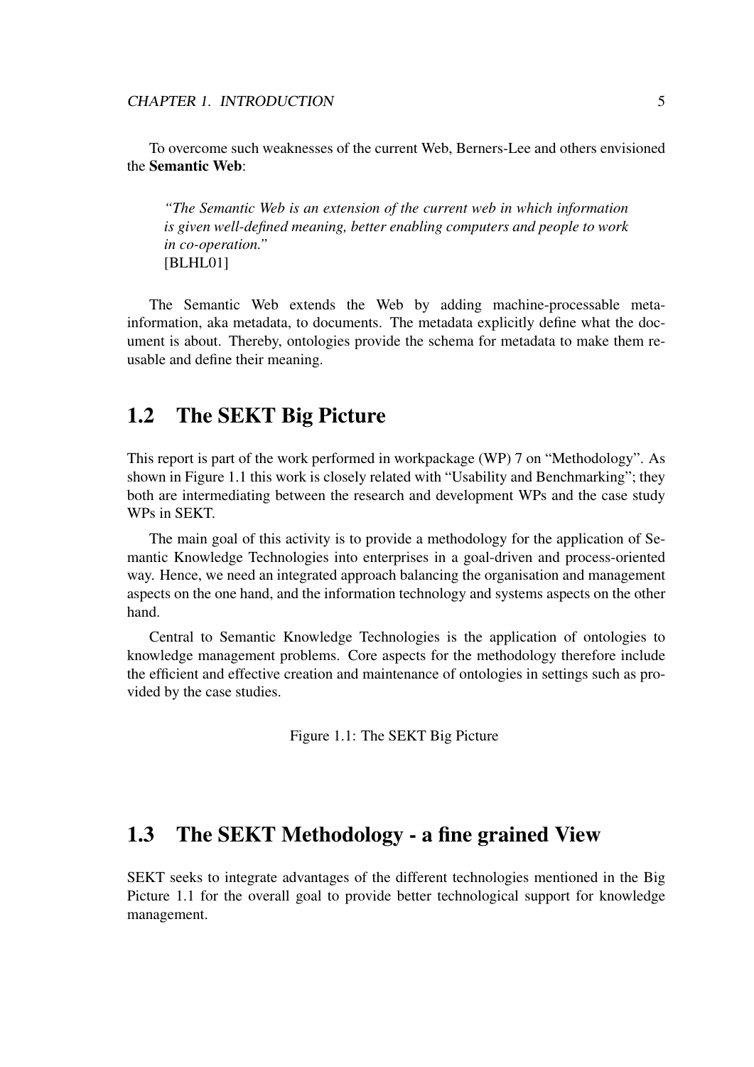To overcome such weaknesses of the current Web, Berners-Lee and others envisioned the **Semantic Web**:

> *"The Semantic Web is an extension of the current web in which information is given well-defined meaning, better enabling computers and people to work in co-operation."*
> [BLHL01]

The Semantic Web extends the Web by adding machine-processable meta-information, aka metadata, to documents. The metadata explicitly define what the document is about. Thereby, ontologies provide the schema for metadata to make them reusable and define their meaning.

## 1.2 The SEKT Big Picture

This report is part of the work performed in workpackage (WP) 7 on "Methodology". As shown in Figure 1.1 this work is closely related with "Usability and Benchmarking"; they both are intermediating between the research and development WPs and the case study WPs in SEKT.

The main goal of this activity is to provide a methodology for the application of Semantic Knowledge Technologies into enterprises in a goal-driven and process-oriented way. Hence, we need an integrated approach balancing the organisation and management aspects on the one hand, and the information technology and systems aspects on the other hand.

Central to Semantic Knowledge Technologies is the application of ontologies to knowledge management problems. Core aspects for the methodology therefore include the efficient and effective creation and maintenance of ontologies in settings such as provided by the case studies.

Figure 1.1: The SEKT Big Picture

## 1.3 The SEKT Methodology - a fine grained View

SEKT seeks to integrate advantages of the different technologies mentioned in the Big Picture 1.1 for the overall goal to provide better technological support for knowledge management.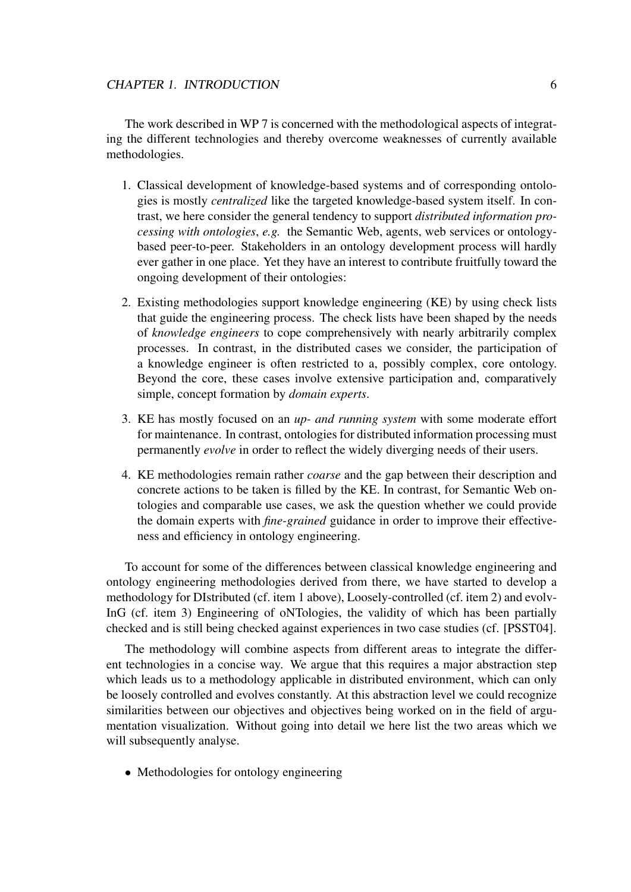The work described in WP 7 is concerned with the methodological aspects of integrating the different technologies and thereby overcome weaknesses of currently available methodologies.

1. Classical development of knowledge-based systems and of corresponding ontologies is mostly *centralized* like the targeted knowledge-based system itself. In contrast, we here consider the general tendency to support *distributed information processing with ontologies*, *e.g.* the Semantic Web, agents, web services or ontology-based peer-to-peer. Stakeholders in an ontology development process will hardly ever gather in one place. Yet they have an interest to contribute fruitfully toward the ongoing development of their ontologies:
2. Existing methodologies support knowledge engineering (KE) by using check lists that guide the engineering process. The check lists have been shaped by the needs of *knowledge engineers* to cope comprehensively with nearly arbitrarily complex processes. In contrast, in the distributed cases we consider, the participation of a knowledge engineer is often restricted to a, possibly complex, core ontology. Beyond the core, these cases involve extensive participation and, comparatively simple, concept formation by *domain experts*.
3. KE has mostly focused on an *up- and running system* with some moderate effort for maintenance. In contrast, ontologies for distributed information processing must permanently *evolve* in order to reflect the widely diverging needs of their users.
4. KE methodologies remain rather *coarse* and the gap between their description and concrete actions to be taken is filled by the KE. In contrast, for Semantic Web ontologies and comparable use cases, we ask the question whether we could provide the domain experts with *fine-grained* guidance in order to improve their effectiveness and efficiency in ontology engineering.

To account for some of the differences between classical knowledge engineering and ontology engineering methodologies derived from there, we have started to develop a methodology for DIstributed (cf. item 1 above), Loosely-controlled (cf. item 2) and evolvInG (cf. item 3) Engineering of oNTologies, the validity of which has been partially checked and is still being checked against experiences in two case studies (cf. [PSST04].

The methodology will combine aspects from different areas to integrate the different technologies in a concise way. We argue that this requires a major abstraction step which leads us to a methodology applicable in distributed environment, which can only be loosely controlled and evolves constantly. At this abstraction level we could recognize similarities between our objectives and objectives being worked on in the field of argumentation visualization. Without going into detail we here list the two areas which we will subsequently analyse.

- Methodologies for ontology engineering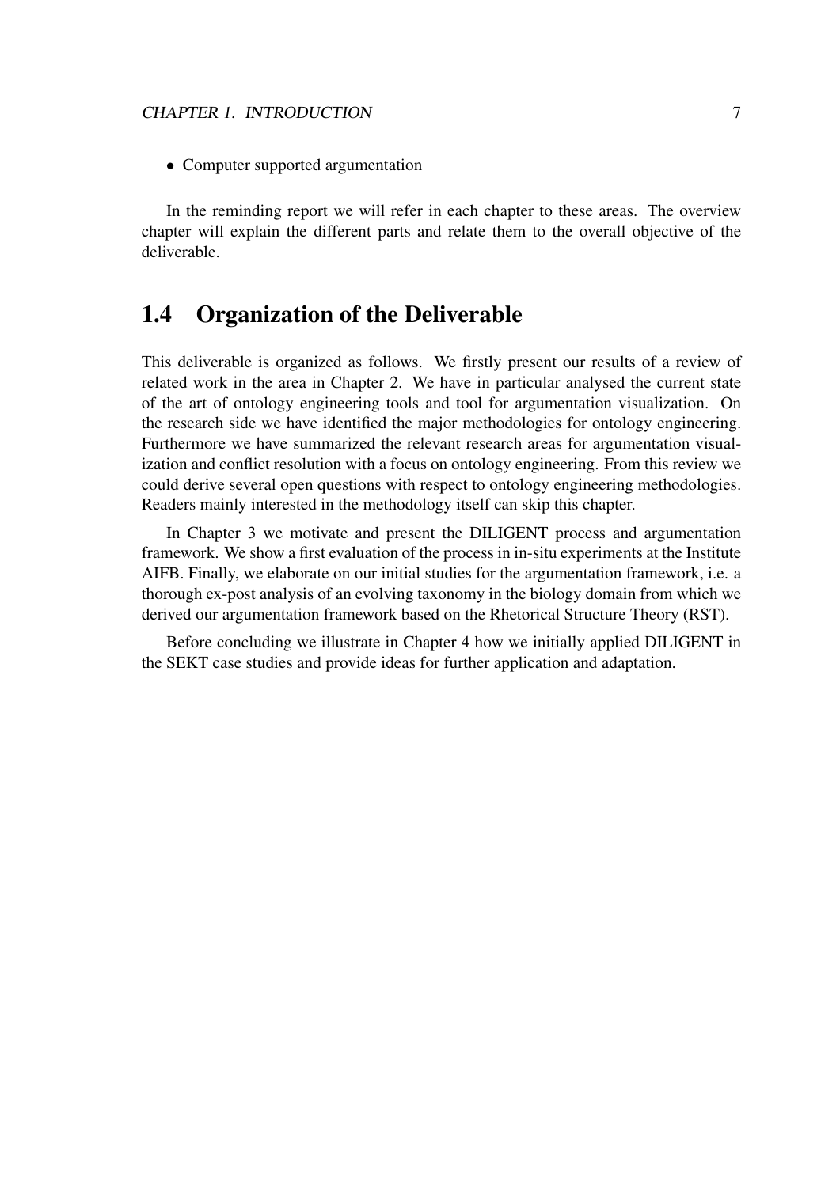- Computer supported argumentation

In the reminding report we will refer in each chapter to these areas. The overview chapter will explain the different parts and relate them to the overall objective of the deliverable.

## 1.4 Organization of the Deliverable

This deliverable is organized as follows. We firstly present our results of a review of related work in the area in Chapter 2. We have in particular analysed the current state of the art of ontology engineering tools and tool for argumentation visualization. On the research side we have identified the major methodologies for ontology engineering. Furthermore we have summarized the relevant research areas for argumentation visualization and conflict resolution with a focus on ontology engineering. From this review we could derive several open questions with respect to ontology engineering methodologies. Readers mainly interested in the methodology itself can skip this chapter.

In Chapter 3 we motivate and present the DILIGENT process and argumentation framework. We show a first evaluation of the process in in-situ experiments at the Institute AIFB. Finally, we elaborate on our initial studies for the argumentation framework, i.e. a thorough ex-post analysis of an evolving taxonomy in the biology domain from which we derived our argumentation framework based on the Rhetorical Structure Theory (RST).

Before concluding we illustrate in Chapter 4 how we initially applied DILIGENT in the SEKT case studies and provide ideas for further application and adaptation.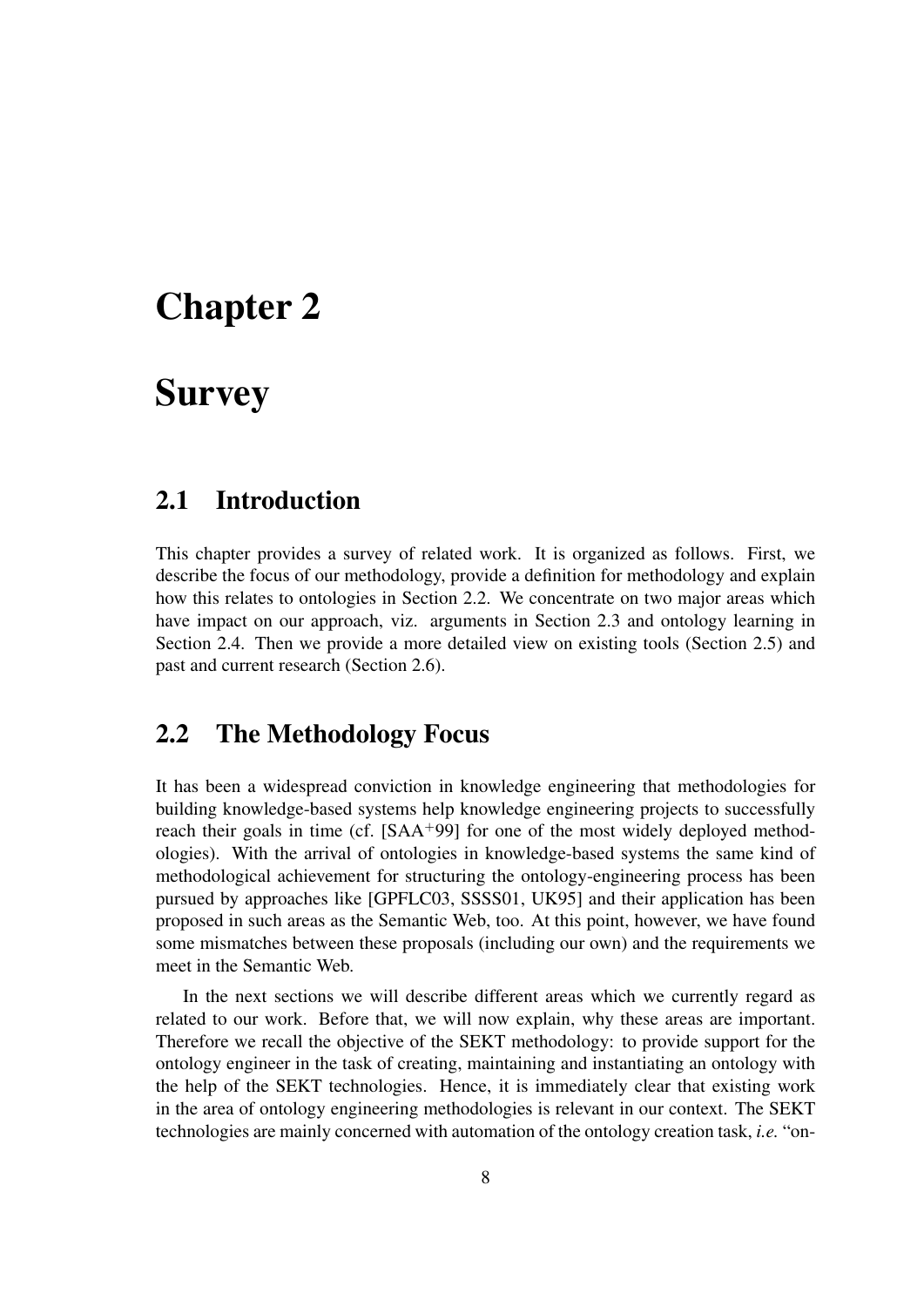# Chapter 2

# Survey

## 2.1 Introduction

This chapter provides a survey of related work. It is organized as follows. First, we describe the focus of our methodology, provide a definition for methodology and explain how this relates to ontologies in Section 2.2. We concentrate on two major areas which have impact on our approach, viz. arguments in Section 2.3 and ontology learning in Section 2.4. Then we provide a more detailed view on existing tools (Section 2.5) and past and current research (Section 2.6).

## 2.2 The Methodology Focus

It has been a widespread conviction in knowledge engineering that methodologies for building knowledge-based systems help knowledge engineering projects to successfully reach their goals in time (cf. [SAA$^{+}$99] for one of the most widely deployed methodologies). With the arrival of ontologies in knowledge-based systems the same kind of methodological achievement for structuring the ontology-engineering process has been pursued by approaches like [GPFLC03, SSSS01, UK95] and their application has been proposed in such areas as the Semantic Web, too. At this point, however, we have found some mismatches between these proposals (including our own) and the requirements we meet in the Semantic Web.

In the next sections we will describe different areas which we currently regard as related to our work. Before that, we will now explain, why these areas are important. Therefore we recall the objective of the SEKT methodology: to provide support for the ontology engineer in the task of creating, maintaining and instantiating an ontology with the help of the SEKT technologies. Hence, it is immediately clear that existing work in the area of ontology engineering methodologies is relevant in our context. The SEKT technologies are mainly concerned with automation of the ontology creation task, *i.e.* "on-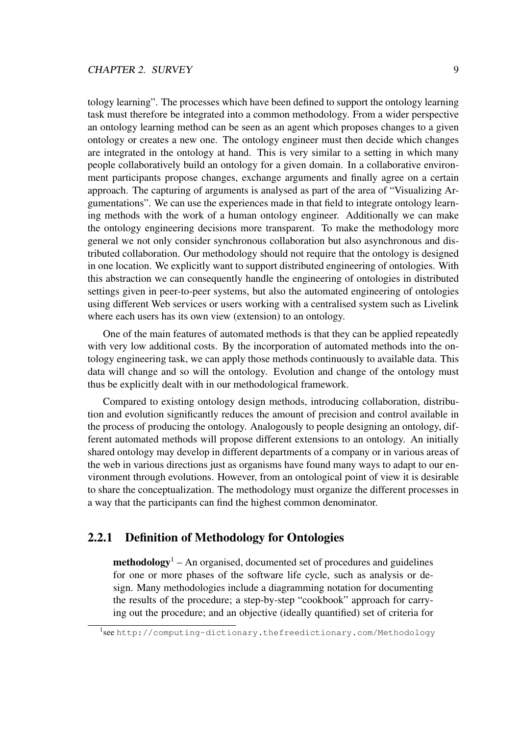tology learning". The processes which have been defined to support the ontology learning task must therefore be integrated into a common methodology. From a wider perspective an ontology learning method can be seen as an agent which proposes changes to a given ontology or creates a new one. The ontology engineer must then decide which changes are integrated in the ontology at hand. This is very similar to a setting in which many people collaboratively build an ontology for a given domain. In a collaborative environment participants propose changes, exchange arguments and finally agree on a certain approach. The capturing of arguments is analysed as part of the area of "Visualizing Argumentations". We can use the experiences made in that field to integrate ontology learning methods with the work of a human ontology engineer. Additionally we can make the ontology engineering decisions more transparent. To make the methodology more general we not only consider synchronous collaboration but also asynchronous and distributed collaboration. Our methodology should not require that the ontology is designed in one location. We explicitly want to support distributed engineering of ontologies. With this abstraction we can consequently handle the engineering of ontologies in distributed settings given in peer-to-peer systems, but also the automated engineering of ontologies using different Web services or users working with a centralised system such as Livelink where each users has its own view (extension) to an ontology.

One of the main features of automated methods is that they can be applied repeatedly with very low additional costs. By the incorporation of automated methods into the ontology engineering task, we can apply those methods continuously to available data. This data will change and so will the ontology. Evolution and change of the ontology must thus be explicitly dealt with in our methodological framework.

Compared to existing ontology design methods, introducing collaboration, distribution and evolution significantly reduces the amount of precision and control available in the process of producing the ontology. Analogously to people designing an ontology, different automated methods will propose different extensions to an ontology. An initially shared ontology may develop in different departments of a company or in various areas of the web in various directions just as organisms have found many ways to adapt to our environment through evolutions. However, from an ontological point of view it is desirable to share the conceptualization. The methodology must organize the different processes in a way that the participants can find the highest common denominator.

### 2.2.1 Definition of Methodology for Ontologies

> **methodology**[1] – An organised, documented set of procedures and guidelines for one or more phases of the software life cycle, such as analysis or design. Many methodologies include a diagramming notation for documenting the results of the procedure; a step-by-step "cookbook" approach for carrying out the procedure; and an objective (ideally quantified) set of criteria for

[1] see http://computing-dictionary.thefreedictionary.com/Methodology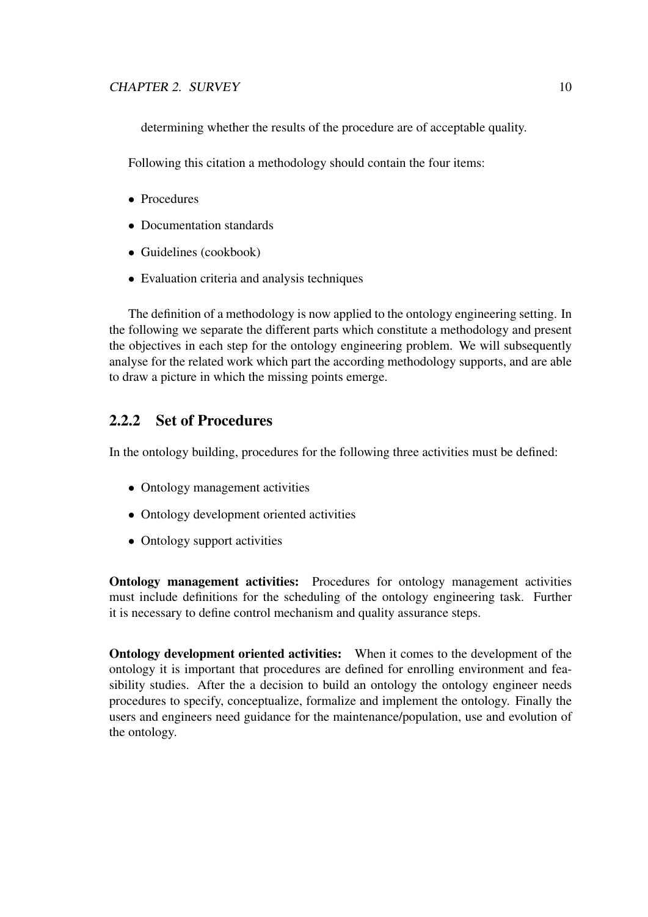determining whether the results of the procedure are of acceptable quality.

Following this citation a methodology should contain the four items:

- Procedures
- Documentation standards
- Guidelines (cookbook)
- Evaluation criteria and analysis techniques

The definition of a methodology is now applied to the ontology engineering setting. In the following we separate the different parts which constitute a methodology and present the objectives in each step for the ontology engineering problem. We will subsequently analyse for the related work which part the according methodology supports, and are able to draw a picture in which the missing points emerge.

### 2.2.2 Set of Procedures

In the ontology building, procedures for the following three activities must be defined:

- Ontology management activities
- Ontology development oriented activities
- Ontology support activities

**Ontology management activities:** Procedures for ontology management activities must include definitions for the scheduling of the ontology engineering task. Further it is necessary to define control mechanism and quality assurance steps.

**Ontology development oriented activities:** When it comes to the development of the ontology it is important that procedures are defined for enrolling environment and feasibility studies. After the a decision to build an ontology the ontology engineer needs procedures to specify, conceptualize, formalize and implement the ontology. Finally the users and engineers need guidance for the maintenance/population, use and evolution of the ontology.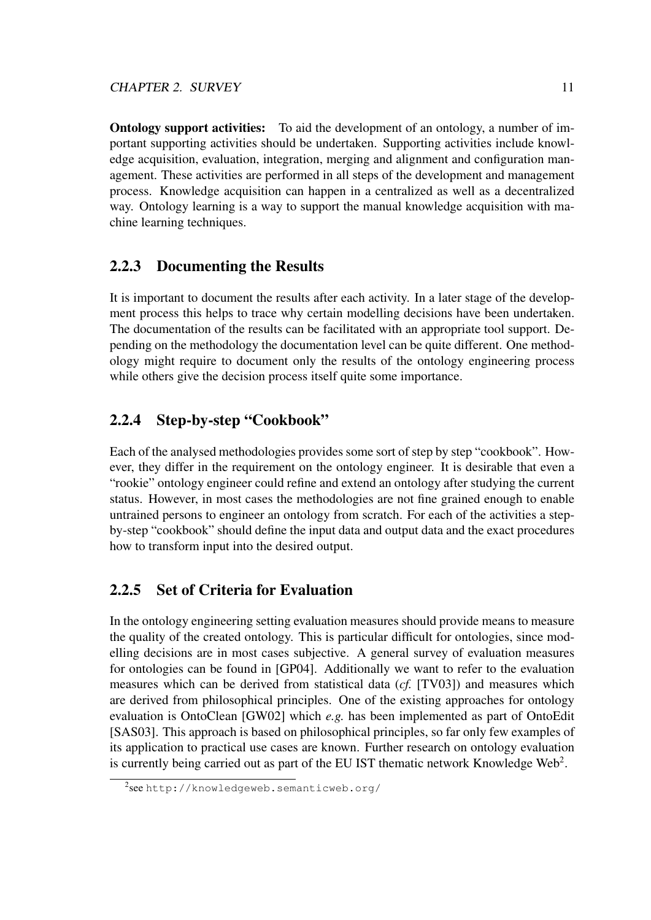**Ontology support activities:** To aid the development of an ontology, a number of important supporting activities should be undertaken. Supporting activities include knowledge acquisition, evaluation, integration, merging and alignment and configuration management. These activities are performed in all steps of the development and management process. Knowledge acquisition can happen in a centralized as well as a decentralized way. Ontology learning is a way to support the manual knowledge acquisition with machine learning techniques.

### 2.2.3 Documenting the Results

It is important to document the results after each activity. In a later stage of the development process this helps to trace why certain modelling decisions have been undertaken. The documentation of the results can be facilitated with an appropriate tool support. Depending on the methodology the documentation level can be quite different. One methodology might require to document only the results of the ontology engineering process while others give the decision process itself quite some importance.

### 2.2.4 Step-by-step "Cookbook"

Each of the analysed methodologies provides some sort of step by step "cookbook". However, they differ in the requirement on the ontology engineer. It is desirable that even a "rookie" ontology engineer could refine and extend an ontology after studying the current status. However, in most cases the methodologies are not fine grained enough to enable untrained persons to engineer an ontology from scratch. For each of the activities a step-by-step "cookbook" should define the input data and output data and the exact procedures how to transform input into the desired output.

### 2.2.5 Set of Criteria for Evaluation

In the ontology engineering setting evaluation measures should provide means to measure the quality of the created ontology. This is particular difficult for ontologies, since modelling decisions are in most cases subjective. A general survey of evaluation measures for ontologies can be found in [GP04]. Additionally we want to refer to the evaluation measures which can be derived from statistical data (*cf.* [TV03]) and measures which are derived from philosophical principles. One of the existing approaches for ontology evaluation is OntoClean [GW02] which *e.g.* has been implemented as part of OntoEdit [SAS03]. This approach is based on philosophical principles, so far only few examples of its application to practical use cases are known. Further research on ontology evaluation is currently being carried out as part of the EU IST thematic network Knowledge Web[2].

[2] see `http://knowledgeweb.semanticweb.org/`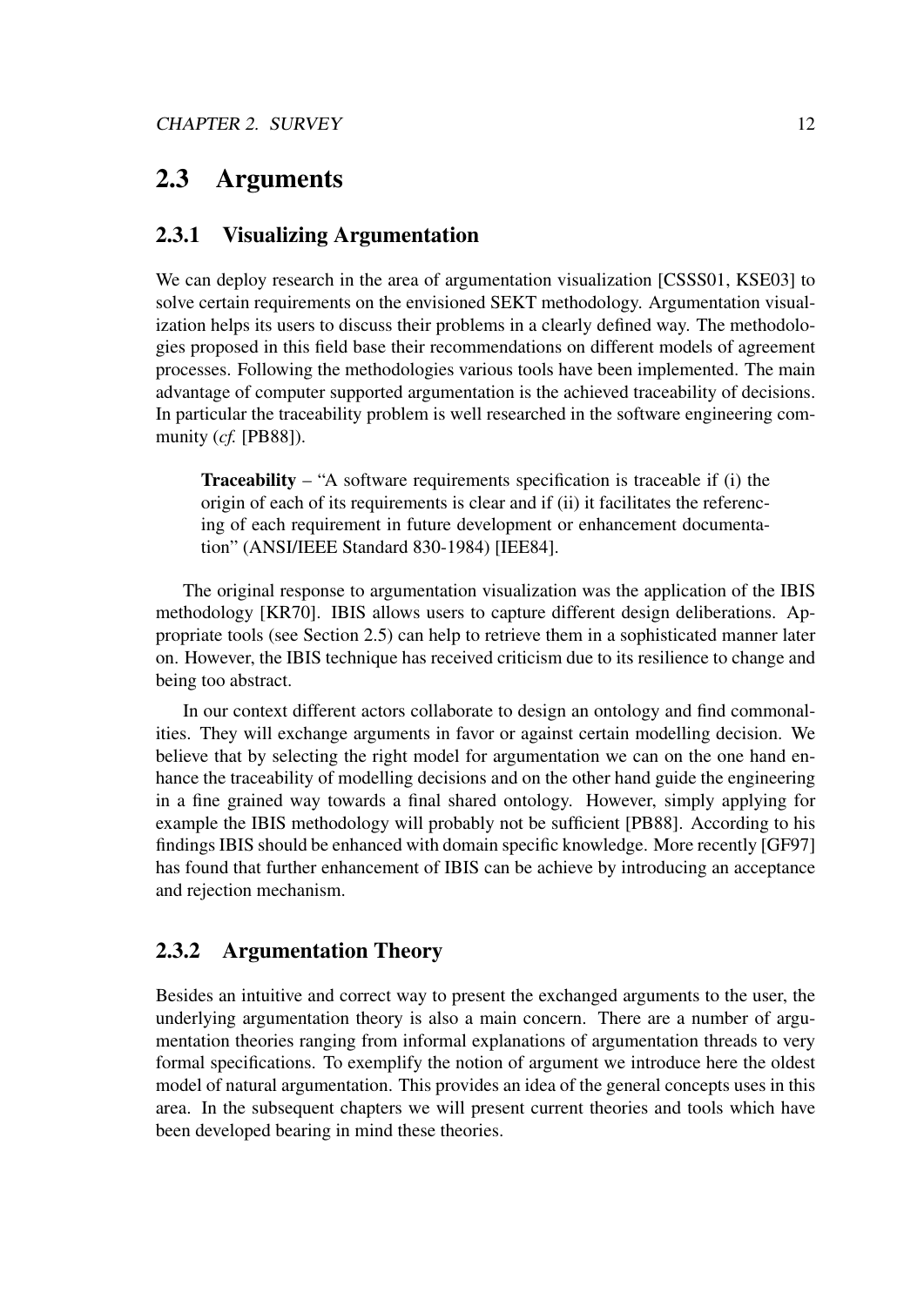## 2.3 Arguments

### 2.3.1 Visualizing Argumentation

We can deploy research in the area of argumentation visualization [CSSS01, KSE03] to solve certain requirements on the envisioned SEKT methodology. Argumentation visualization helps its users to discuss their problems in a clearly defined way. The methodologies proposed in this field base their recommendations on different models of agreement processes. Following the methodologies various tools have been implemented. The main advantage of computer supported argumentation is the achieved traceability of decisions. In particular the traceability problem is well researched in the software engineering community (*cf.* [PB88]).

> **Traceability** – "A software requirements specification is traceable if (i) the origin of each of its requirements is clear and if (ii) it facilitates the referencing of each requirement in future development or enhancement documentation" (ANSI/IEEE Standard 830-1984) [IEE84].

The original response to argumentation visualization was the application of the IBIS methodology [KR70]. IBIS allows users to capture different design deliberations. Appropriate tools (see Section 2.5) can help to retrieve them in a sophisticated manner later on. However, the IBIS technique has received criticism due to its resilience to change and being too abstract.

In our context different actors collaborate to design an ontology and find commonalities. They will exchange arguments in favor or against certain modelling decision. We believe that by selecting the right model for argumentation we can on the one hand enhance the traceability of modelling decisions and on the other hand guide the engineering in a fine grained way towards a final shared ontology. However, simply applying for example the IBIS methodology will probably not be sufficient [PB88]. According to his findings IBIS should be enhanced with domain specific knowledge. More recently [GF97] has found that further enhancement of IBIS can be achieve by introducing an acceptance and rejection mechanism.

### 2.3.2 Argumentation Theory

Besides an intuitive and correct way to present the exchanged arguments to the user, the underlying argumentation theory is also a main concern. There are a number of argumentation theories ranging from informal explanations of argumentation threads to very formal specifications. To exemplify the notion of argument we introduce here the oldest model of natural argumentation. This provides an idea of the general concepts uses in this area. In the subsequent chapters we will present current theories and tools which have been developed bearing in mind these theories.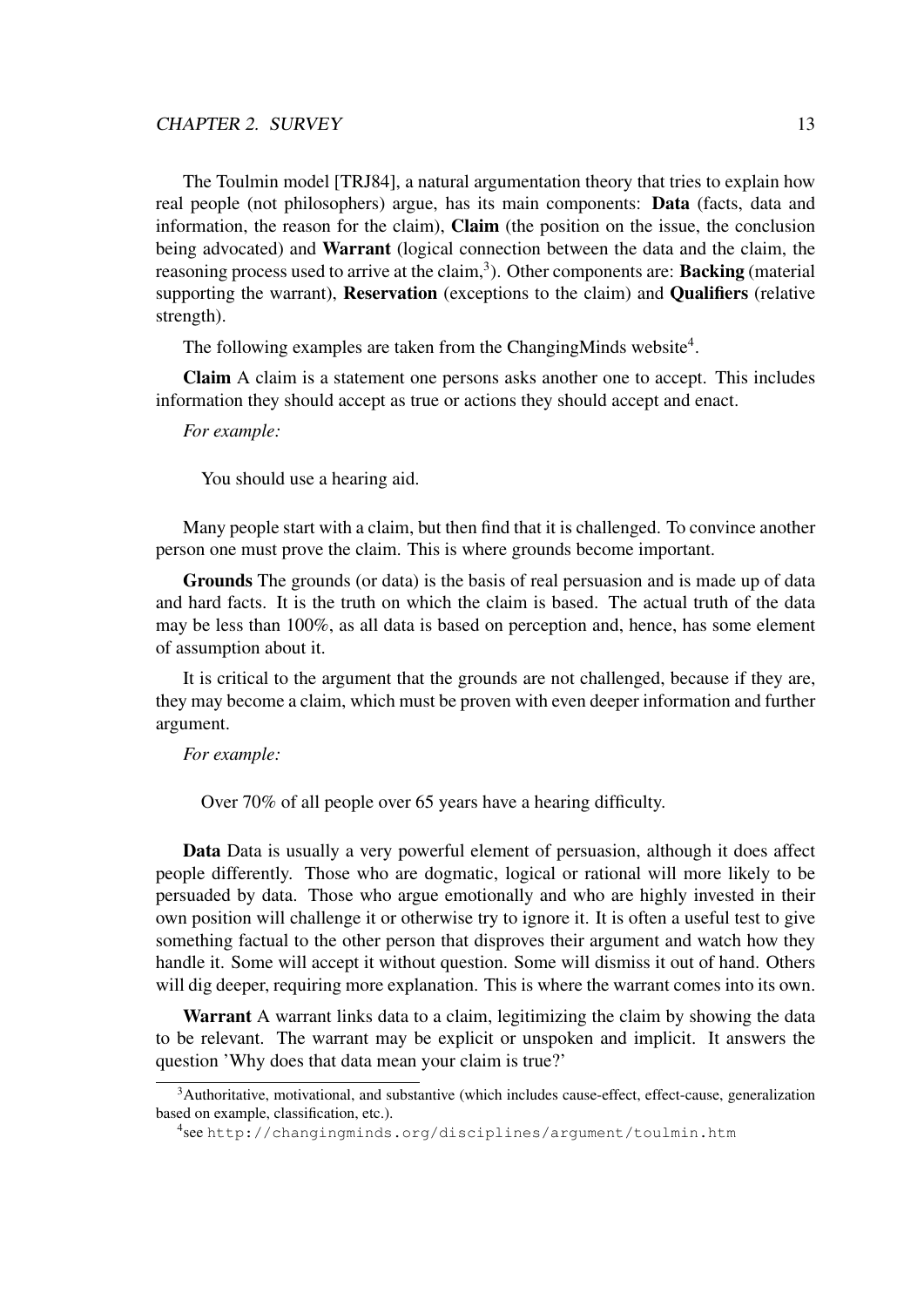The Toulmin model [TRJ84], a natural argumentation theory that tries to explain how real people (not philosophers) argue, has its main components: **Data** (facts, data and information, the reason for the claim), **Claim** (the position on the issue, the conclusion being advocated) and **Warrant** (logical connection between the data and the claim, the reasoning process used to arrive at the claim,[3]). Other components are: **Backing** (material supporting the warrant), **Reservation** (exceptions to the claim) and **Qualifiers** (relative strength).

The following examples are taken from the ChangingMinds website[4].

**Claim** A claim is a statement one persons asks another one to accept. This includes information they should accept as true or actions they should accept and enact.

*For example:*

> You should use a hearing aid.

Many people start with a claim, but then find that it is challenged. To convince another person one must prove the claim. This is where grounds become important.

**Grounds** The grounds (or data) is the basis of real persuasion and is made up of data and hard facts. It is the truth on which the claim is based. The actual truth of the data may be less than 100%, as all data is based on perception and, hence, has some element of assumption about it.

It is critical to the argument that the grounds are not challenged, because if they are, they may become a claim, which must be proven with even deeper information and further argument.

*For example:*

> Over 70% of all people over 65 years have a hearing difficulty.

**Data** Data is usually a very powerful element of persuasion, although it does affect people differently. Those who are dogmatic, logical or rational will more likely to be persuaded by data. Those who argue emotionally and who are highly invested in their own position will challenge it or otherwise try to ignore it. It is often a useful test to give something factual to the other person that disproves their argument and watch how they handle it. Some will accept it without question. Some will dismiss it out of hand. Others will dig deeper, requiring more explanation. This is where the warrant comes into its own.

**Warrant** A warrant links data to a claim, legitimizing the claim by showing the data to be relevant. The warrant may be explicit or unspoken and implicit. It answers the question 'Why does that data mean your claim is true?'

---

[3] Authoritative, motivational, and substantive (which includes cause-effect, effect-cause, generalization based on example, classification, etc.).

[4] see `http://changingminds.org/disciplines/argument/toulmin.htm`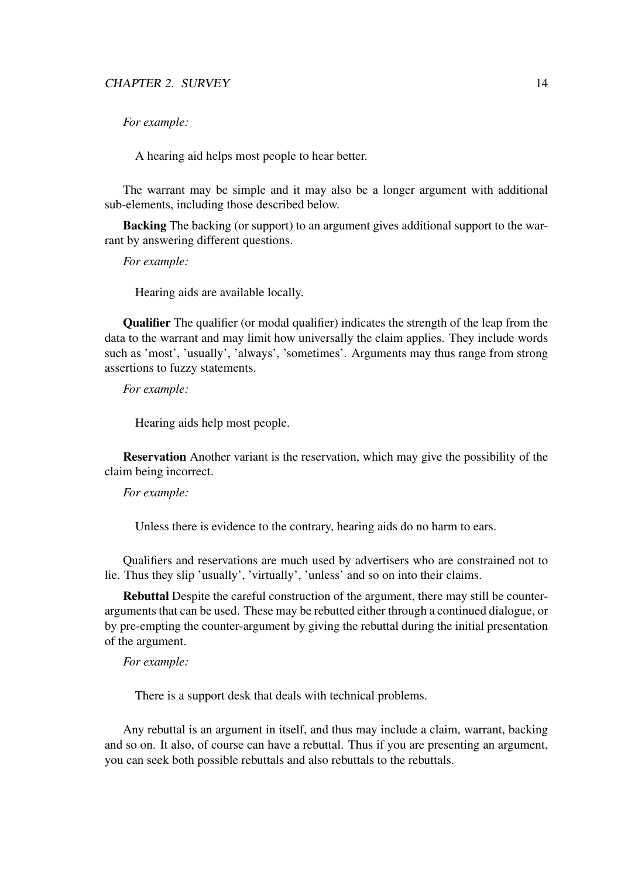*For example:*

A hearing aid helps most people to hear better.

The warrant may be simple and it may also be a longer argument with additional sub-elements, including those described below.

**Backing** The backing (or support) to an argument gives additional support to the warrant by answering different questions.

*For example:*

Hearing aids are available locally.

**Qualifier** The qualifier (or modal qualifier) indicates the strength of the leap from the data to the warrant and may limit how universally the claim applies. They include words such as 'most', 'usually', 'always', 'sometimes'. Arguments may thus range from strong assertions to fuzzy statements.

*For example:*

Hearing aids help most people.

**Reservation** Another variant is the reservation, which may give the possibility of the claim being incorrect.

*For example:*

Unless there is evidence to the contrary, hearing aids do no harm to ears.

Qualifiers and reservations are much used by advertisers who are constrained not to lie. Thus they slip 'usually', 'virtually', 'unless' and so on into their claims.

**Rebuttal** Despite the careful construction of the argument, there may still be counter-arguments that can be used. These may be rebutted either through a continued dialogue, or by pre-empting the counter-argument by giving the rebuttal during the initial presentation of the argument.

*For example:*

There is a support desk that deals with technical problems.

Any rebuttal is an argument in itself, and thus may include a claim, warrant, backing and so on. It also, of course can have a rebuttal. Thus if you are presenting an argument, you can seek both possible rebuttals and also rebuttals to the rebuttals.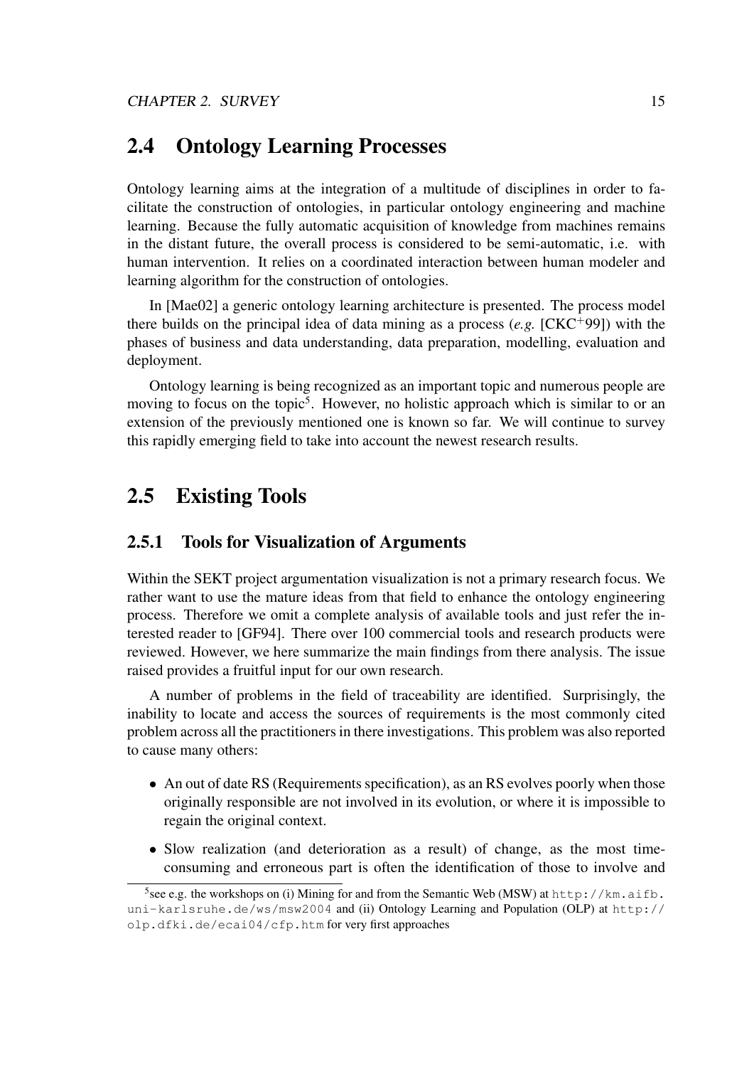## 2.4 Ontology Learning Processes

Ontology learning aims at the integration of a multitude of disciplines in order to facilitate the construction of ontologies, in particular ontology engineering and machine learning. Because the fully automatic acquisition of knowledge from machines remains in the distant future, the overall process is considered to be semi-automatic, i.e. with human intervention. It relies on a coordinated interaction between human modeler and learning algorithm for the construction of ontologies.

In [Mae02] a generic ontology learning architecture is presented. The process model there builds on the principal idea of data mining as a process (*e.g.* [CKC+99]) with the phases of business and data understanding, data preparation, modelling, evaluation and deployment.

Ontology learning is being recognized as an important topic and numerous people are moving to focus on the topic[5]. However, no holistic approach which is similar to or an extension of the previously mentioned one is known so far. We will continue to survey this rapidly emerging field to take into account the newest research results.

## 2.5 Existing Tools

### 2.5.1 Tools for Visualization of Arguments

Within the SEKT project argumentation visualization is not a primary research focus. We rather want to use the mature ideas from that field to enhance the ontology engineering process. Therefore we omit a complete analysis of available tools and just refer the interested reader to [GF94]. There over 100 commercial tools and research products were reviewed. However, we here summarize the main findings from there analysis. The issue raised provides a fruitful input for our own research.

A number of problems in the field of traceability are identified. Surprisingly, the inability to locate and access the sources of requirements is the most commonly cited problem across all the practitioners in there investigations. This problem was also reported to cause many others:

- An out of date RS (Requirements specification), as an RS evolves poorly when those originally responsible are not involved in its evolution, or where it is impossible to regain the original context.
- Slow realization (and deterioration as a result) of change, as the most time-consuming and erroneous part is often the identification of those to involve and

[5] see e.g. the workshops on (i) Mining for and from the Semantic Web (MSW) at http://km.aifb.uni-karlsruhe.de/ws/msw2004 and (ii) Ontology Learning and Population (OLP) at http://olp.dfki.de/ecai04/cfp.htm for very first approaches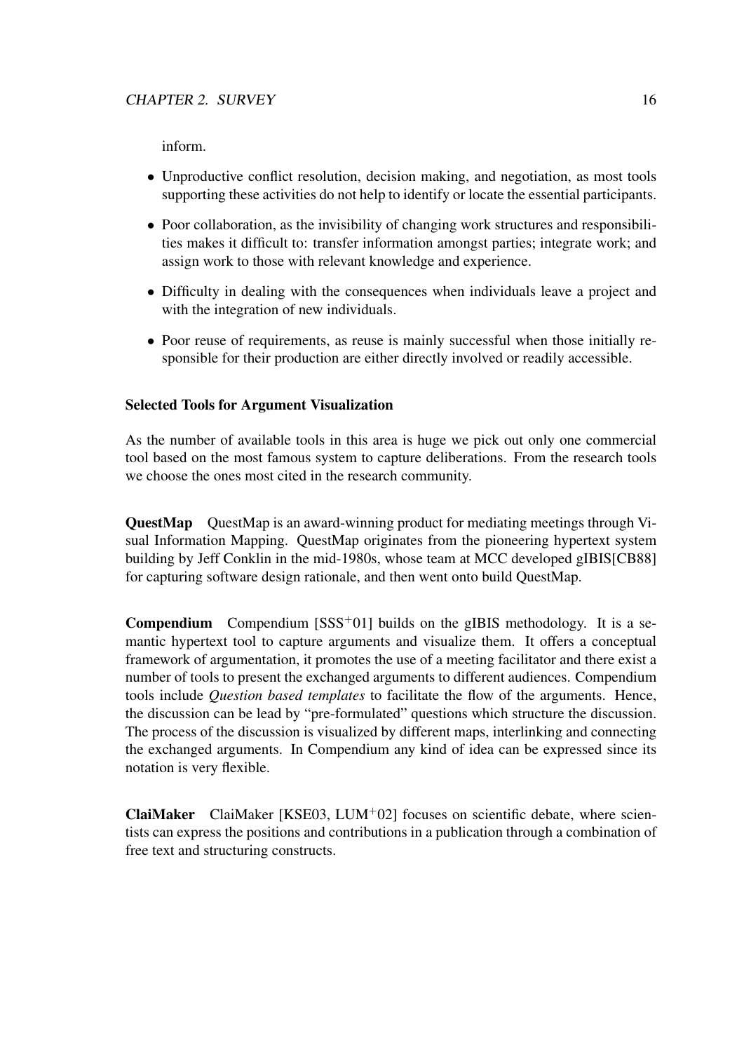inform.

- Unproductive conflict resolution, decision making, and negotiation, as most tools supporting these activities do not help to identify or locate the essential participants.
- Poor collaboration, as the invisibility of changing work structures and responsibilities makes it difficult to: transfer information amongst parties; integrate work; and assign work to those with relevant knowledge and experience.
- Difficulty in dealing with the consequences when individuals leave a project and with the integration of new individuals.
- Poor reuse of requirements, as reuse is mainly successful when those initially responsible for their production are either directly involved or readily accessible.

#### Selected Tools for Argument Visualization

As the number of available tools in this area is huge we pick out only one commercial tool based on the most famous system to capture deliberations. From the research tools we choose the ones most cited in the research community.

**QuestMap** QuestMap is an award-winning product for mediating meetings through Visual Information Mapping. QuestMap originates from the pioneering hypertext system building by Jeff Conklin in the mid-1980s, whose team at MCC developed gIBIS[CB88] for capturing software design rationale, and then went onto build QuestMap.

**Compendium** Compendium [SSS$^{+}$01] builds on the gIBIS methodology. It is a semantic hypertext tool to capture arguments and visualize them. It offers a conceptual framework of argumentation, it promotes the use of a meeting facilitator and there exist a number of tools to present the exchanged arguments to different audiences. Compendium tools include *Question based templates* to facilitate the flow of the arguments. Hence, the discussion can be lead by "pre-formulated" questions which structure the discussion. The process of the discussion is visualized by different maps, interlinking and connecting the exchanged arguments. In Compendium any kind of idea can be expressed since its notation is very flexible.

**ClaiMaker** ClaiMaker [KSE03, LUM$^{+}$02] focuses on scientific debate, where scientists can express the positions and contributions in a publication through a combination of free text and structuring constructs.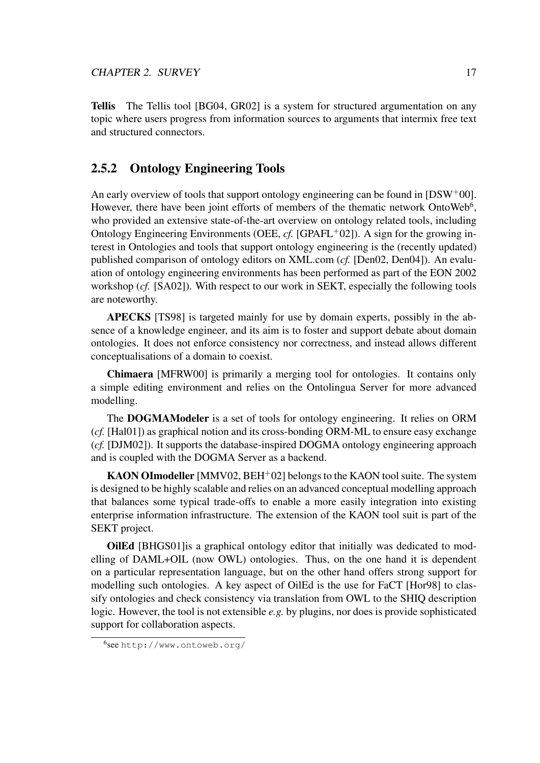**Tellis** The Tellis tool [BG04, GR02] is a system for structured argumentation on any topic where users progress from information sources to arguments that intermix free text and structured connectors.

### 2.5.2 Ontology Engineering Tools

An early overview of tools that support ontology engineering can be found in [DSW+00]. However, there have been joint efforts of members of the thematic network OntoWeb[6], who provided an extensive state-of-the-art overview on ontology related tools, including Ontology Engineering Environments (OEE, *cf.* [GPAFL+02]). A sign for the growing interest in Ontologies and tools that support ontology engineering is the (recently updated) published comparison of ontology editors on XML.com (*cf.* [Den02, Den04]). An evaluation of ontology engineering environments has been performed as part of the EON 2002 workshop (*cf.* [SA02]). With respect to our work in SEKT, especially the following tools are noteworthy.

**APECKS** [TS98] is targeted mainly for use by domain experts, possibly in the absence of a knowledge engineer, and its aim is to foster and support debate about domain ontologies. It does not enforce consistency nor correctness, and instead allows different conceptualisations of a domain to coexist.

**Chimaera** [MFRW00] is primarily a merging tool for ontologies. It contains only a simple editing environment and relies on the Ontolingua Server for more advanced modelling.

The **DOGMAModeler** is a set of tools for ontology engineering. It relies on ORM (*cf.* [Hal01]) as graphical notion and its cross-bonding ORM-ML to ensure easy exchange (*cf.* [DJM02]). It supports the database-inspired DOGMA ontology engineering approach and is coupled with the DOGMA Server as a backend.

**KAON OImodeller** [MMV02, BEH+02] belongs to the KAON tool suite. The system is designed to be highly scalable and relies on an advanced conceptual modelling approach that balances some typical trade-offs to enable a more easily integration into existing enterprise information infrastructure. The extension of the KAON tool suit is part of the SEKT project.

**OilEd** [BHGS01]is a graphical ontology editor that initially was dedicated to modelling of DAML+OIL (now OWL) ontologies. Thus, on the one hand it is dependent on a particular representation language, but on the other hand offers strong support for modelling such ontologies. A key aspect of OilEd is the use for FaCT [Hor98] to classify ontologies and check consistency via translation from OWL to the SHIQ description logic. However, the tool is not extensible *e.g.* by plugins, nor does is provide sophisticated support for collaboration aspects.

[6]see http://www.ontoweb.org/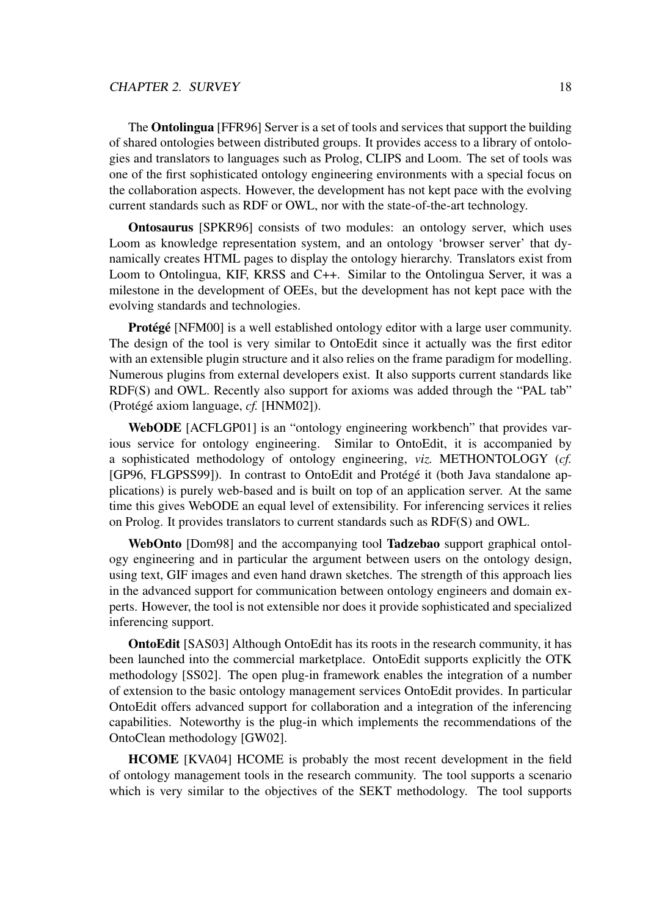The **Ontolingua** [FFR96] Server is a set of tools and services that support the building of shared ontologies between distributed groups. It provides access to a library of ontologies and translators to languages such as Prolog, CLIPS and Loom. The set of tools was one of the first sophisticated ontology engineering environments with a special focus on the collaboration aspects. However, the development has not kept pace with the evolving current standards such as RDF or OWL, nor with the state-of-the-art technology.

**Ontosaurus** [SPKR96] consists of two modules: an ontology server, which uses Loom as knowledge representation system, and an ontology 'browser server' that dynamically creates HTML pages to display the ontology hierarchy. Translators exist from Loom to Ontolingua, KIF, KRSS and C++. Similar to the Ontolingua Server, it was a milestone in the development of OEEs, but the development has not kept pace with the evolving standards and technologies.

**Protégé** [NFM00] is a well established ontology editor with a large user community. The design of the tool is very similar to OntoEdit since it actually was the first editor with an extensible plugin structure and it also relies on the frame paradigm for modelling. Numerous plugins from external developers exist. It also supports current standards like RDF(S) and OWL. Recently also support for axioms was added through the "PAL tab" (Protégé axiom language, *cf.* [HNM02]).

**WebODE** [ACFLGP01] is an "ontology engineering workbench" that provides various service for ontology engineering. Similar to OntoEdit, it is accompanied by a sophisticated methodology of ontology engineering, *viz.* METHONTOLOGY (*cf.* [GP96, FLGPSS99]). In contrast to OntoEdit and Protégé it (both Java standalone applications) is purely web-based and is built on top of an application server. At the same time this gives WebODE an equal level of extensibility. For inferencing services it relies on Prolog. It provides translators to current standards such as RDF(S) and OWL.

**WebOnto** [Dom98] and the accompanying tool **Tadzebao** support graphical ontology engineering and in particular the argument between users on the ontology design, using text, GIF images and even hand drawn sketches. The strength of this approach lies in the advanced support for communication between ontology engineers and domain experts. However, the tool is not extensible nor does it provide sophisticated and specialized inferencing support.

**OntoEdit** [SAS03] Although OntoEdit has its roots in the research community, it has been launched into the commercial marketplace. OntoEdit supports explicitly the OTK methodology [SS02]. The open plug-in framework enables the integration of a number of extension to the basic ontology management services OntoEdit provides. In particular OntoEdit offers advanced support for collaboration and a integration of the inferencing capabilities. Noteworthy is the plug-in which implements the recommendations of the OntoClean methodology [GW02].

**HCOME** [KVA04] HCOME is probably the most recent development in the field of ontology management tools in the research community. The tool supports a scenario which is very similar to the objectives of the SEKT methodology. The tool supports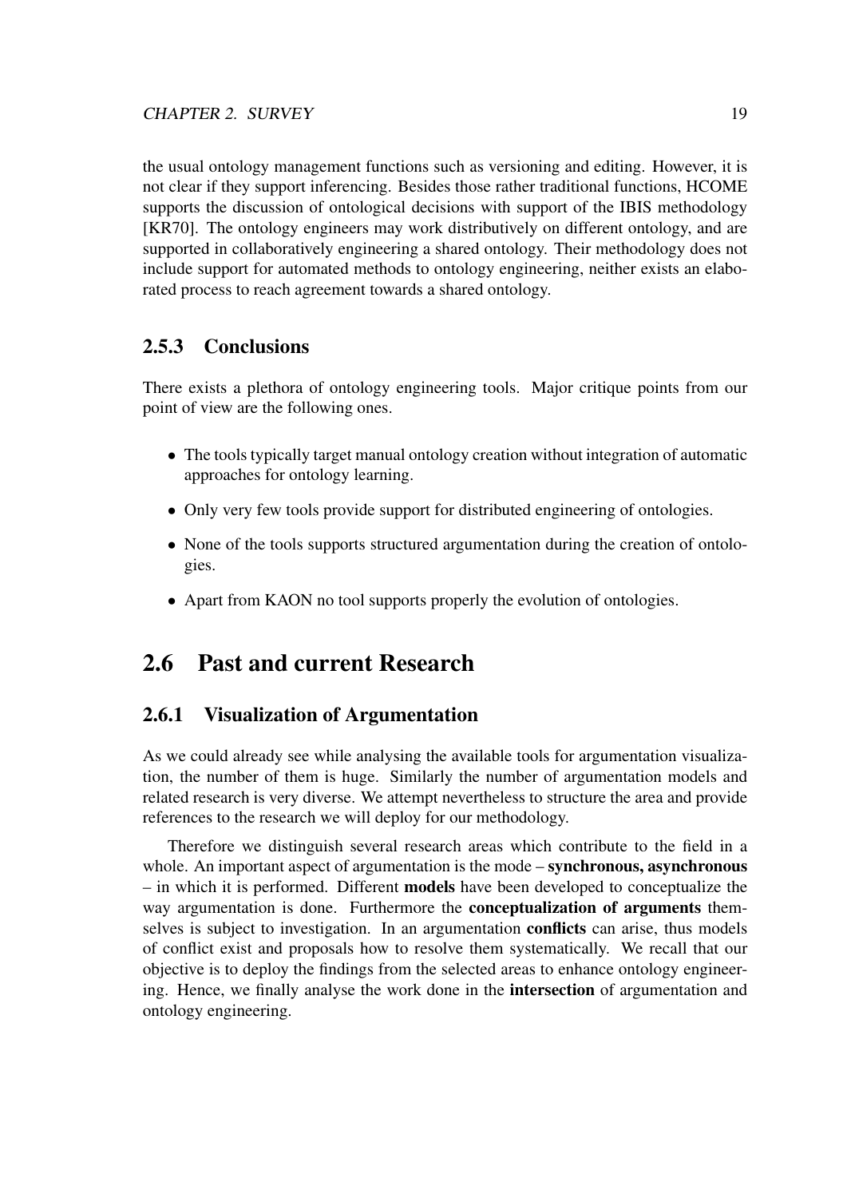the usual ontology management functions such as versioning and editing. However, it is not clear if they support inferencing. Besides those rather traditional functions, HCOME supports the discussion of ontological decisions with support of the IBIS methodology [KR70]. The ontology engineers may work distributively on different ontology, and are supported in collaboratively engineering a shared ontology. Their methodology does not include support for automated methods to ontology engineering, neither exists an elaborated process to reach agreement towards a shared ontology.

### 2.5.3 Conclusions

There exists a plethora of ontology engineering tools. Major critique points from our point of view are the following ones.

- The tools typically target manual ontology creation without integration of automatic approaches for ontology learning.
- Only very few tools provide support for distributed engineering of ontologies.
- None of the tools supports structured argumentation during the creation of ontologies.
- Apart from KAON no tool supports properly the evolution of ontologies.

## 2.6 Past and current Research

### 2.6.1 Visualization of Argumentation

As we could already see while analysing the available tools for argumentation visualization, the number of them is huge. Similarly the number of argumentation models and related research is very diverse. We attempt nevertheless to structure the area and provide references to the research we will deploy for our methodology.

Therefore we distinguish several research areas which contribute to the field in a whole. An important aspect of argumentation is the mode – **synchronous, asynchronous** – in which it is performed. Different **models** have been developed to conceptualize the way argumentation is done. Furthermore the **conceptualization of arguments** themselves is subject to investigation. In an argumentation **conflicts** can arise, thus models of conflict exist and proposals how to resolve them systematically. We recall that our objective is to deploy the findings from the selected areas to enhance ontology engineering. Hence, we finally analyse the work done in the **intersection** of argumentation and ontology engineering.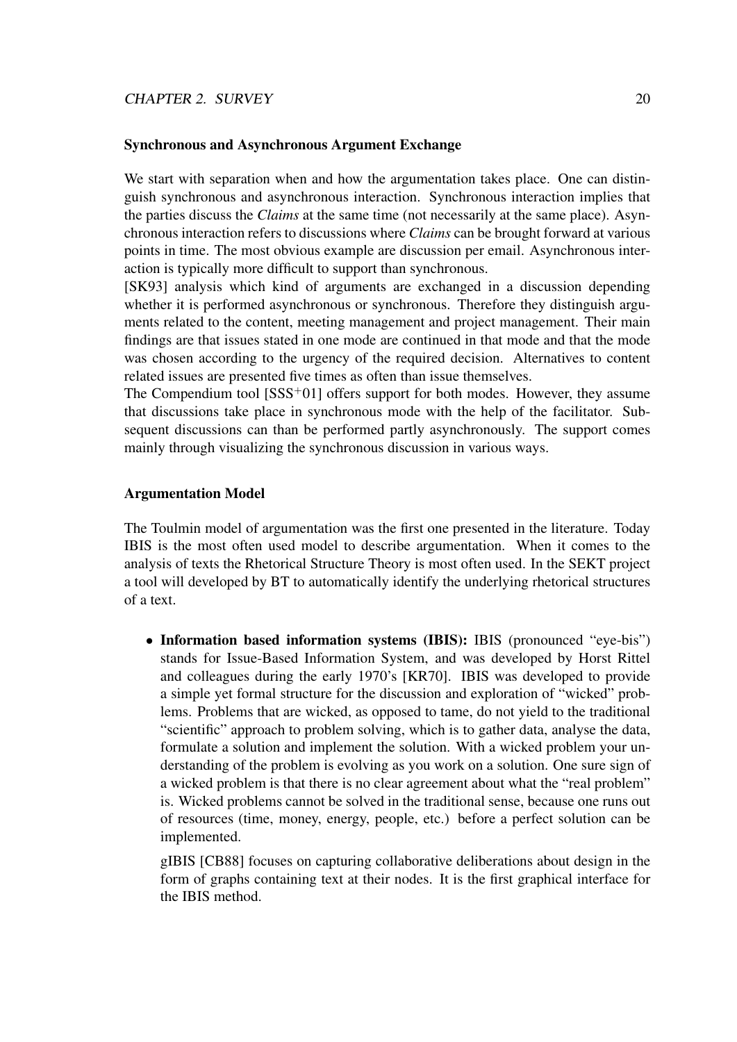### Synchronous and Asynchronous Argument Exchange

We start with separation when and how the argumentation takes place. One can distinguish synchronous and asynchronous interaction. Synchronous interaction implies that the parties discuss the *Claims* at the same time (not necessarily at the same place). Asynchronous interaction refers to discussions where *Claims* can be brought forward at various points in time. The most obvious example are discussion per email. Asynchronous interaction is typically more difficult to support than synchronous.

[SK93] analysis which kind of arguments are exchanged in a discussion depending whether it is performed asynchronous or synchronous. Therefore they distinguish arguments related to the content, meeting management and project management. Their main findings are that issues stated in one mode are continued in that mode and that the mode was chosen according to the urgency of the required decision. Alternatives to content related issues are presented five times as often than issue themselves.

The Compendium tool [SSS$^{+}$01] offers support for both modes. However, they assume that discussions take place in synchronous mode with the help of the facilitator. Subsequent discussions can than be performed partly asynchronously. The support comes mainly through visualizing the synchronous discussion in various ways.

### Argumentation Model

The Toulmin model of argumentation was the first one presented in the literature. Today IBIS is the most often used model to describe argumentation. When it comes to the analysis of texts the Rhetorical Structure Theory is most often used. In the SEKT project a tool will developed by BT to automatically identify the underlying rhetorical structures of a text.

- **Information based information systems (IBIS):** IBIS (pronounced "eye-bis") stands for Issue-Based Information System, and was developed by Horst Rittel and colleagues during the early 1970's [KR70]. IBIS was developed to provide a simple yet formal structure for the discussion and exploration of "wicked" problems. Problems that are wicked, as opposed to tame, do not yield to the traditional "scientific" approach to problem solving, which is to gather data, analyse the data, formulate a solution and implement the solution. With a wicked problem your understanding of the problem is evolving as you work on a solution. One sure sign of a wicked problem is that there is no clear agreement about what the "real problem" is. Wicked problems cannot be solved in the traditional sense, because one runs out of resources (time, money, energy, people, etc.) before a perfect solution can be implemented.

  gIBIS [CB88] focuses on capturing collaborative deliberations about design in the form of graphs containing text at their nodes. It is the first graphical interface for the IBIS method.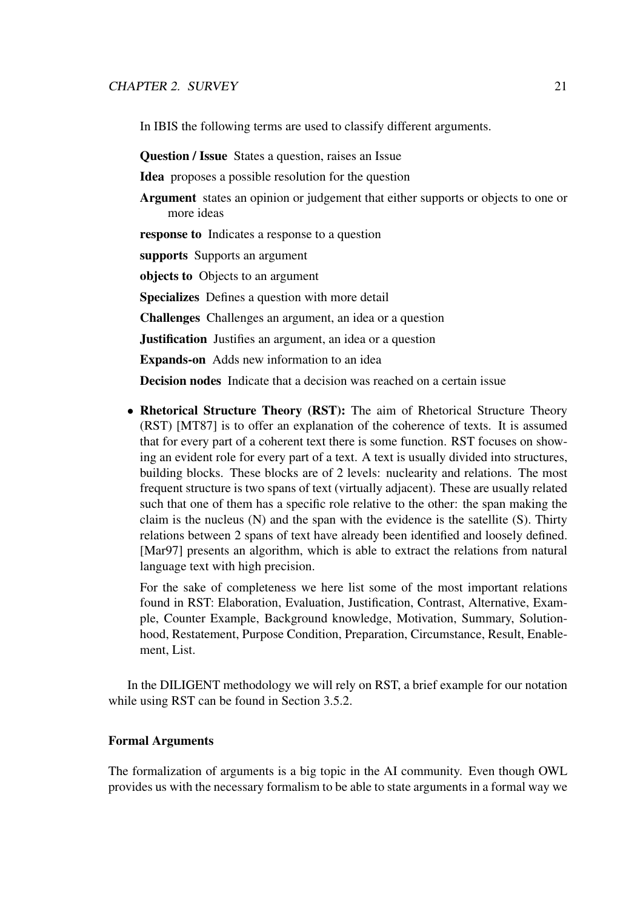In IBIS the following terms are used to classify different arguments.

**Question / Issue** States a question, raises an Issue

**Idea** proposes a possible resolution for the question

**Argument** states an opinion or judgement that either supports or objects to one or more ideas

**response to** Indicates a response to a question

**supports** Supports an argument

**objects to** Objects to an argument

**Specializes** Defines a question with more detail

**Challenges** Challenges an argument, an idea or a question

**Justification** Justifies an argument, an idea or a question

**Expands-on** Adds new information to an idea

**Decision nodes** Indicate that a decision was reached on a certain issue

- **Rhetorical Structure Theory (RST):** The aim of Rhetorical Structure Theory (RST) [MT87] is to offer an explanation of the coherence of texts. It is assumed that for every part of a coherent text there is some function. RST focuses on showing an evident role for every part of a text. A text is usually divided into structures, building blocks. These blocks are of 2 levels: nuclearity and relations. The most frequent structure is two spans of text (virtually adjacent). These are usually related such that one of them has a specific role relative to the other: the span making the claim is the nucleus (N) and the span with the evidence is the satellite (S). Thirty relations between 2 spans of text have already been identified and loosely defined. [Mar97] presents an algorithm, which is able to extract the relations from natural language text with high precision.

  For the sake of completeness we here list some of the most important relations found in RST: Elaboration, Evaluation, Justification, Contrast, Alternative, Example, Counter Example, Background knowledge, Motivation, Summary, Solutionhood, Restatement, Purpose Condition, Preparation, Circumstance, Result, Enablement, List.

In the DILIGENT methodology we will rely on RST, a brief example for our notation while using RST can be found in Section 3.5.2.

#### Formal Arguments

The formalization of arguments is a big topic in the AI community. Even though OWL provides us with the necessary formalism to be able to state arguments in a formal way we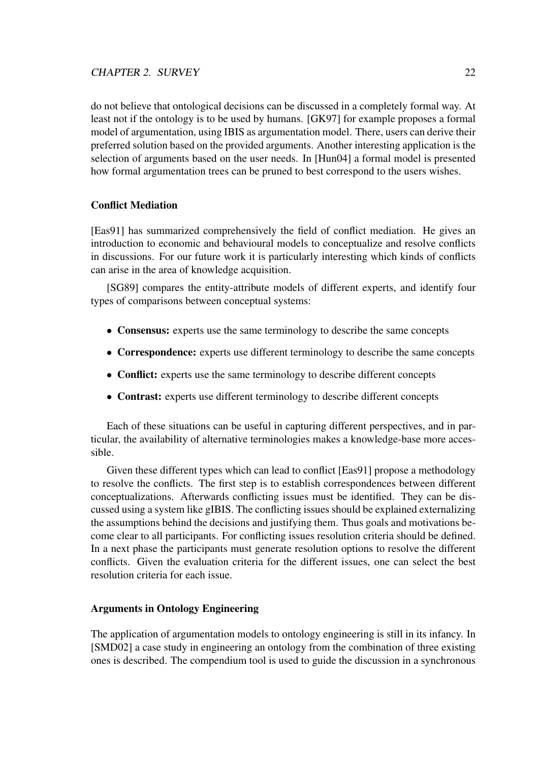do not believe that ontological decisions can be discussed in a completely formal way. At least not if the ontology is to be used by humans. [GK97] for example proposes a formal model of argumentation, using IBIS as argumentation model. There, users can derive their preferred solution based on the provided arguments. Another interesting application is the selection of arguments based on the user needs. In [Hun04] a formal model is presented how formal argumentation trees can be pruned to best correspond to the users wishes.

### Conflict Mediation

[Eas91] has summarized comprehensively the field of conflict mediation. He gives an introduction to economic and behavioural models to conceptualize and resolve conflicts in discussions. For our future work it is particularly interesting which kinds of conflicts can arise in the area of knowledge acquisition.

[SG89] compares the entity-attribute models of different experts, and identify four types of comparisons between conceptual systems:

- **Consensus:** experts use the same terminology to describe the same concepts
- **Correspondence:** experts use different terminology to describe the same concepts
- **Conflict:** experts use the same terminology to describe different concepts
- **Contrast:** experts use different terminology to describe different concepts

Each of these situations can be useful in capturing different perspectives, and in particular, the availability of alternative terminologies makes a knowledge-base more accessible.

Given these different types which can lead to conflict [Eas91] propose a methodology to resolve the conflicts. The first step is to establish correspondences between different conceptualizations. Afterwards conflicting issues must be identified. They can be discussed using a system like gIBIS. The conflicting issues should be explained externalizing the assumptions behind the decisions and justifying them. Thus goals and motivations become clear to all participants. For conflicting issues resolution criteria should be defined. In a next phase the participants must generate resolution options to resolve the different conflicts. Given the evaluation criteria for the different issues, one can select the best resolution criteria for each issue.

### Arguments in Ontology Engineering

The application of argumentation models to ontology engineering is still in its infancy. In [SMD02] a case study in engineering an ontology from the combination of three existing ones is described. The compendium tool is used to guide the discussion in a synchronous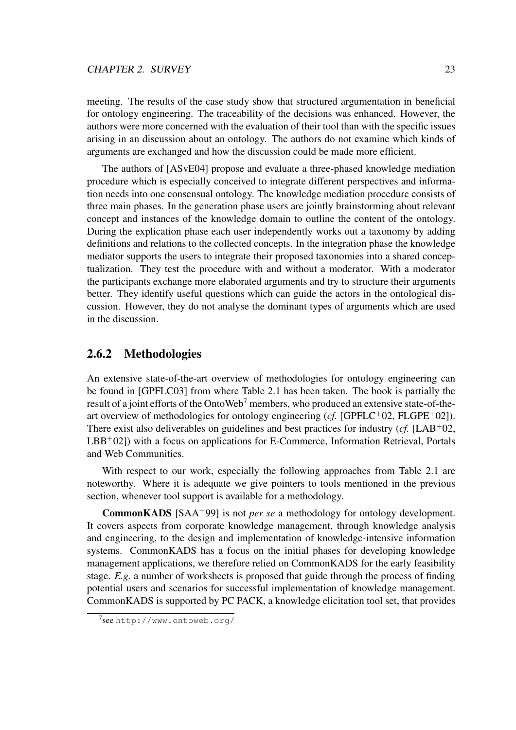meeting. The results of the case study show that structured argumentation in beneficial for ontology engineering. The traceability of the decisions was enhanced. However, the authors were more concerned with the evaluation of their tool than with the specific issues arising in an discussion about an ontology. The authors do not examine which kinds of arguments are exchanged and how the discussion could be made more efficient.

The authors of [ASvE04] propose and evaluate a three-phased knowledge mediation procedure which is especially conceived to integrate different perspectives and information needs into one consensual ontology. The knowledge mediation procedure consists of three main phases. In the generation phase users are jointly brainstorming about relevant concept and instances of the knowledge domain to outline the content of the ontology. During the explication phase each user independently works out a taxonomy by adding definitions and relations to the collected concepts. In the integration phase the knowledge mediator supports the users to integrate their proposed taxonomies into a shared conceptualization. They test the procedure with and without a moderator. With a moderator the participants exchange more elaborated arguments and try to structure their arguments better. They identify useful questions which can guide the actors in the ontological discussion. However, they do not analyse the dominant types of arguments which are used in the discussion.

### 2.6.2 Methodologies

An extensive state-of-the-art overview of methodologies for ontology engineering can be found in [GPFLC03] from where Table 2.1 has been taken. The book is partially the result of a joint efforts of the OntoWeb[7] members, who produced an extensive state-of-the-art overview of methodologies for ontology engineering (*cf.* [GPFLC+02, FLGPE+02]). There exist also deliverables on guidelines and best practices for industry (*cf.* [LAB+02, LBB+02]) with a focus on applications for E-Commerce, Information Retrieval, Portals and Web Communities.

With respect to our work, especially the following approaches from Table 2.1 are noteworthy. Where it is adequate we give pointers to tools mentioned in the previous section, whenever tool support is available for a methodology.

**CommonKADS** [SAA+99] is not *per se* a methodology for ontology development. It covers aspects from corporate knowledge management, through knowledge analysis and engineering, to the design and implementation of knowledge-intensive information systems. CommonKADS has a focus on the initial phases for developing knowledge management applications, we therefore relied on CommonKADS for the early feasibility stage. *E.g.* a number of worksheets is proposed that guide through the process of finding potential users and scenarios for successful implementation of knowledge management. CommonKADS is supported by PC PACK, a knowledge elicitation tool set, that provides

[7] see http://www.ontoweb.org/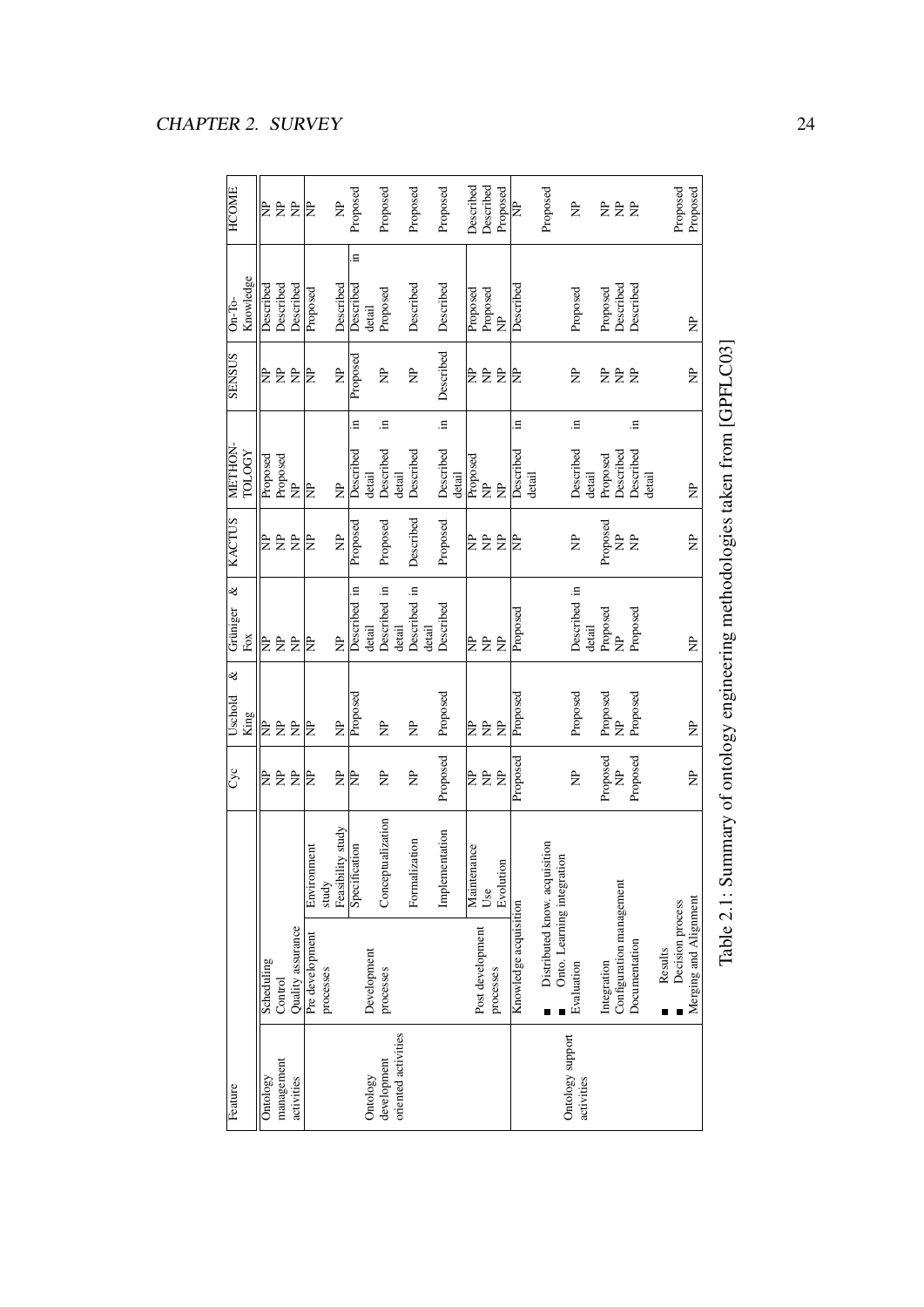| Feature | | | Cyc | Uschold & King | Grüniger & Fox | KACTUS | METHONTOLOGY | SENSUS | On-To-Knowledge | HCOME |
|---|---|---|---|---|---|---|---|---|---|---|
| Ontology management activities | Scheduling | | NP | NP | NP | NP | Proposed | NP | Described | NP |
| | Control | | NP | NP | NP | NP | Proposed | NP | Described | NP |
| | Quality assurance | | NP | NP | NP | NP | NP | NP | Described | NP |
| Ontology development oriented activities | Pre development processes | Environment study | NP | NP | NP | NP | NP | NP | Proposed | NP |
| | | Feasibility study | NP | NP | NP | NP | NP | NP | Described | NP |
| | Development processes | Specification | NP | Proposed | Described in detail | Proposed | Described in detail | Proposed | Described in detail | Proposed |
| | | Conceptualization | NP | NP | Described in detail | Proposed | Described in detail | NP | Proposed | Proposed |
| | | Formalization | NP | NP | Described in detail | Described | Described | NP | Described | Proposed |
| | | Implementation | Proposed | Proposed | Described | Proposed | Described in detail | Described | Described | Proposed |
| | Post development processes | Maintenance | NP | NP | NP | NP | Proposed | NP | Proposed | Described |
| | | Use | NP | NP | NP | NP | NP | NP | Proposed | Described |
| | | Evolution | NP | NP | NP | NP | NP | NP | NP | Proposed |
| Ontology support activities | Knowledge acquisition | | Proposed | Proposed | Proposed | NP | Described in detail | NP | Described | NP |
| | ■ Distributed know. acquisition | | | | | | | | | Proposed |
| | ■ Onto. Learning integration | | | | | | | | | |
| | Evaluation | | NP | Proposed | Described in detail | NP | Described in detail | NP | Proposed | NP |
| | Integration | | Proposed | Proposed | Proposed | Proposed | Proposed | NP | Proposed | NP |
| | Configuration management | | NP | NP | NP | NP | Described | NP | Described | NP |
| | Documentation | | Proposed | Proposed | Proposed | NP | Described in detail | NP | Described | NP |
| | ■ Results | | | | | | | | | Proposed |
| | ■ Decision process | | | | | | | | | Proposed |
| | Merging and Alignment | | NP | NP | NP | NP | NP | NP | NP | |

Table 2.1: Summary of ontology engineering methodologies taken from [GPFLC03]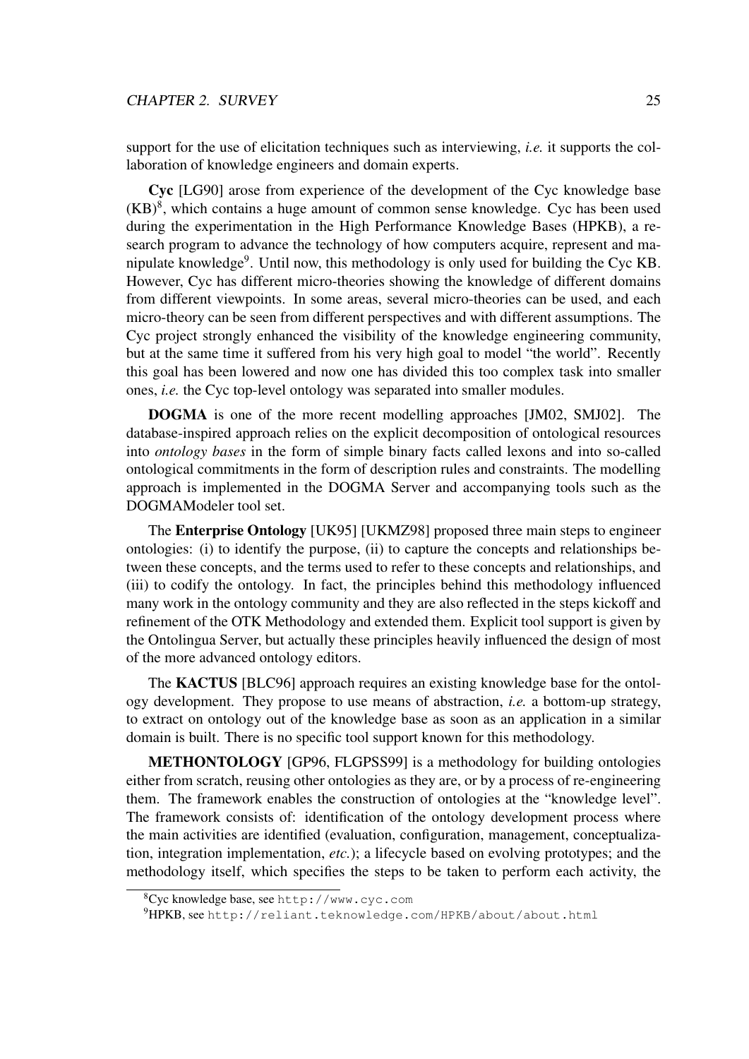support for the use of elicitation techniques such as interviewing, *i.e.* it supports the collaboration of knowledge engineers and domain experts.

**Cyc** [LG90] arose from experience of the development of the Cyc knowledge base (KB)[8], which contains a huge amount of common sense knowledge. Cyc has been used during the experimentation in the High Performance Knowledge Bases (HPKB), a research program to advance the technology of how computers acquire, represent and manipulate knowledge[9]. Until now, this methodology is only used for building the Cyc KB. However, Cyc has different micro-theories showing the knowledge of different domains from different viewpoints. In some areas, several micro-theories can be used, and each micro-theory can be seen from different perspectives and with different assumptions. The Cyc project strongly enhanced the visibility of the knowledge engineering community, but at the same time it suffered from his very high goal to model "the world". Recently this goal has been lowered and now one has divided this too complex task into smaller ones, *i.e.* the Cyc top-level ontology was separated into smaller modules.

**DOGMA** is one of the more recent modelling approaches [JM02, SMJ02]. The database-inspired approach relies on the explicit decomposition of ontological resources into *ontology bases* in the form of simple binary facts called lexons and into so-called ontological commitments in the form of description rules and constraints. The modelling approach is implemented in the DOGMA Server and accompanying tools such as the DOGMAModeler tool set.

The **Enterprise Ontology** [UK95] [UKMZ98] proposed three main steps to engineer ontologies: (i) to identify the purpose, (ii) to capture the concepts and relationships between these concepts, and the terms used to refer to these concepts and relationships, and (iii) to codify the ontology. In fact, the principles behind this methodology influenced many work in the ontology community and they are also reflected in the steps kickoff and refinement of the OTK Methodology and extended them. Explicit tool support is given by the Ontolingua Server, but actually these principles heavily influenced the design of most of the more advanced ontology editors.

The **KACTUS** [BLC96] approach requires an existing knowledge base for the ontology development. They propose to use means of abstraction, *i.e.* a bottom-up strategy, to extract on ontology out of the knowledge base as soon as an application in a similar domain is built. There is no specific tool support known for this methodology.

**METHONTOLOGY** [GP96, FLGPSS99] is a methodology for building ontologies either from scratch, reusing other ontologies as they are, or by a process of re-engineering them. The framework enables the construction of ontologies at the "knowledge level". The framework consists of: identification of the ontology development process where the main activities are identified (evaluation, configuration, management, conceptualization, integration implementation, *etc.*); a lifecycle based on evolving prototypes; and the methodology itself, which specifies the steps to be taken to perform each activity, the

[8] Cyc knowledge base, see `http://www.cyc.com`

[9] HPKB, see `http://reliant.teknowledge.com/HPKB/about/about.html`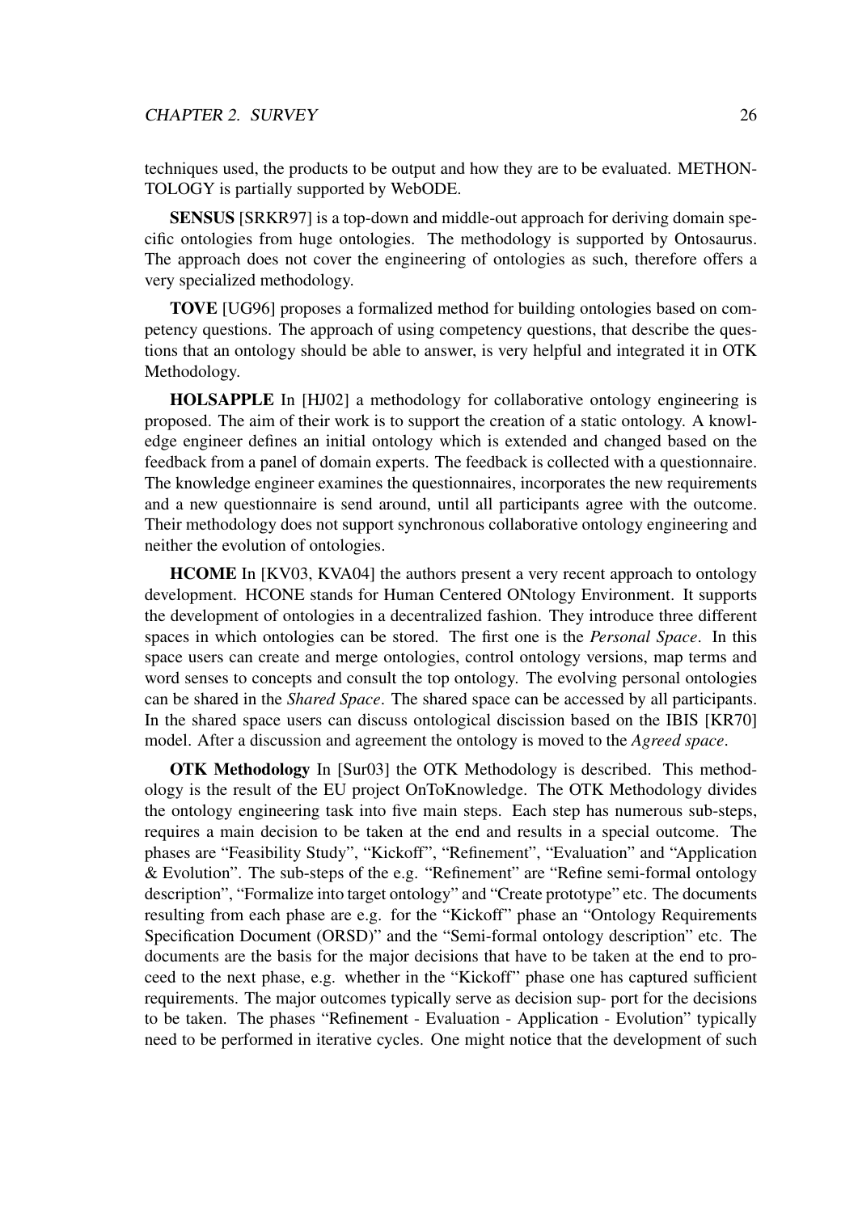techniques used, the products to be output and how they are to be evaluated. METHONTOLOGY is partially supported by WebODE.

**SENSUS** [SRKR97] is a top-down and middle-out approach for deriving domain specific ontologies from huge ontologies. The methodology is supported by Ontosaurus. The approach does not cover the engineering of ontologies as such, therefore offers a very specialized methodology.

**TOVE** [UG96] proposes a formalized method for building ontologies based on competency questions. The approach of using competency questions, that describe the questions that an ontology should be able to answer, is very helpful and integrated it in OTK Methodology.

**HOLSAPPLE** In [HJ02] a methodology for collaborative ontology engineering is proposed. The aim of their work is to support the creation of a static ontology. A knowledge engineer defines an initial ontology which is extended and changed based on the feedback from a panel of domain experts. The feedback is collected with a questionnaire. The knowledge engineer examines the questionnaires, incorporates the new requirements and a new questionnaire is send around, until all participants agree with the outcome. Their methodology does not support synchronous collaborative ontology engineering and neither the evolution of ontologies.

**HCOME** In [KV03, KVA04] the authors present a very recent approach to ontology development. HCONE stands for Human Centered ONtology Environment. It supports the development of ontologies in a decentralized fashion. They introduce three different spaces in which ontologies can be stored. The first one is the *Personal Space*. In this space users can create and merge ontologies, control ontology versions, map terms and word senses to concepts and consult the top ontology. The evolving personal ontologies can be shared in the *Shared Space*. The shared space can be accessed by all participants. In the shared space users can discuss ontological discission based on the IBIS [KR70] model. After a discussion and agreement the ontology is moved to the *Agreed space*.

**OTK Methodology** In [Sur03] the OTK Methodology is described. This methodology is the result of the EU project OnToKnowledge. The OTK Methodology divides the ontology engineering task into five main steps. Each step has numerous sub-steps, requires a main decision to be taken at the end and results in a special outcome. The phases are "Feasibility Study", "Kickoff", "Refinement", "Evaluation" and "Application & Evolution". The sub-steps of the e.g. "Refinement" are "Refine semi-formal ontology description", "Formalize into target ontology" and "Create prototype" etc. The documents resulting from each phase are e.g. for the "Kickoff" phase an "Ontology Requirements Specification Document (ORSD)" and the "Semi-formal ontology description" etc. The documents are the basis for the major decisions that have to be taken at the end to proceed to the next phase, e.g. whether in the "Kickoff" phase one has captured sufficient requirements. The major outcomes typically serve as decision sup- port for the decisions to be taken. The phases "Refinement - Evaluation - Application - Evolution" typically need to be performed in iterative cycles. One might notice that the development of such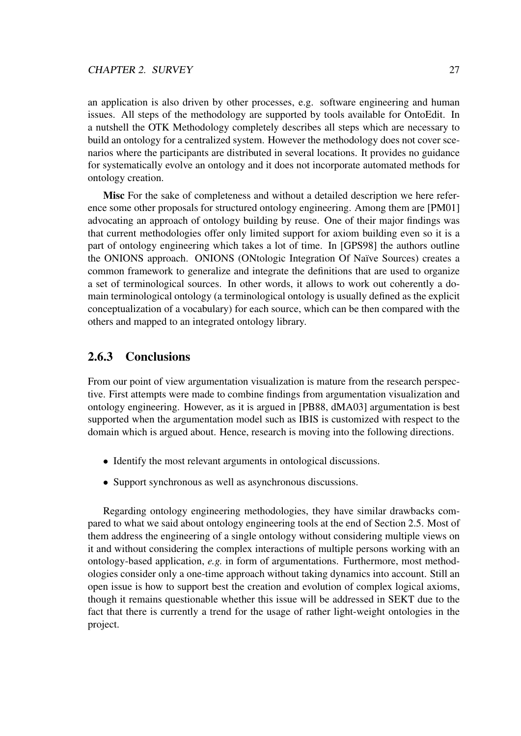an application is also driven by other processes, e.g. software engineering and human issues. All steps of the methodology are supported by tools available for OntoEdit. In a nutshell the OTK Methodology completely describes all steps which are necessary to build an ontology for a centralized system. However the methodology does not cover scenarios where the participants are distributed in several locations. It provides no guidance for systematically evolve an ontology and it does not incorporate automated methods for ontology creation.

**Misc** For the sake of completeness and without a detailed description we here reference some other proposals for structured ontology engineering. Among them are [PM01] advocating an approach of ontology building by reuse. One of their major findings was that current methodologies offer only limited support for axiom building even so it is a part of ontology engineering which takes a lot of time. In [GPS98] the authors outline the ONIONS approach. ONIONS (ONtologic Integration Of Naïve Sources) creates a common framework to generalize and integrate the definitions that are used to organize a set of terminological sources. In other words, it allows to work out coherently a domain terminological ontology (a terminological ontology is usually defined as the explicit conceptualization of a vocabulary) for each source, which can be then compared with the others and mapped to an integrated ontology library.

### 2.6.3 Conclusions

From our point of view argumentation visualization is mature from the research perspective. First attempts were made to combine findings from argumentation visualization and ontology engineering. However, as it is argued in [PB88, dMA03] argumentation is best supported when the argumentation model such as IBIS is customized with respect to the domain which is argued about. Hence, research is moving into the following directions.

- Identify the most relevant arguments in ontological discussions.
- Support synchronous as well as asynchronous discussions.

Regarding ontology engineering methodologies, they have similar drawbacks compared to what we said about ontology engineering tools at the end of Section 2.5. Most of them address the engineering of a single ontology without considering multiple views on it and without considering the complex interactions of multiple persons working with an ontology-based application, *e.g.* in form of argumentations. Furthermore, most methodologies consider only a one-time approach without taking dynamics into account. Still an open issue is how to support best the creation and evolution of complex logical axioms, though it remains questionable whether this issue will be addressed in SEKT due to the fact that there is currently a trend for the usage of rather light-weight ontologies in the project.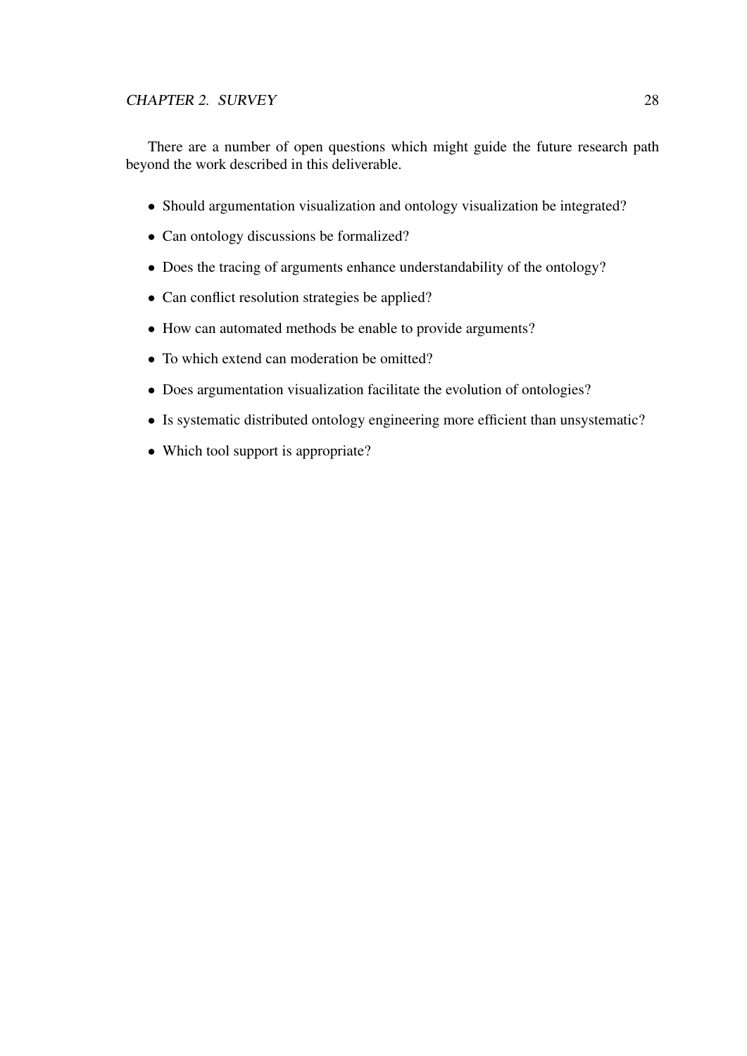There are a number of open questions which might guide the future research path beyond the work described in this deliverable.

- Should argumentation visualization and ontology visualization be integrated?
- Can ontology discussions be formalized?
- Does the tracing of arguments enhance understandability of the ontology?
- Can conflict resolution strategies be applied?
- How can automated methods be enable to provide arguments?
- To which extend can moderation be omitted?
- Does argumentation visualization facilitate the evolution of ontologies?
- Is systematic distributed ontology engineering more efficient than unsystematic?
- Which tool support is appropriate?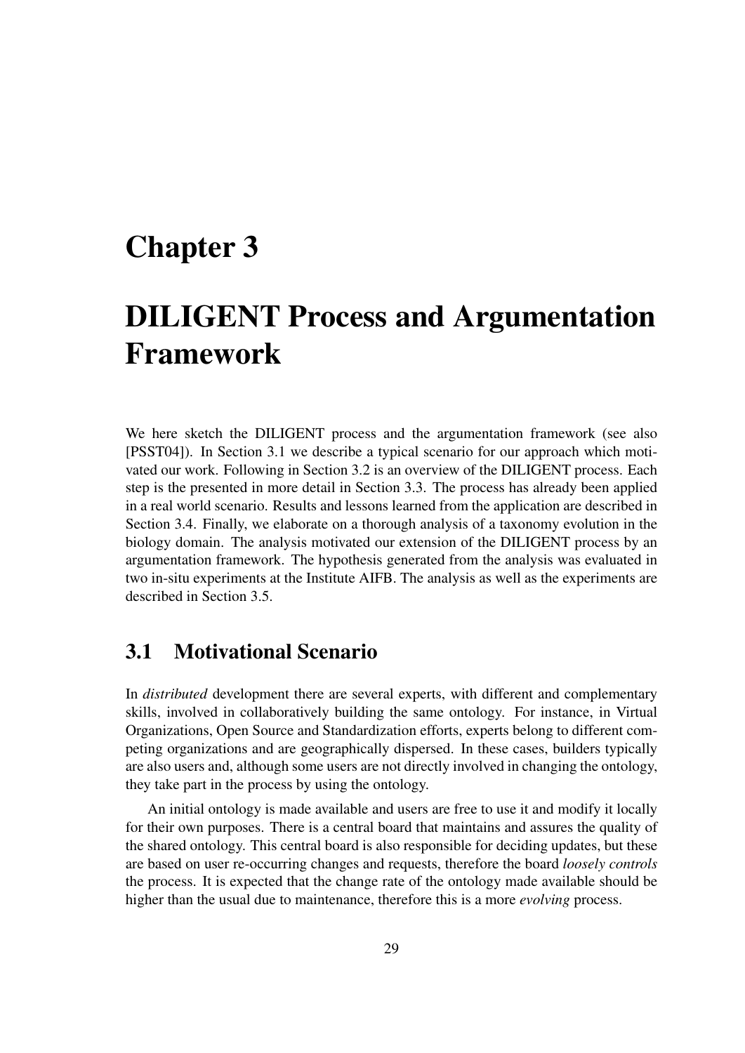# Chapter 3

# DILIGENT Process and Argumentation Framework

We here sketch the DILIGENT process and the argumentation framework (see also [PSST04]). In Section 3.1 we describe a typical scenario for our approach which motivated our work. Following in Section 3.2 is an overview of the DILIGENT process. Each step is the presented in more detail in Section 3.3. The process has already been applied in a real world scenario. Results and lessons learned from the application are described in Section 3.4. Finally, we elaborate on a thorough analysis of a taxonomy evolution in the biology domain. The analysis motivated our extension of the DILIGENT process by an argumentation framework. The hypothesis generated from the analysis was evaluated in two in-situ experiments at the Institute AIFB. The analysis as well as the experiments are described in Section 3.5.

## 3.1 Motivational Scenario

In *distributed* development there are several experts, with different and complementary skills, involved in collaboratively building the same ontology. For instance, in Virtual Organizations, Open Source and Standardization efforts, experts belong to different competing organizations and are geographically dispersed. In these cases, builders typically are also users and, although some users are not directly involved in changing the ontology, they take part in the process by using the ontology.

An initial ontology is made available and users are free to use it and modify it locally for their own purposes. There is a central board that maintains and assures the quality of the shared ontology. This central board is also responsible for deciding updates, but these are based on user re-occurring changes and requests, therefore the board *loosely controls* the process. It is expected that the change rate of the ontology made available should be higher than the usual due to maintenance, therefore this is a more *evolving* process.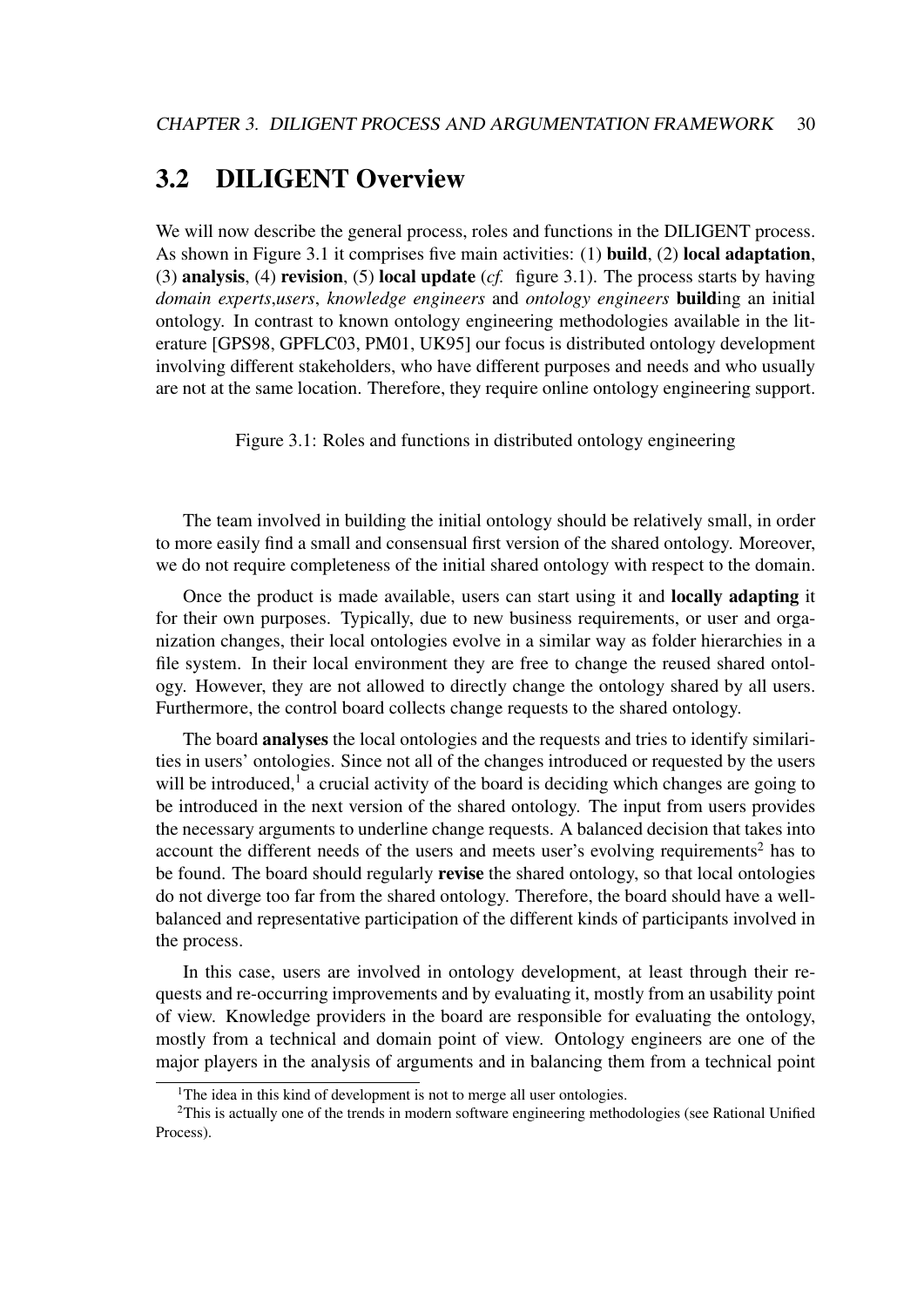## 3.2 DILIGENT Overview

We will now describe the general process, roles and functions in the DILIGENT process. As shown in Figure 3.1 it comprises five main activities: (1) **build**, (2) **local adaptation**, (3) **analysis**, (4) **revision**, (5) **local update** (*cf.* figure 3.1). The process starts by having *domain experts*,*users*, *knowledge engineers* and *ontology engineers* **build**ing an initial ontology. In contrast to known ontology engineering methodologies available in the literature [GPS98, GPFLC03, PM01, UK95] our focus is distributed ontology development involving different stakeholders, who have different purposes and needs and who usually are not at the same location. Therefore, they require online ontology engineering support.

Figure 3.1: Roles and functions in distributed ontology engineering

The team involved in building the initial ontology should be relatively small, in order to more easily find a small and consensual first version of the shared ontology. Moreover, we do not require completeness of the initial shared ontology with respect to the domain.

Once the product is made available, users can start using it and **locally adapting** it for their own purposes. Typically, due to new business requirements, or user and organization changes, their local ontologies evolve in a similar way as folder hierarchies in a file system. In their local environment they are free to change the reused shared ontology. However, they are not allowed to directly change the ontology shared by all users. Furthermore, the control board collects change requests to the shared ontology.

The board **analyses** the local ontologies and the requests and tries to identify similarities in users' ontologies. Since not all of the changes introduced or requested by the users will be introduced,[1] a crucial activity of the board is deciding which changes are going to be introduced in the next version of the shared ontology. The input from users provides the necessary arguments to underline change requests. A balanced decision that takes into account the different needs of the users and meets user's evolving requirements[2] has to be found. The board should regularly **revise** the shared ontology, so that local ontologies do not diverge too far from the shared ontology. Therefore, the board should have a well-balanced and representative participation of the different kinds of participants involved in the process.

In this case, users are involved in ontology development, at least through their requests and re-occurring improvements and by evaluating it, mostly from an usability point of view. Knowledge providers in the board are responsible for evaluating the ontology, mostly from a technical and domain point of view. Ontology engineers are one of the major players in the analysis of arguments and in balancing them from a technical point

[1] The idea in this kind of development is not to merge all user ontologies.

[2] This is actually one of the trends in modern software engineering methodologies (see Rational Unified Process).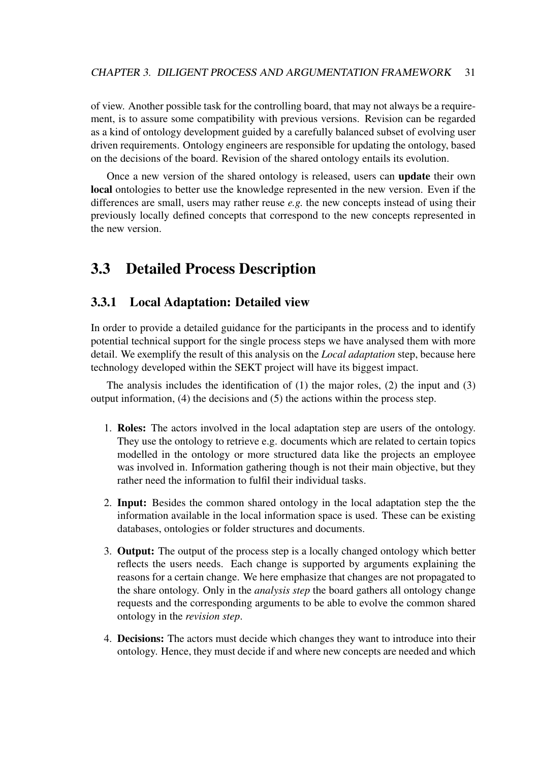of view. Another possible task for the controlling board, that may not always be a requirement, is to assure some compatibility with previous versions. Revision can be regarded as a kind of ontology development guided by a carefully balanced subset of evolving user driven requirements. Ontology engineers are responsible for updating the ontology, based on the decisions of the board. Revision of the shared ontology entails its evolution.

Once a new version of the shared ontology is released, users can **update** their own **local** ontologies to better use the knowledge represented in the new version. Even if the differences are small, users may rather reuse *e.g.* the new concepts instead of using their previously locally defined concepts that correspond to the new concepts represented in the new version.

## 3.3 Detailed Process Description

### 3.3.1 Local Adaptation: Detailed view

In order to provide a detailed guidance for the participants in the process and to identify potential technical support for the single process steps we have analysed them with more detail. We exemplify the result of this analysis on the *Local adaptation* step, because here technology developed within the SEKT project will have its biggest impact.

The analysis includes the identification of (1) the major roles, (2) the input and (3) output information, (4) the decisions and (5) the actions within the process step.

1. **Roles:** The actors involved in the local adaptation step are users of the ontology. They use the ontology to retrieve e.g. documents which are related to certain topics modelled in the ontology or more structured data like the projects an employee was involved in. Information gathering though is not their main objective, but they rather need the information to fulfil their individual tasks.

2. **Input:** Besides the common shared ontology in the local adaptation step the the information available in the local information space is used. These can be existing databases, ontologies or folder structures and documents.

3. **Output:** The output of the process step is a locally changed ontology which better reflects the users needs. Each change is supported by arguments explaining the reasons for a certain change. We here emphasize that changes are not propagated to the share ontology. Only in the *analysis step* the board gathers all ontology change requests and the corresponding arguments to be able to evolve the common shared ontology in the *revision step*.

4. **Decisions:** The actors must decide which changes they want to introduce into their ontology. Hence, they must decide if and where new concepts are needed and which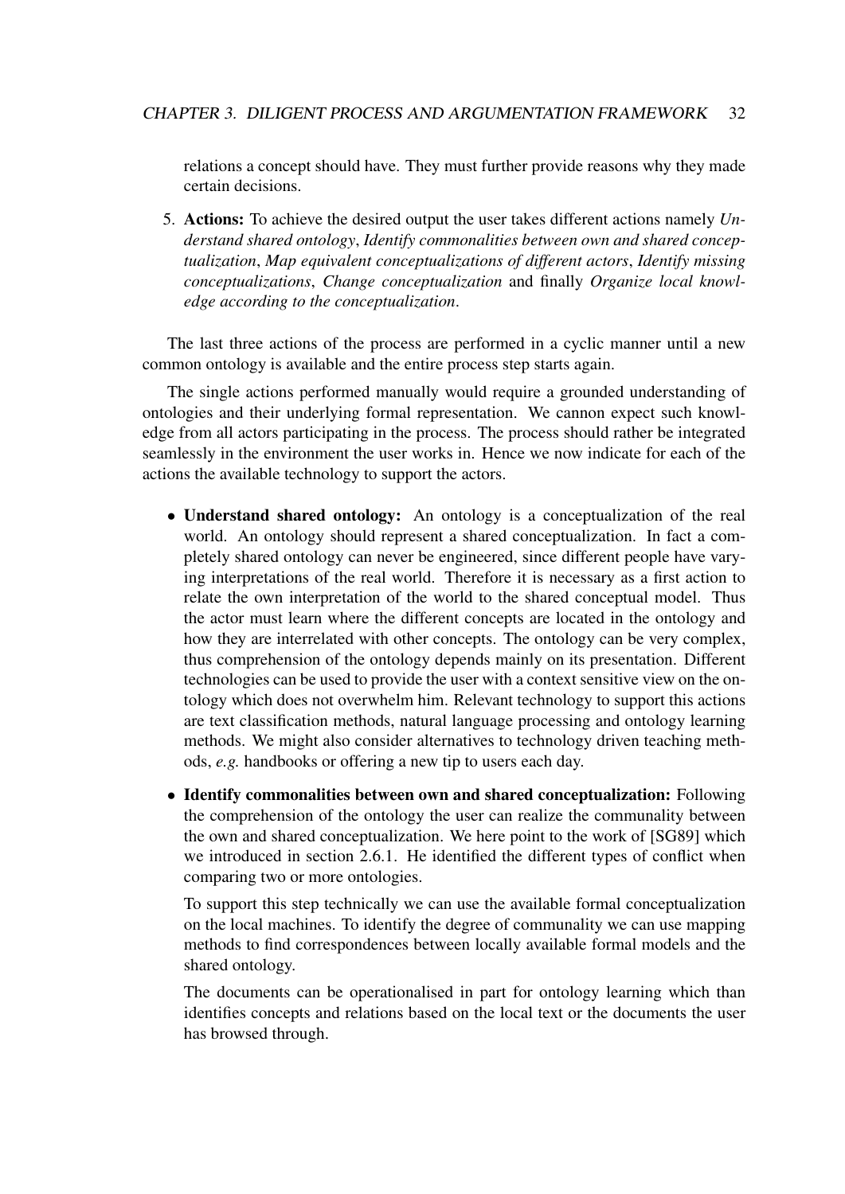relations a concept should have. They must further provide reasons why they made certain decisions.

5. **Actions:** To achieve the desired output the user takes different actions namely *Understand shared ontology*, *Identify commonalities between own and shared conceptualization*, *Map equivalent conceptualizations of different actors*, *Identify missing conceptualizations*, *Change conceptualization* and finally *Organize local knowledge according to the conceptualization*.

The last three actions of the process are performed in a cyclic manner until a new common ontology is available and the entire process step starts again.

The single actions performed manually would require a grounded understanding of ontologies and their underlying formal representation. We cannon expect such knowledge from all actors participating in the process. The process should rather be integrated seamlessly in the environment the user works in. Hence we now indicate for each of the actions the available technology to support the actors.

- **Understand shared ontology:** An ontology is a conceptualization of the real world. An ontology should represent a shared conceptualization. In fact a completely shared ontology can never be engineered, since different people have varying interpretations of the real world. Therefore it is necessary as a first action to relate the own interpretation of the world to the shared conceptual model. Thus the actor must learn where the different concepts are located in the ontology and how they are interrelated with other concepts. The ontology can be very complex, thus comprehension of the ontology depends mainly on its presentation. Different technologies can be used to provide the user with a context sensitive view on the ontology which does not overwhelm him. Relevant technology to support this actions are text classification methods, natural language processing and ontology learning methods. We might also consider alternatives to technology driven teaching methods, *e.g.* handbooks or offering a new tip to users each day.

- **Identify commonalities between own and shared conceptualization:** Following the comprehension of the ontology the user can realize the communality between the own and shared conceptualization. We here point to the work of [SG89] which we introduced in section 2.6.1. He identified the different types of conflict when comparing two or more ontologies.

  To support this step technically we can use the available formal conceptualization on the local machines. To identify the degree of communality we can use mapping methods to find correspondences between locally available formal models and the shared ontology.

  The documents can be operationalised in part for ontology learning which than identifies concepts and relations based on the local text or the documents the user has browsed through.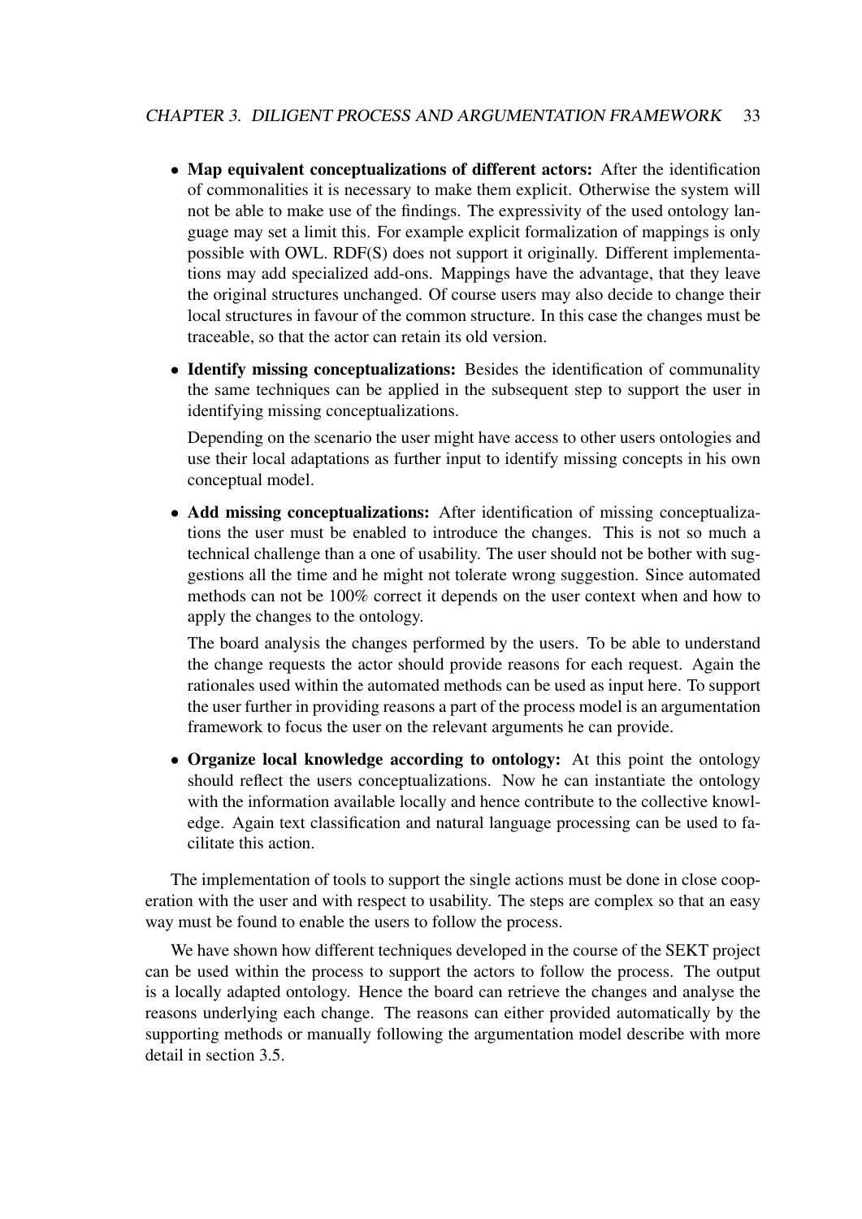- **Map equivalent conceptualizations of different actors:** After the identification of commonalities it is necessary to make them explicit. Otherwise the system will not be able to make use of the findings. The expressivity of the used ontology language may set a limit this. For example explicit formalization of mappings is only possible with OWL. RDF(S) does not support it originally. Different implementations may add specialized add-ons. Mappings have the advantage, that they leave the original structures unchanged. Of course users may also decide to change their local structures in favour of the common structure. In this case the changes must be traceable, so that the actor can retain its old version.

- **Identify missing conceptualizations:** Besides the identification of communality the same techniques can be applied in the subsequent step to support the user in identifying missing conceptualizations.

  Depending on the scenario the user might have access to other users ontologies and use their local adaptations as further input to identify missing concepts in his own conceptual model.

- **Add missing conceptualizations:** After identification of missing conceptualizations the user must be enabled to introduce the changes. This is not so much a technical challenge than a one of usability. The user should not be bother with suggestions all the time and he might not tolerate wrong suggestion. Since automated methods can not be 100% correct it depends on the user context when and how to apply the changes to the ontology.

  The board analysis the changes performed by the users. To be able to understand the change requests the actor should provide reasons for each request. Again the rationales used within the automated methods can be used as input here. To support the user further in providing reasons a part of the process model is an argumentation framework to focus the user on the relevant arguments he can provide.

- **Organize local knowledge according to ontology:** At this point the ontology should reflect the users conceptualizations. Now he can instantiate the ontology with the information available locally and hence contribute to the collective knowledge. Again text classification and natural language processing can be used to facilitate this action.

The implementation of tools to support the single actions must be done in close cooperation with the user and with respect to usability. The steps are complex so that an easy way must be found to enable the users to follow the process.

We have shown how different techniques developed in the course of the SEKT project can be used within the process to support the actors to follow the process. The output is a locally adapted ontology. Hence the board can retrieve the changes and analyse the reasons underlying each change. The reasons can either provided automatically by the supporting methods or manually following the argumentation model describe with more detail in section 3.5.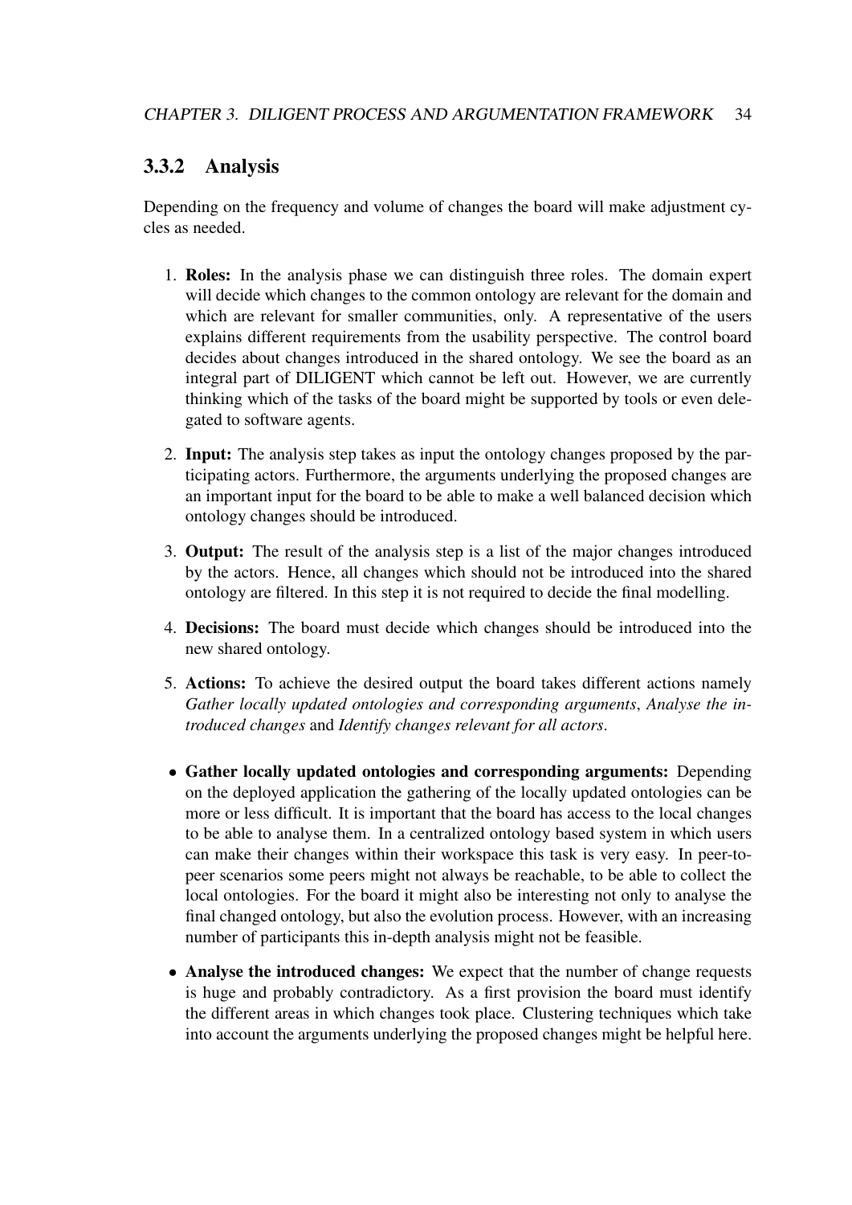### 3.3.2 Analysis

Depending on the frequency and volume of changes the board will make adjustment cycles as needed.

1. **Roles:** In the analysis phase we can distinguish three roles. The domain expert will decide which changes to the common ontology are relevant for the domain and which are relevant for smaller communities, only. A representative of the users explains different requirements from the usability perspective. The control board decides about changes introduced in the shared ontology. We see the board as an integral part of DILIGENT which cannot be left out. However, we are currently thinking which of the tasks of the board might be supported by tools or even delegated to software agents.

2. **Input:** The analysis step takes as input the ontology changes proposed by the participating actors. Furthermore, the arguments underlying the proposed changes are an important input for the board to be able to make a well balanced decision which ontology changes should be introduced.

3. **Output:** The result of the analysis step is a list of the major changes introduced by the actors. Hence, all changes which should not be introduced into the shared ontology are filtered. In this step it is not required to decide the final modelling.

4. **Decisions:** The board must decide which changes should be introduced into the new shared ontology.

5. **Actions:** To achieve the desired output the board takes different actions namely *Gather locally updated ontologies and corresponding arguments*, *Analyse the introduced changes* and *Identify changes relevant for all actors*.

- **Gather locally updated ontologies and corresponding arguments:** Depending on the deployed application the gathering of the locally updated ontologies can be more or less difficult. It is important that the board has access to the local changes to be able to analyse them. In a centralized ontology based system in which users can make their changes within their workspace this task is very easy. In peer-to-peer scenarios some peers might not always be reachable, to be able to collect the local ontologies. For the board it might also be interesting not only to analyse the final changed ontology, but also the evolution process. However, with an increasing number of participants this in-depth analysis might not be feasible.

- **Analyse the introduced changes:** We expect that the number of change requests is huge and probably contradictory. As a first provision the board must identify the different areas in which changes took place. Clustering techniques which take into account the arguments underlying the proposed changes might be helpful here.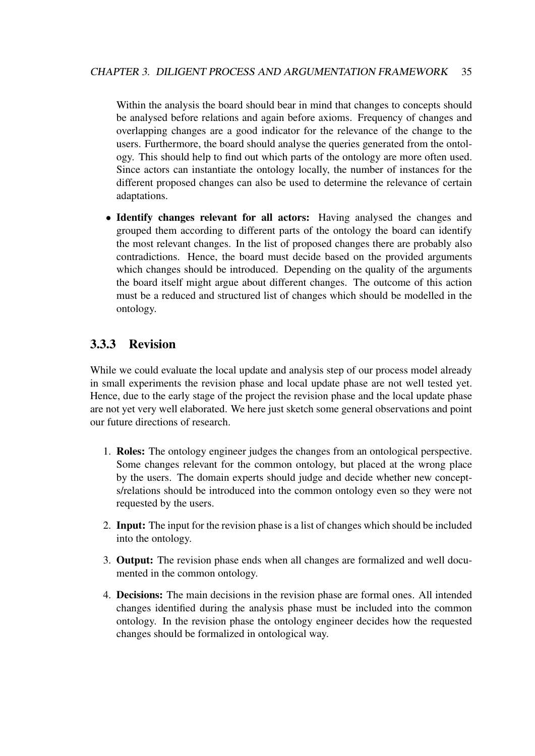Within the analysis the board should bear in mind that changes to concepts should be analysed before relations and again before axioms. Frequency of changes and overlapping changes are a good indicator for the relevance of the change to the users. Furthermore, the board should analyse the queries generated from the ontology. This should help to find out which parts of the ontology are more often used. Since actors can instantiate the ontology locally, the number of instances for the different proposed changes can also be used to determine the relevance of certain adaptations.

- **Identify changes relevant for all actors:** Having analysed the changes and grouped them according to different parts of the ontology the board can identify the most relevant changes. In the list of proposed changes there are probably also contradictions. Hence, the board must decide based on the provided arguments which changes should be introduced. Depending on the quality of the arguments the board itself might argue about different changes. The outcome of this action must be a reduced and structured list of changes which should be modelled in the ontology.

### 3.3.3 Revision

While we could evaluate the local update and analysis step of our process model already in small experiments the revision phase and local update phase are not well tested yet. Hence, due to the early stage of the project the revision phase and the local update phase are not yet very well elaborated. We here just sketch some general observations and point our future directions of research.

1. **Roles:** The ontology engineer judges the changes from an ontological perspective. Some changes relevant for the common ontology, but placed at the wrong place by the users. The domain experts should judge and decide whether new concepts/relations should be introduced into the common ontology even so they were not requested by the users.

2. **Input:** The input for the revision phase is a list of changes which should be included into the ontology.

3. **Output:** The revision phase ends when all changes are formalized and well documented in the common ontology.

4. **Decisions:** The main decisions in the revision phase are formal ones. All intended changes identified during the analysis phase must be included into the common ontology. In the revision phase the ontology engineer decides how the requested changes should be formalized in ontological way.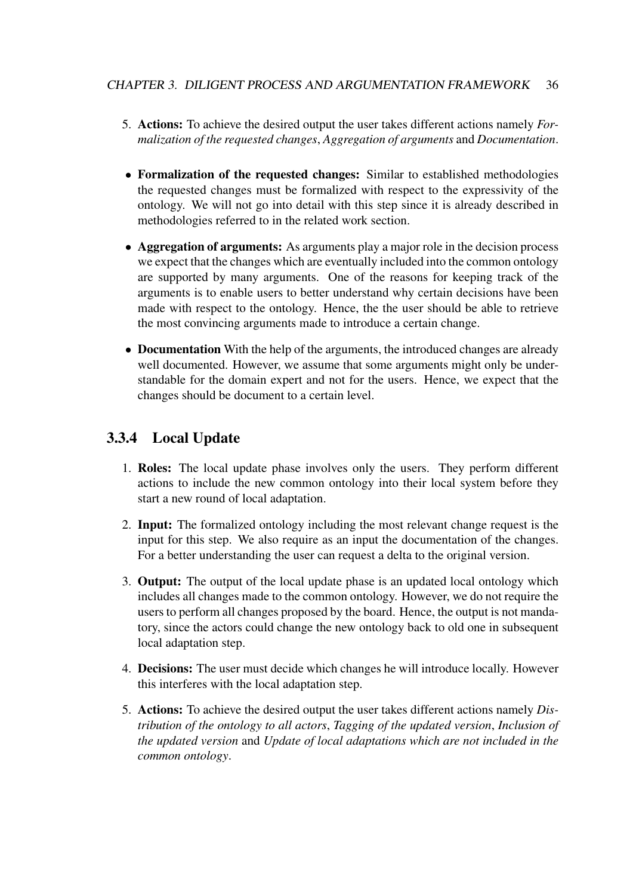5. **Actions:** To achieve the desired output the user takes different actions namely *Formalization of the requested changes*, *Aggregation of arguments* and *Documentation*.

- **Formalization of the requested changes:** Similar to established methodologies the requested changes must be formalized with respect to the expressivity of the ontology. We will not go into detail with this step since it is already described in methodologies referred to in the related work section.

- **Aggregation of arguments:** As arguments play a major role in the decision process we expect that the changes which are eventually included into the common ontology are supported by many arguments. One of the reasons for keeping track of the arguments is to enable users to better understand why certain decisions have been made with respect to the ontology. Hence, the the user should be able to retrieve the most convincing arguments made to introduce a certain change.

- **Documentation** With the help of the arguments, the introduced changes are already well documented. However, we assume that some arguments might only be understandable for the domain expert and not for the users. Hence, we expect that the changes should be document to a certain level.

### 3.3.4 Local Update

1. **Roles:** The local update phase involves only the users. They perform different actions to include the new common ontology into their local system before they start a new round of local adaptation.

2. **Input:** The formalized ontology including the most relevant change request is the input for this step. We also require as an input the documentation of the changes. For a better understanding the user can request a delta to the original version.

3. **Output:** The output of the local update phase is an updated local ontology which includes all changes made to the common ontology. However, we do not require the users to perform all changes proposed by the board. Hence, the output is not mandatory, since the actors could change the new ontology back to old one in subsequent local adaptation step.

4. **Decisions:** The user must decide which changes he will introduce locally. However this interferes with the local adaptation step.

5. **Actions:** To achieve the desired output the user takes different actions namely *Distribution of the ontology to all actors*, *Tagging of the updated version*, *Inclusion of the updated version* and *Update of local adaptations which are not included in the common ontology*.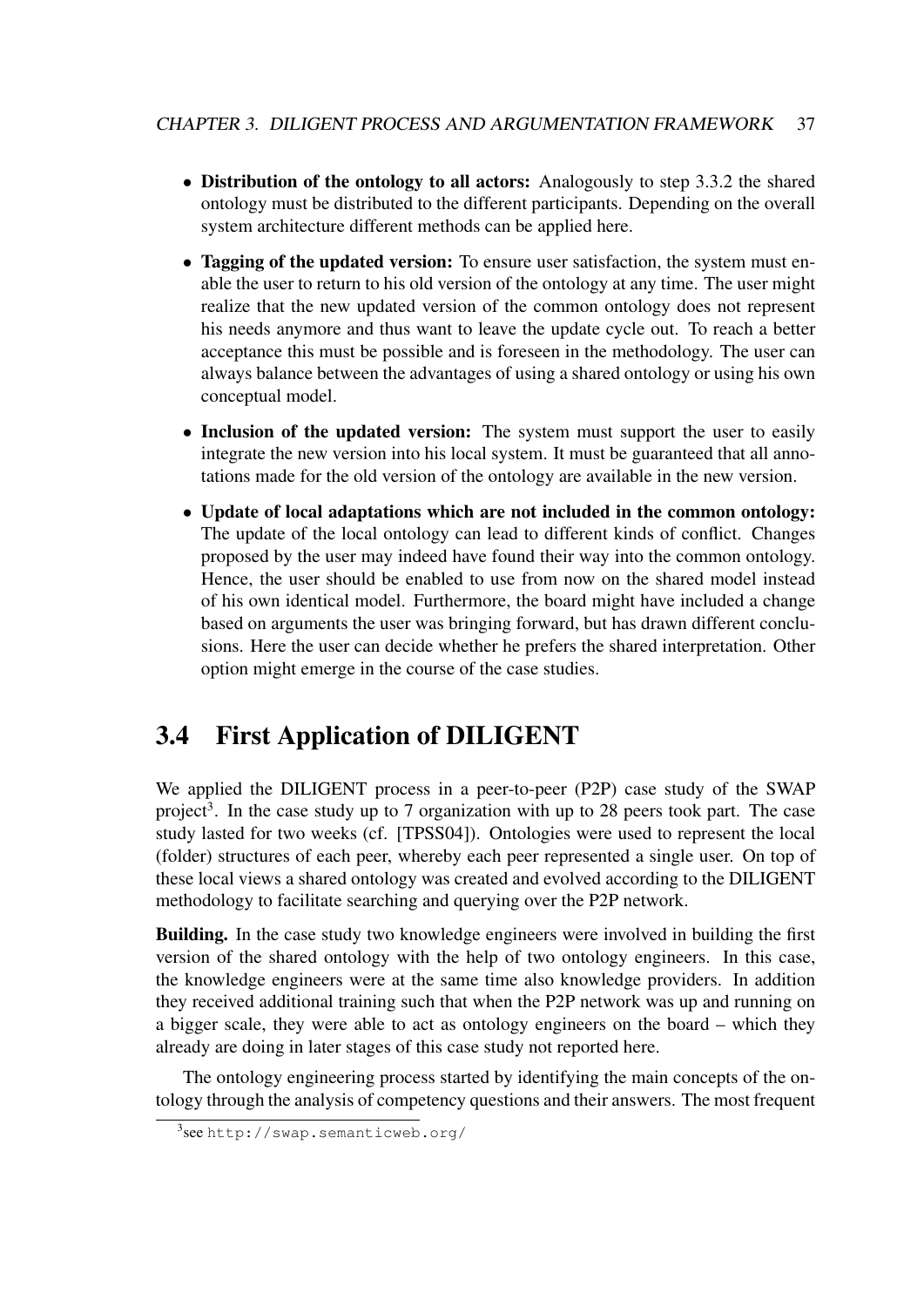- **Distribution of the ontology to all actors:** Analogously to step 3.3.2 the shared ontology must be distributed to the different participants. Depending on the overall system architecture different methods can be applied here.
- **Tagging of the updated version:** To ensure user satisfaction, the system must enable the user to return to his old version of the ontology at any time. The user might realize that the new updated version of the common ontology does not represent his needs anymore and thus want to leave the update cycle out. To reach a better acceptance this must be possible and is foreseen in the methodology. The user can always balance between the advantages of using a shared ontology or using his own conceptual model.
- **Inclusion of the updated version:** The system must support the user to easily integrate the new version into his local system. It must be guaranteed that all annotations made for the old version of the ontology are available in the new version.
- **Update of local adaptations which are not included in the common ontology:** The update of the local ontology can lead to different kinds of conflict. Changes proposed by the user may indeed have found their way into the common ontology. Hence, the user should be enabled to use from now on the shared model instead of his own identical model. Furthermore, the board might have included a change based on arguments the user was bringing forward, but has drawn different conclusions. Here the user can decide whether he prefers the shared interpretation. Other option might emerge in the course of the case studies.

## 3.4 First Application of DILIGENT

We applied the DILIGENT process in a peer-to-peer (P2P) case study of the SWAP project[3]. In the case study up to 7 organization with up to 28 peers took part. The case study lasted for two weeks (cf. [TPSS04]). Ontologies were used to represent the local (folder) structures of each peer, whereby each peer represented a single user. On top of these local views a shared ontology was created and evolved according to the DILIGENT methodology to facilitate searching and querying over the P2P network.

**Building.** In the case study two knowledge engineers were involved in building the first version of the shared ontology with the help of two ontology engineers. In this case, the knowledge engineers were at the same time also knowledge providers. In addition they received additional training such that when the P2P network was up and running on a bigger scale, they were able to act as ontology engineers on the board – which they already are doing in later stages of this case study not reported here.

The ontology engineering process started by identifying the main concepts of the ontology through the analysis of competency questions and their answers. The most frequent

[3] see `http://swap.semanticweb.org/`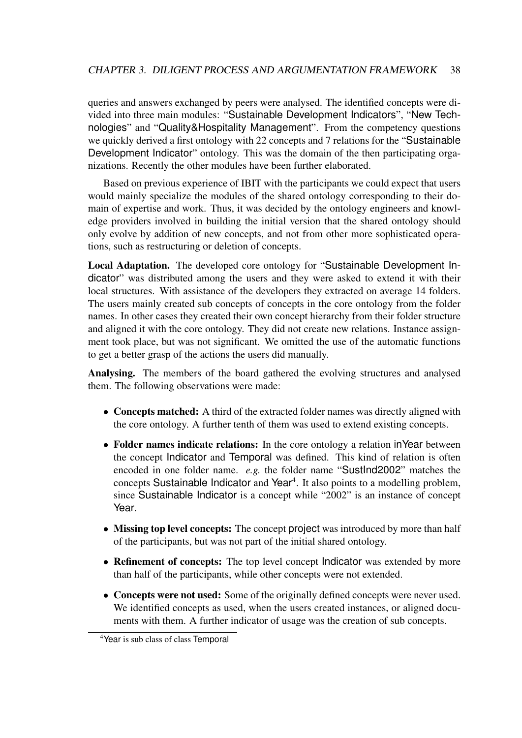queries and answers exchanged by peers were analysed. The identified concepts were divided into three main modules: "Sustainable Development Indicators", "New Technologies" and "Quality&Hospitality Management". From the competency questions we quickly derived a first ontology with 22 concepts and 7 relations for the "Sustainable Development Indicator" ontology. This was the domain of the then participating organizations. Recently the other modules have been further elaborated.

Based on previous experience of IBIT with the participants we could expect that users would mainly specialize the modules of the shared ontology corresponding to their domain of expertise and work. Thus, it was decided by the ontology engineers and knowledge providers involved in building the initial version that the shared ontology should only evolve by addition of new concepts, and not from other more sophisticated operations, such as restructuring or deletion of concepts.

**Local Adaptation.** The developed core ontology for "Sustainable Development Indicator" was distributed among the users and they were asked to extend it with their local structures. With assistance of the developers they extracted on average 14 folders. The users mainly created sub concepts of concepts in the core ontology from the folder names. In other cases they created their own concept hierarchy from their folder structure and aligned it with the core ontology. They did not create new relations. Instance assignment took place, but was not significant. We omitted the use of the automatic functions to get a better grasp of the actions the users did manually.

**Analysing.** The members of the board gathered the evolving structures and analysed them. The following observations were made:

- **Concepts matched:** A third of the extracted folder names was directly aligned with the core ontology. A further tenth of them was used to extend existing concepts.
- **Folder names indicate relations:** In the core ontology a relation inYear between the concept Indicator and Temporal was defined. This kind of relation is often encoded in one folder name. *e.g.* the folder name "SustInd2002" matches the concepts Sustainable Indicator and Year[4]. It also points to a modelling problem, since Sustainable Indicator is a concept while "2002" is an instance of concept Year.
- **Missing top level concepts:** The concept project was introduced by more than half of the participants, but was not part of the initial shared ontology.
- **Refinement of concepts:** The top level concept Indicator was extended by more than half of the participants, while other concepts were not extended.
- **Concepts were not used:** Some of the originally defined concepts were never used. We identified concepts as used, when the users created instances, or aligned documents with them. A further indicator of usage was the creation of sub concepts.

[4] Year is sub class of class Temporal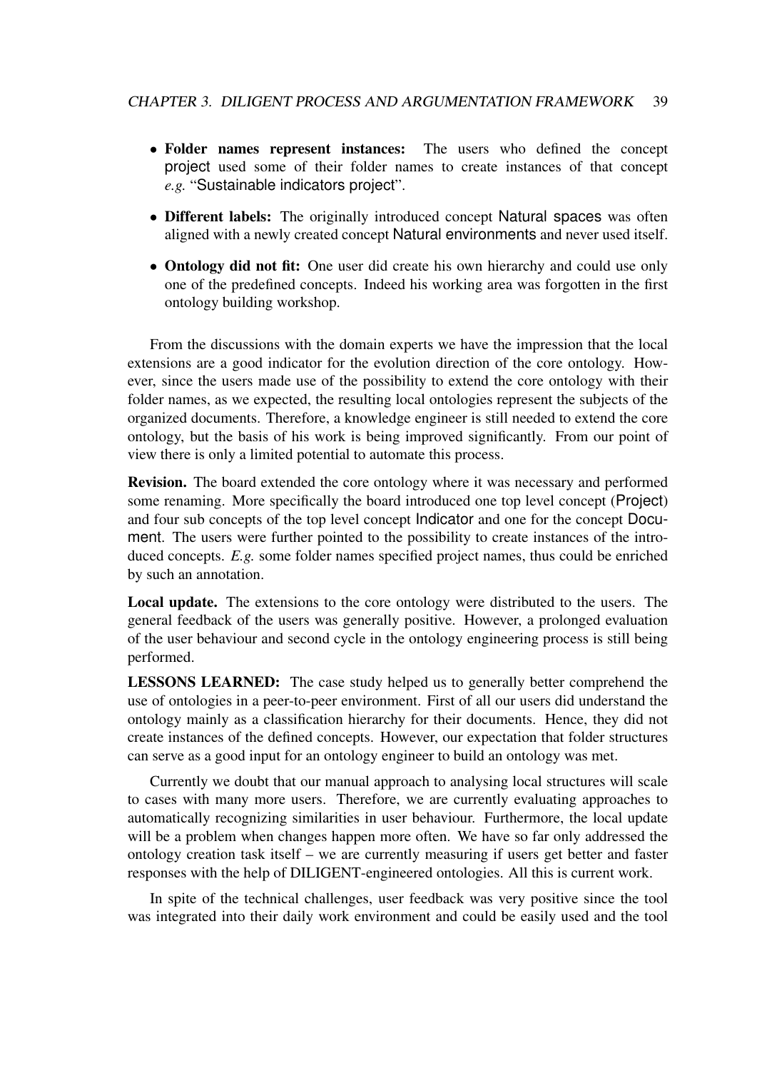- **Folder names represent instances:** The users who defined the concept project used some of their folder names to create instances of that concept *e.g.* "Sustainable indicators project".
- **Different labels:** The originally introduced concept Natural spaces was often aligned with a newly created concept Natural environments and never used itself.
- **Ontology did not fit:** One user did create his own hierarchy and could use only one of the predefined concepts. Indeed his working area was forgotten in the first ontology building workshop.

From the discussions with the domain experts we have the impression that the local extensions are a good indicator for the evolution direction of the core ontology. However, since the users made use of the possibility to extend the core ontology with their folder names, as we expected, the resulting local ontologies represent the subjects of the organized documents. Therefore, a knowledge engineer is still needed to extend the core ontology, but the basis of his work is being improved significantly. From our point of view there is only a limited potential to automate this process.

**Revision.** The board extended the core ontology where it was necessary and performed some renaming. More specifically the board introduced one top level concept (Project) and four sub concepts of the top level concept Indicator and one for the concept Document. The users were further pointed to the possibility to create instances of the introduced concepts. *E.g.* some folder names specified project names, thus could be enriched by such an annotation.

**Local update.** The extensions to the core ontology were distributed to the users. The general feedback of the users was generally positive. However, a prolonged evaluation of the user behaviour and second cycle in the ontology engineering process is still being performed.

**LESSONS LEARNED:** The case study helped us to generally better comprehend the use of ontologies in a peer-to-peer environment. First of all our users did understand the ontology mainly as a classification hierarchy for their documents. Hence, they did not create instances of the defined concepts. However, our expectation that folder structures can serve as a good input for an ontology engineer to build an ontology was met.

Currently we doubt that our manual approach to analysing local structures will scale to cases with many more users. Therefore, we are currently evaluating approaches to automatically recognizing similarities in user behaviour. Furthermore, the local update will be a problem when changes happen more often. We have so far only addressed the ontology creation task itself – we are currently measuring if users get better and faster responses with the help of DILIGENT-engineered ontologies. All this is current work.

In spite of the technical challenges, user feedback was very positive since the tool was integrated into their daily work environment and could be easily used and the tool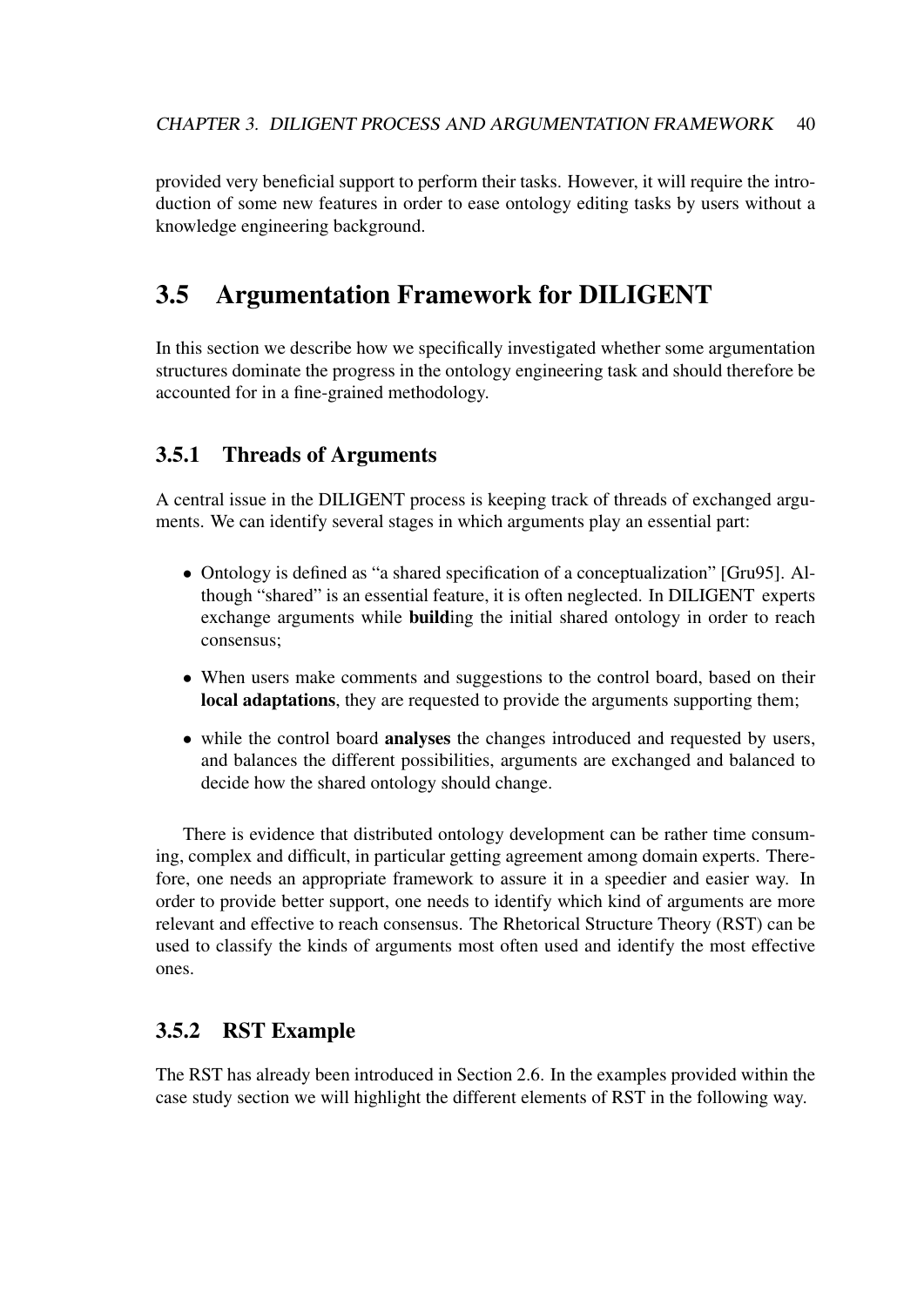provided very beneficial support to perform their tasks. However, it will require the introduction of some new features in order to ease ontology editing tasks by users without a knowledge engineering background.

## 3.5 Argumentation Framework for DILIGENT

In this section we describe how we specifically investigated whether some argumentation structures dominate the progress in the ontology engineering task and should therefore be accounted for in a fine-grained methodology.

### 3.5.1 Threads of Arguments

A central issue in the DILIGENT process is keeping track of threads of exchanged arguments. We can identify several stages in which arguments play an essential part:

- Ontology is defined as "a shared specification of a conceptualization" [Gru95]. Although "shared" is an essential feature, it is often neglected. In DILIGENT experts exchange arguments while **build**ing the initial shared ontology in order to reach consensus;
- When users make comments and suggestions to the control board, based on their **local adaptations**, they are requested to provide the arguments supporting them;
- while the control board **analyses** the changes introduced and requested by users, and balances the different possibilities, arguments are exchanged and balanced to decide how the shared ontology should change.

There is evidence that distributed ontology development can be rather time consuming, complex and difficult, in particular getting agreement among domain experts. Therefore, one needs an appropriate framework to assure it in a speedier and easier way. In order to provide better support, one needs to identify which kind of arguments are more relevant and effective to reach consensus. The Rhetorical Structure Theory (RST) can be used to classify the kinds of arguments most often used and identify the most effective ones.

### 3.5.2 RST Example

The RST has already been introduced in Section 2.6. In the examples provided within the case study section we will highlight the different elements of RST in the following way.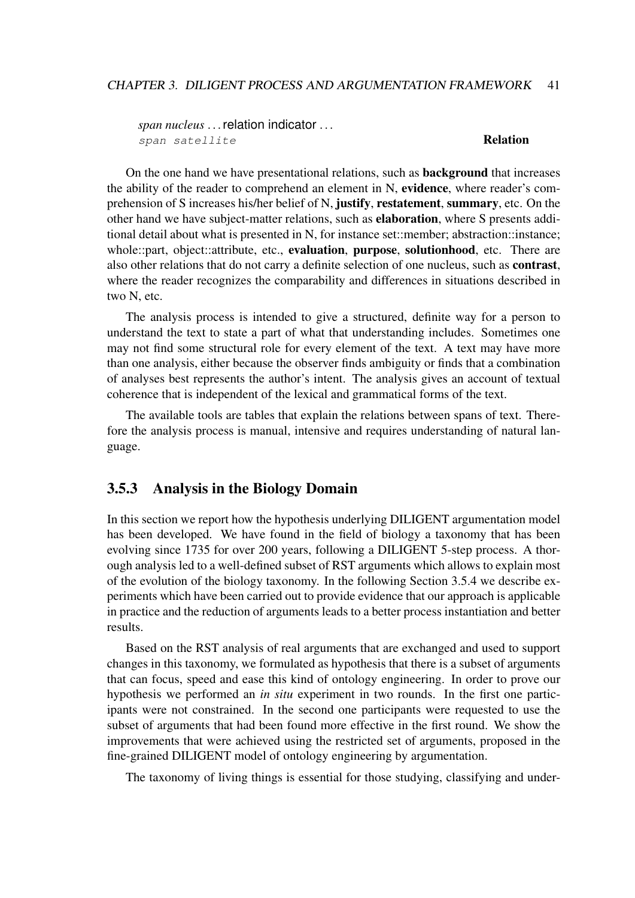*span nucleus* ... relation indicator ...
`span satellite` **Relation**

On the one hand we have presentational relations, such as **background** that increases the ability of the reader to comprehend an element in N, **evidence**, where reader's comprehension of S increases his/her belief of N, **justify**, **restatement**, **summary**, etc. On the other hand we have subject-matter relations, such as **elaboration**, where S presents additional detail about what is presented in N, for instance set::member; abstraction::instance; whole::part, object::attribute, etc., **evaluation**, **purpose**, **solutionhood**, etc. There are also other relations that do not carry a definite selection of one nucleus, such as **contrast**, where the reader recognizes the comparability and differences in situations described in two N, etc.

The analysis process is intended to give a structured, definite way for a person to understand the text to state a part of what that understanding includes. Sometimes one may not find some structural role for every element of the text. A text may have more than one analysis, either because the observer finds ambiguity or finds that a combination of analyses best represents the author's intent. The analysis gives an account of textual coherence that is independent of the lexical and grammatical forms of the text.

The available tools are tables that explain the relations between spans of text. Therefore the analysis process is manual, intensive and requires understanding of natural language.

### 3.5.3 Analysis in the Biology Domain

In this section we report how the hypothesis underlying DILIGENT argumentation model has been developed. We have found in the field of biology a taxonomy that has been evolving since 1735 for over 200 years, following a DILIGENT 5-step process. A thorough analysis led to a well-defined subset of RST arguments which allows to explain most of the evolution of the biology taxonomy. In the following Section 3.5.4 we describe experiments which have been carried out to provide evidence that our approach is applicable in practice and the reduction of arguments leads to a better process instantiation and better results.

Based on the RST analysis of real arguments that are exchanged and used to support changes in this taxonomy, we formulated as hypothesis that there is a subset of arguments that can focus, speed and ease this kind of ontology engineering. In order to prove our hypothesis we performed an *in situ* experiment in two rounds. In the first one participants were not constrained. In the second one participants were requested to use the subset of arguments that had been found more effective in the first round. We show the improvements that were achieved using the restricted set of arguments, proposed in the fine-grained DILIGENT model of ontology engineering by argumentation.

The taxonomy of living things is essential for those studying, classifying and under-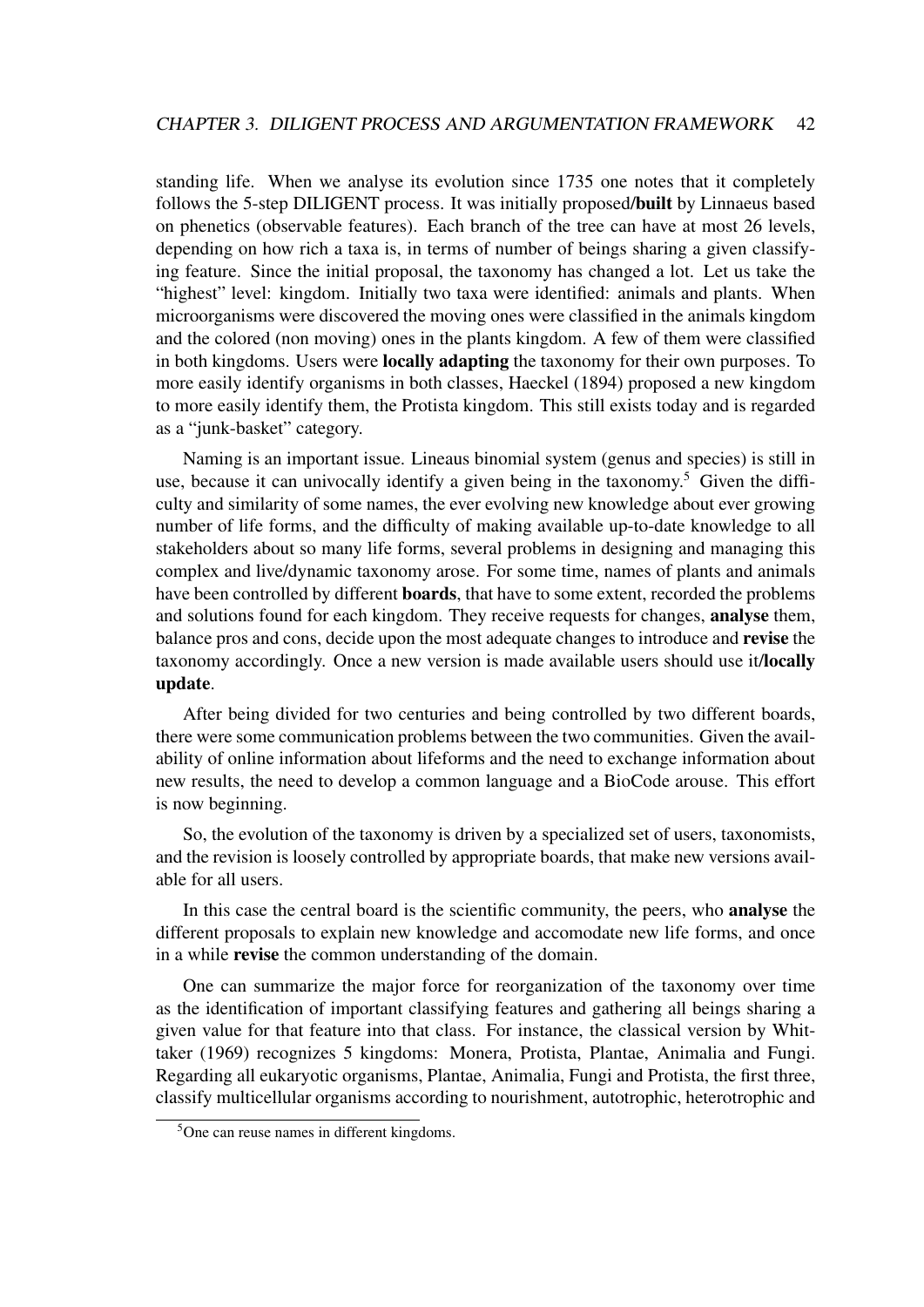standing life. When we analyse its evolution since 1735 one notes that it completely follows the 5-step DILIGENT process. It was initially proposed/**built** by Linnaeus based on phenetics (observable features). Each branch of the tree can have at most 26 levels, depending on how rich a taxa is, in terms of number of beings sharing a given classifying feature. Since the initial proposal, the taxonomy has changed a lot. Let us take the "highest" level: kingdom. Initially two taxa were identified: animals and plants. When microorganisms were discovered the moving ones were classified in the animals kingdom and the colored (non moving) ones in the plants kingdom. A few of them were classified in both kingdoms. Users were **locally adapting** the taxonomy for their own purposes. To more easily identify organisms in both classes, Haeckel (1894) proposed a new kingdom to more easily identify them, the Protista kingdom. This still exists today and is regarded as a "junk-basket" category.

Naming is an important issue. Lineaus binomial system (genus and species) is still in use, because it can univocally identify a given being in the taxonomy.[5] Given the difficulty and similarity of some names, the ever evolving new knowledge about ever growing number of life forms, and the difficulty of making available up-to-date knowledge to all stakeholders about so many life forms, several problems in designing and managing this complex and live/dynamic taxonomy arose. For some time, names of plants and animals have been controlled by different **boards**, that have to some extent, recorded the problems and solutions found for each kingdom. They receive requests for changes, **analyse** them, balance pros and cons, decide upon the most adequate changes to introduce and **revise** the taxonomy accordingly. Once a new version is made available users should use it/**locally update**.

After being divided for two centuries and being controlled by two different boards, there were some communication problems between the two communities. Given the availability of online information about lifeforms and the need to exchange information about new results, the need to develop a common language and a BioCode arouse. This effort is now beginning.

So, the evolution of the taxonomy is driven by a specialized set of users, taxonomists, and the revision is loosely controlled by appropriate boards, that make new versions available for all users.

In this case the central board is the scientific community, the peers, who **analyse** the different proposals to explain new knowledge and accomodate new life forms, and once in a while **revise** the common understanding of the domain.

One can summarize the major force for reorganization of the taxonomy over time as the identification of important classifying features and gathering all beings sharing a given value for that feature into that class. For instance, the classical version by Whittaker (1969) recognizes 5 kingdoms: Monera, Protista, Plantae, Animalia and Fungi. Regarding all eukaryotic organisms, Plantae, Animalia, Fungi and Protista, the first three, classify multicellular organisms according to nourishment, autotrophic, heterotrophic and

[5] One can reuse names in different kingdoms.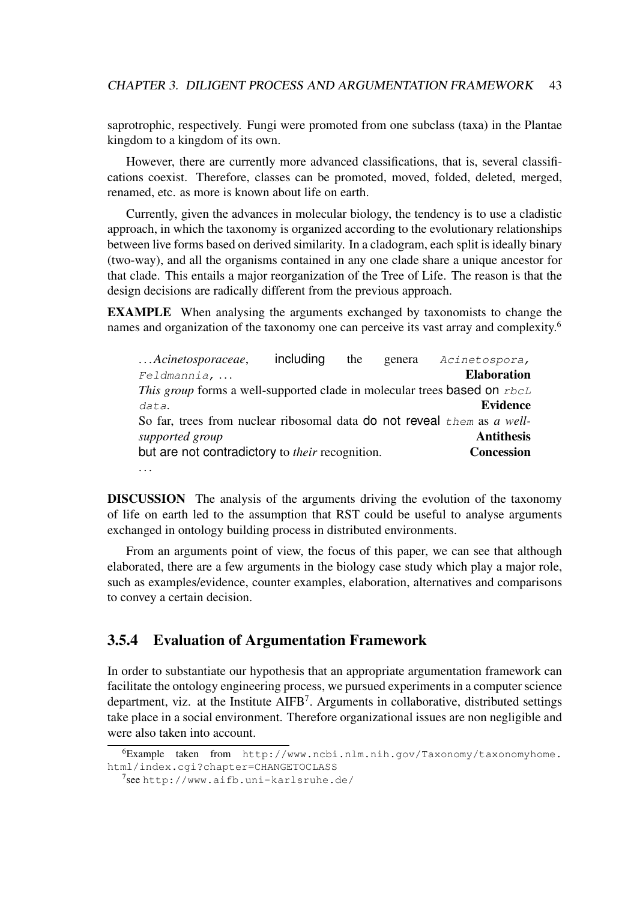saprotrophic, respectively. Fungi were promoted from one subclass (taxa) in the Plantae kingdom to a kingdom of its own.

However, there are currently more advanced classifications, that is, several classifications coexist. Therefore, classes can be promoted, moved, folded, deleted, merged, renamed, etc. as more is known about life on earth.

Currently, given the advances in molecular biology, the tendency is to use a cladistic approach, in which the taxonomy is organized according to the evolutionary relationships between live forms based on derived similarity. In a cladogram, each split is ideally binary (two-way), and all the organisms contained in any one clade share a unique ancestor for that clade. This entails a major reorganization of the Tree of Life. The reason is that the design decisions are radically different from the previous approach.

**EXAMPLE** When analysing the arguments exchanged by taxonomists to change the names and organization of the taxonomy one can perceive its vast array and complexity.[6]

> …*Acinetosporaceae*, including the genera `Acinetospora, Feldmannia, …` **Elaboration**
> *This group* forms a well-supported clade in molecular trees based on `rbcL data`. **Evidence**
> So far, trees from nuclear ribosomal data do not reveal `them` as *a well-supported group* **Antithesis**
> but are not contradictory to *their* recognition. **Concession**
> …

**DISCUSSION** The analysis of the arguments driving the evolution of the taxonomy of life on earth led to the assumption that RST could be useful to analyse arguments exchanged in ontology building process in distributed environments.

From an arguments point of view, the focus of this paper, we can see that although elaborated, there are a few arguments in the biology case study which play a major role, such as examples/evidence, counter examples, elaboration, alternatives and comparisons to convey a certain decision.

### 3.5.4 Evaluation of Argumentation Framework

In order to substantiate our hypothesis that an appropriate argumentation framework can facilitate the ontology engineering process, we pursued experiments in a computer science department, viz. at the Institute AIFB[7]. Arguments in collaborative, distributed settings take place in a social environment. Therefore organizational issues are non negligible and were also taken into account.

[6] Example taken from `http://www.ncbi.nlm.nih.gov/Taxonomy/taxonomyhome.html/index.cgi?chapter=CHANGETOCLASS`

[7] see `http://www.aifb.uni-karlsruhe.de/`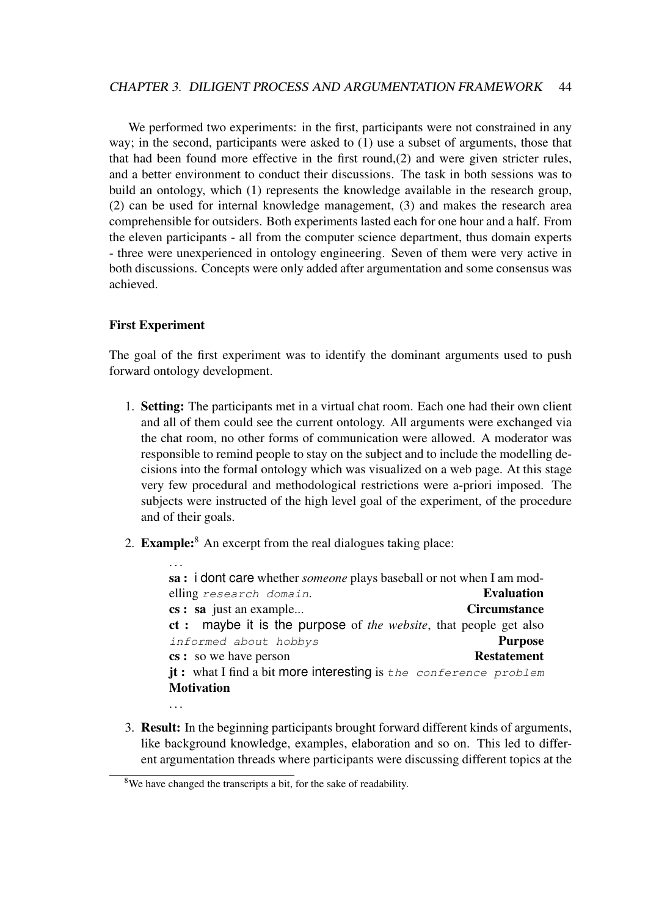We performed two experiments: in the first, participants were not constrained in any way; in the second, participants were asked to (1) use a subset of arguments, those that that had been found more effective in the first round,(2) and were given stricter rules, and a better environment to conduct their discussions. The task in both sessions was to build an ontology, which (1) represents the knowledge available in the research group, (2) can be used for internal knowledge management, (3) and makes the research area comprehensible for outsiders. Both experiments lasted each for one hour and a half. From the eleven participants - all from the computer science department, thus domain experts - three were unexperienced in ontology engineering. Seven of them were very active in both discussions. Concepts were only added after argumentation and some consensus was achieved.

#### First Experiment

The goal of the first experiment was to identify the dominant arguments used to push forward ontology development.

1. **Setting:** The participants met in a virtual chat room. Each one had their own client and all of them could see the current ontology. All arguments were exchanged via the chat room, no other forms of communication were allowed. A moderator was responsible to remind people to stay on the subject and to include the modelling decisions into the formal ontology which was visualized on a web page. At this stage very few procedural and methodological restrictions were a-priori imposed. The subjects were instructed of the high level goal of the experiment, of the procedure and of their goals.

2. **Example:**[8] An excerpt from the real dialogues taking place:

   ...
   **sa :** i dont care whether *someone* plays baseball or not when I am modelling `research domain`. **Evaluation**
   **cs :** **sa** just an example... **Circumstance**
   **ct :** maybe it is the purpose of *the website*, that people get also `informed about hobbys` **Purpose**
   **cs :** so we have person **Restatement**
   **jt :** what I find a bit more interesting is `the conference problem` **Motivation**
   ...

3. **Result:** In the beginning participants brought forward different kinds of arguments, like background knowledge, examples, elaboration and so on. This led to different argumentation threads where participants were discussing different topics at the

[8] We have changed the transcripts a bit, for the sake of readability.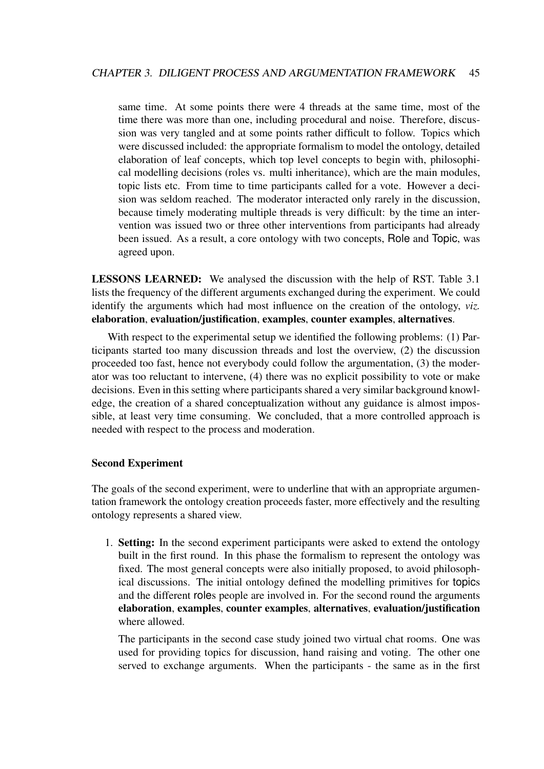same time. At some points there were 4 threads at the same time, most of the time there was more than one, including procedural and noise. Therefore, discussion was very tangled and at some points rather difficult to follow. Topics which were discussed included: the appropriate formalism to model the ontology, detailed elaboration of leaf concepts, which top level concepts to begin with, philosophical modelling decisions (roles vs. multi inheritance), which are the main modules, topic lists etc. From time to time participants called for a vote. However a decision was seldom reached. The moderator interacted only rarely in the discussion, because timely moderating multiple threads is very difficult: by the time an intervention was issued two or three other interventions from participants had already been issued. As a result, a core ontology with two concepts, Role and Topic, was agreed upon.

**LESSONS LEARNED:** We analysed the discussion with the help of RST. Table 3.1 lists the frequency of the different arguments exchanged during the experiment. We could identify the arguments which had most influence on the creation of the ontology, *viz.* **elaboration**, **evaluation/justification**, **examples**, **counter examples**, **alternatives**.

With respect to the experimental setup we identified the following problems: (1) Participants started too many discussion threads and lost the overview, (2) the discussion proceeded too fast, hence not everybody could follow the argumentation, (3) the moderator was too reluctant to intervene, (4) there was no explicit possibility to vote or make decisions. Even in this setting where participants shared a very similar background knowledge, the creation of a shared conceptualization without any guidance is almost impossible, at least very time consuming. We concluded, that a more controlled approach is needed with respect to the process and moderation.

### Second Experiment

The goals of the second experiment, were to underline that with an appropriate argumentation framework the ontology creation proceeds faster, more effectively and the resulting ontology represents a shared view.

1. **Setting:** In the second experiment participants were asked to extend the ontology built in the first round. In this phase the formalism to represent the ontology was fixed. The most general concepts were also initially proposed, to avoid philosophical discussions. The initial ontology defined the modelling primitives for topics and the different roles people are involved in. For the second round the arguments **elaboration**, **examples**, **counter examples**, **alternatives**, **evaluation/justification** where allowed.

   The participants in the second case study joined two virtual chat rooms. One was used for providing topics for discussion, hand raising and voting. The other one served to exchange arguments. When the participants - the same as in the first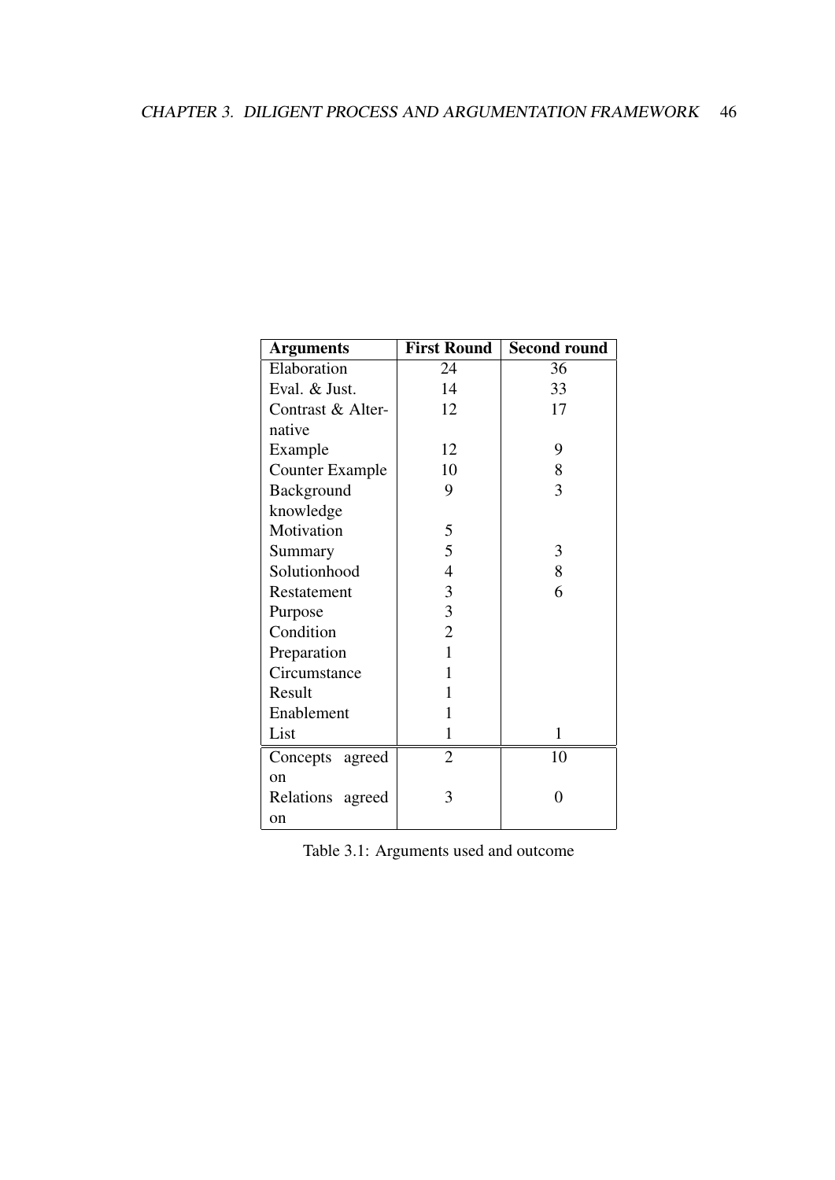| Arguments | First Round | Second round |
|---|---|---|
| Elaboration | 24 | 36 |
| Eval. & Just. | 14 | 33 |
| Contrast & Alternative | 12 | 17 |
| Example | 12 | 9 |
| Counter Example | 10 | 8 |
| Background knowledge | 9 | 3 |
| Motivation | 5 | |
| Summary | 5 | 3 |
| Solutionhood | 4 | 8 |
| Restatement | 3 | 6 |
| Purpose | 3 | |
| Condition | 2 | |
| Preparation | 1 | |
| Circumstance | 1 | |
| Result | 1 | |
| Enablement | 1 | |
| List | 1 | 1 |
| Concepts agreed on | 2 | 10 |
| Relations agreed on | 3 | 0 |

Table 3.1: Arguments used and outcome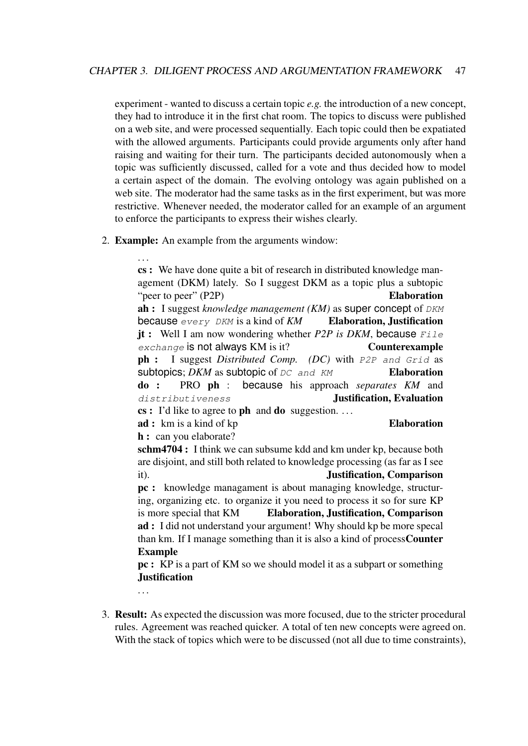experiment - wanted to discuss a certain topic *e.g.* the introduction of a new concept, they had to introduce it in the first chat room. The topics to discuss were published on a web site, and were processed sequentially. Each topic could then be expatiated with the allowed arguments. Participants could provide arguments only after hand raising and waiting for their turn. The participants decided autonomously when a topic was sufficiently discussed, called for a vote and thus decided how to model a certain aspect of the domain. The evolving ontology was again published on a web site. The moderator had the same tasks as in the first experiment, but was more restrictive. Whenever needed, the moderator called for an example of an argument to enforce the participants to express their wishes clearly.

2. **Example:** An example from the arguments window:

   ...
   **cs :** We have done quite a bit of research in distributed knowledge management (DKM) lately. So I suggest DKM as a topic plus a subtopic "peer to peer" (P2P) **Elaboration**
   **ah :** I suggest *knowledge management (KM)* as super concept of `DKM` because `every DKM` is a kind of *KM* **Elaboration, Justification**
   **jt :** Well I am now wondering whether *P2P is DKM*, because `File exchange` is not always KM is it? **Counterexample**
   **ph :** I suggest *Distributed Comp. (DC)* with `P2P and Grid` as subtopics; *DKM* as subtopic of `DC and KM` **Elaboration**
   **do :** PRO **ph** : because his approach *separates KM* and `distributiveness` **Justification, Evaluation**
   **cs :** I'd like to agree to **ph** and **do** suggestion. ...
   **ad :** km is a kind of kp **Elaboration**
   **h :** can you elaborate?
   **schm4704 :** I think we can subsume kdd and km under kp, because both are disjoint, and still both related to knowledge processing (as far as I see it). **Justification, Comparison**
   **pc :** knowledge managament is about managing knowledge, structuring, organizing etc. to organize it you need to process it so for sure KP is more special that KM **Elaboration, Justification, Comparison**
   **ad :** I did not understand your argument! Why should kp be more specal than km. If I manage something than it is also a kind of process**Counter Example**
   **pc :** KP is a part of KM so we should model it as a subpart or something **Justification**
   ...

3. **Result:** As expected the discussion was more focused, due to the stricter procedural rules. Agreement was reached quicker. A total of ten new concepts were agreed on. With the stack of topics which were to be discussed (not all due to time constraints),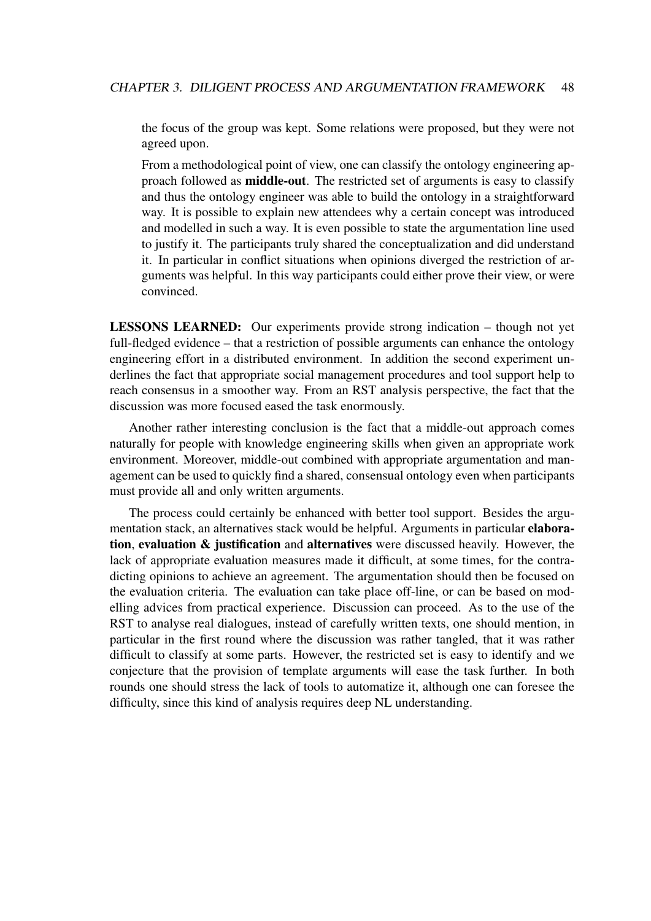the focus of the group was kept. Some relations were proposed, but they were not agreed upon.

From a methodological point of view, one can classify the ontology engineering approach followed as **middle-out**. The restricted set of arguments is easy to classify and thus the ontology engineer was able to build the ontology in a straightforward way. It is possible to explain new attendees why a certain concept was introduced and modelled in such a way. It is even possible to state the argumentation line used to justify it. The participants truly shared the conceptualization and did understand it. In particular in conflict situations when opinions diverged the restriction of arguments was helpful. In this way participants could either prove their view, or were convinced.

**LESSONS LEARNED:** Our experiments provide strong indication – though not yet full-fledged evidence – that a restriction of possible arguments can enhance the ontology engineering effort in a distributed environment. In addition the second experiment underlines the fact that appropriate social management procedures and tool support help to reach consensus in a smoother way. From an RST analysis perspective, the fact that the discussion was more focused eased the task enormously.

Another rather interesting conclusion is the fact that a middle-out approach comes naturally for people with knowledge engineering skills when given an appropriate work environment. Moreover, middle-out combined with appropriate argumentation and management can be used to quickly find a shared, consensual ontology even when participants must provide all and only written arguments.

The process could certainly be enhanced with better tool support. Besides the argumentation stack, an alternatives stack would be helpful. Arguments in particular **elaboration**, **evaluation & justification** and **alternatives** were discussed heavily. However, the lack of appropriate evaluation measures made it difficult, at some times, for the contradicting opinions to achieve an agreement. The argumentation should then be focused on the evaluation criteria. The evaluation can take place off-line, or can be based on modelling advices from practical experience. Discussion can proceed. As to the use of the RST to analyse real dialogues, instead of carefully written texts, one should mention, in particular in the first round where the discussion was rather tangled, that it was rather difficult to classify at some parts. However, the restricted set is easy to identify and we conjecture that the provision of template arguments will ease the task further. In both rounds one should stress the lack of tools to automatize it, although one can foresee the difficulty, since this kind of analysis requires deep NL understanding.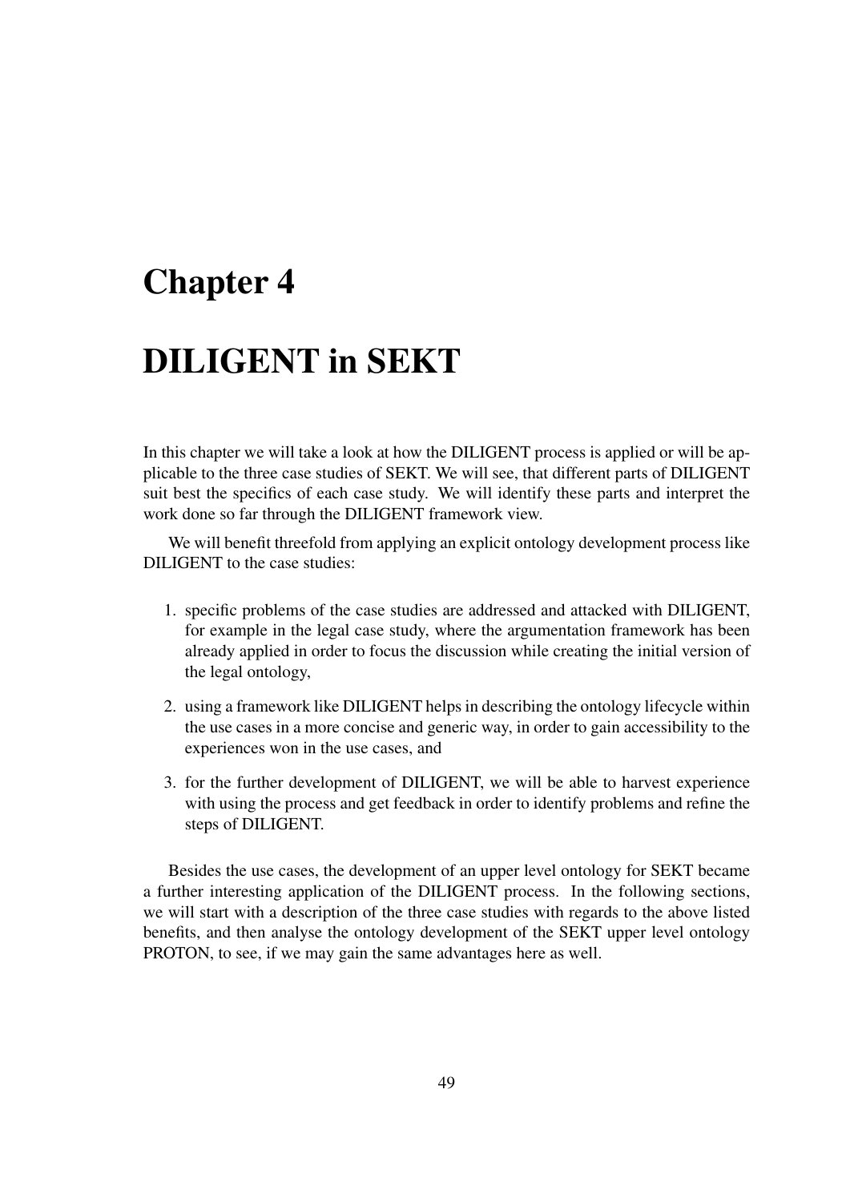# Chapter 4

# DILIGENT in SEKT

In this chapter we will take a look at how the DILIGENT process is applied or will be applicable to the three case studies of SEKT. We will see, that different parts of DILIGENT suit best the specifics of each case study. We will identify these parts and interpret the work done so far through the DILIGENT framework view.

We will benefit threefold from applying an explicit ontology development process like DILIGENT to the case studies:

1. specific problems of the case studies are addressed and attacked with DILIGENT, for example in the legal case study, where the argumentation framework has been already applied in order to focus the discussion while creating the initial version of the legal ontology,
2. using a framework like DILIGENT helps in describing the ontology lifecycle within the use cases in a more concise and generic way, in order to gain accessibility to the experiences won in the use cases, and
3. for the further development of DILIGENT, we will be able to harvest experience with using the process and get feedback in order to identify problems and refine the steps of DILIGENT.

Besides the use cases, the development of an upper level ontology for SEKT became a further interesting application of the DILIGENT process. In the following sections, we will start with a description of the three case studies with regards to the above listed benefits, and then analyse the ontology development of the SEKT upper level ontology PROTON, to see, if we may gain the same advantages here as well.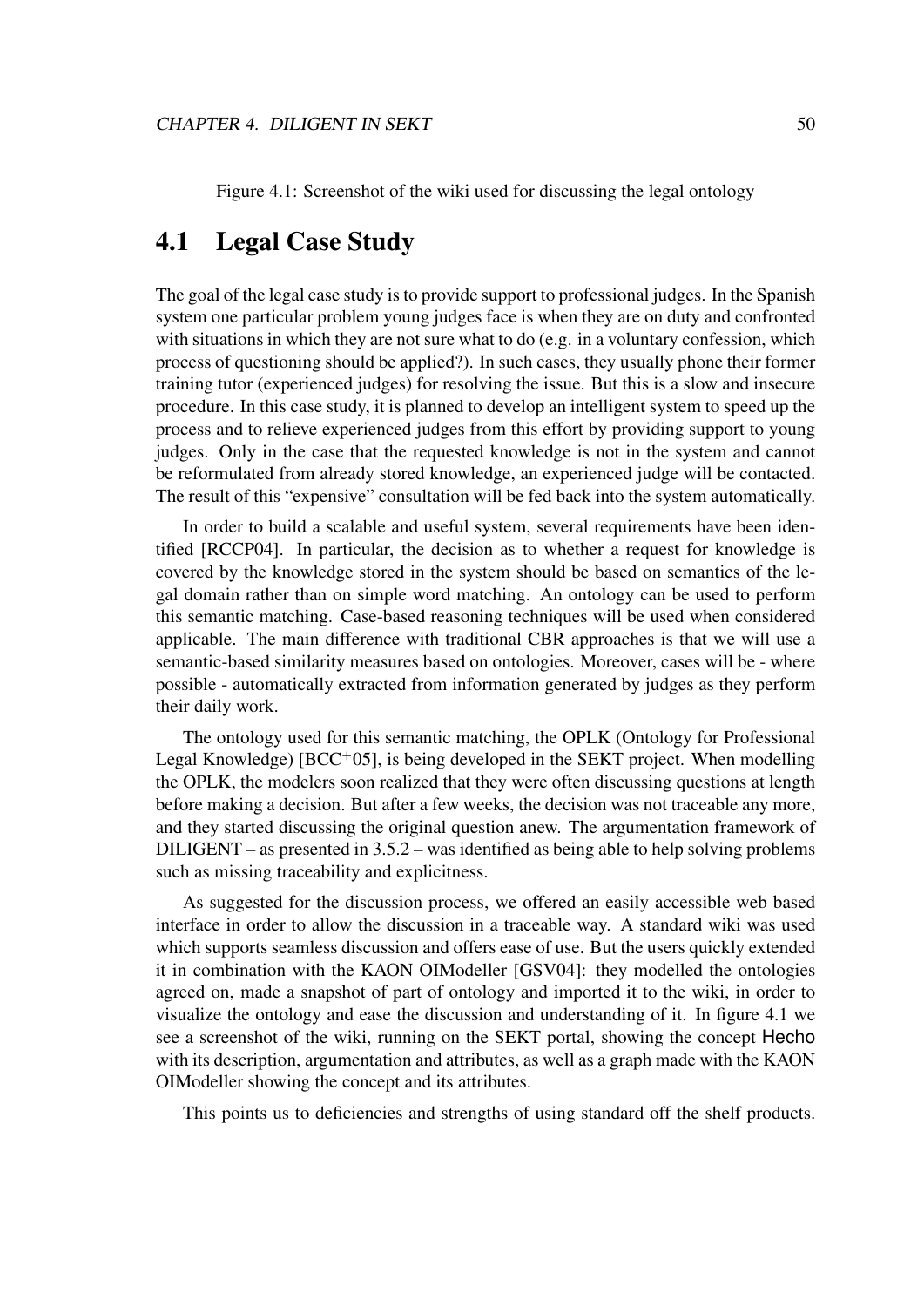Figure 4.1: Screenshot of the wiki used for discussing the legal ontology

## 4.1 Legal Case Study

The goal of the legal case study is to provide support to professional judges. In the Spanish system one particular problem young judges face is when they are on duty and confronted with situations in which they are not sure what to do (e.g. in a voluntary confession, which process of questioning should be applied?). In such cases, they usually phone their former training tutor (experienced judges) for resolving the issue. But this is a slow and insecure procedure. In this case study, it is planned to develop an intelligent system to speed up the process and to relieve experienced judges from this effort by providing support to young judges. Only in the case that the requested knowledge is not in the system and cannot be reformulated from already stored knowledge, an experienced judge will be contacted. The result of this "expensive" consultation will be fed back into the system automatically.

In order to build a scalable and useful system, several requirements have been identified [RCCP04]. In particular, the decision as to whether a request for knowledge is covered by the knowledge stored in the system should be based on semantics of the legal domain rather than on simple word matching. An ontology can be used to perform this semantic matching. Case-based reasoning techniques will be used when considered applicable. The main difference with traditional CBR approaches is that we will use a semantic-based similarity measures based on ontologies. Moreover, cases will be - where possible - automatically extracted from information generated by judges as they perform their daily work.

The ontology used for this semantic matching, the OPLK (Ontology for Professional Legal Knowledge) [BCC+05], is being developed in the SEKT project. When modelling the OPLK, the modelers soon realized that they were often discussing questions at length before making a decision. But after a few weeks, the decision was not traceable any more, and they started discussing the original question anew. The argumentation framework of DILIGENT – as presented in 3.5.2 – was identified as being able to help solving problems such as missing traceability and explicitness.

As suggested for the discussion process, we offered an easily accessible web based interface in order to allow the discussion in a traceable way. A standard wiki was used which supports seamless discussion and offers ease of use. But the users quickly extended it in combination with the KAON OIModeller [GSV04]: they modelled the ontologies agreed on, made a snapshot of part of ontology and imported it to the wiki, in order to visualize the ontology and ease the discussion and understanding of it. In figure 4.1 we see a screenshot of the wiki, running on the SEKT portal, showing the concept Hecho with its description, argumentation and attributes, as well as a graph made with the KAON OIModeller showing the concept and its attributes.

This points us to deficiencies and strengths of using standard off the shelf products.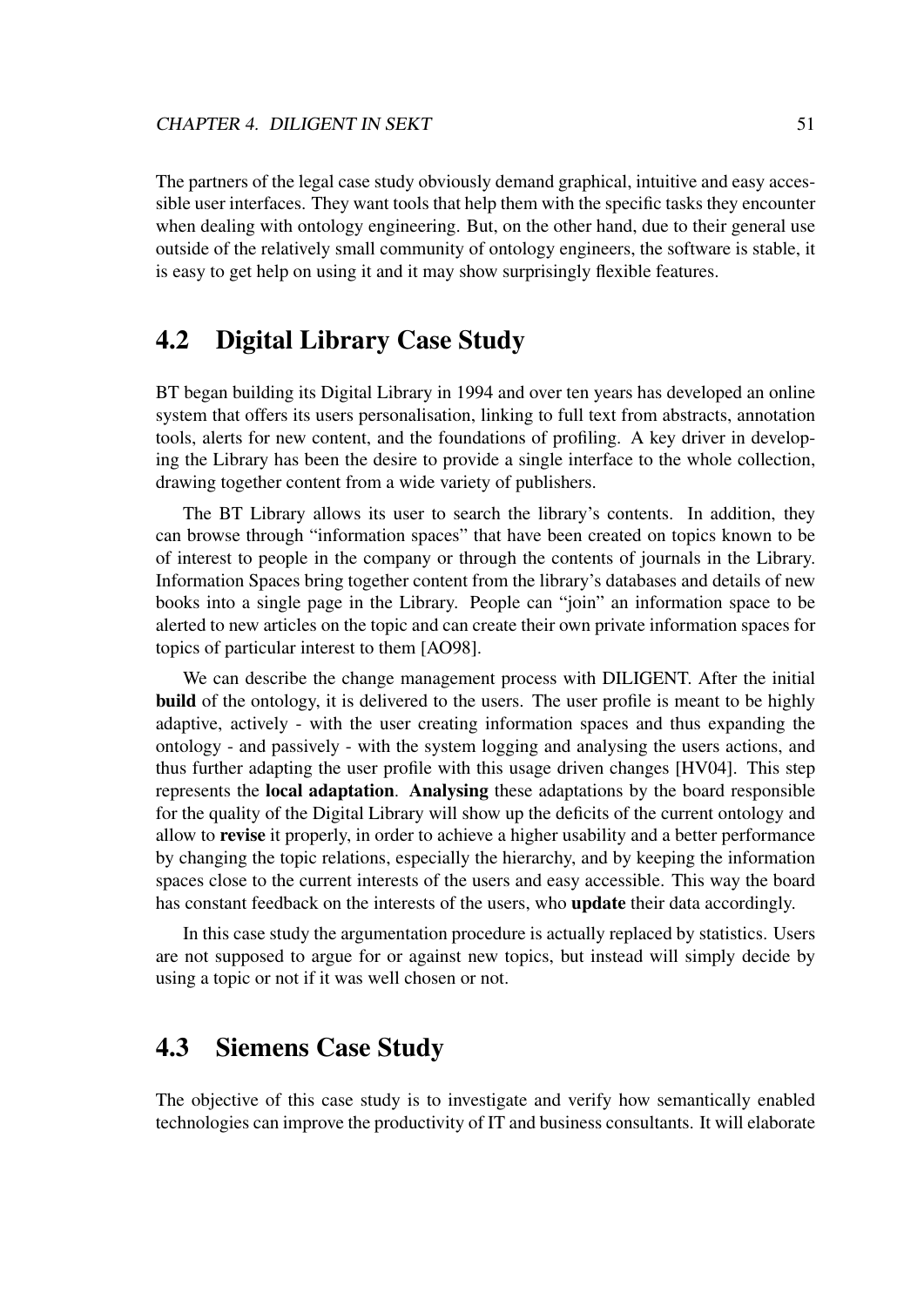The partners of the legal case study obviously demand graphical, intuitive and easy accessible user interfaces. They want tools that help them with the specific tasks they encounter when dealing with ontology engineering. But, on the other hand, due to their general use outside of the relatively small community of ontology engineers, the software is stable, it is easy to get help on using it and it may show surprisingly flexible features.

## 4.2 Digital Library Case Study

BT began building its Digital Library in 1994 and over ten years has developed an online system that offers its users personalisation, linking to full text from abstracts, annotation tools, alerts for new content, and the foundations of profiling. A key driver in developing the Library has been the desire to provide a single interface to the whole collection, drawing together content from a wide variety of publishers.

The BT Library allows its user to search the library's contents. In addition, they can browse through "information spaces" that have been created on topics known to be of interest to people in the company or through the contents of journals in the Library. Information Spaces bring together content from the library's databases and details of new books into a single page in the Library. People can "join" an information space to be alerted to new articles on the topic and can create their own private information spaces for topics of particular interest to them [AO98].

We can describe the change management process with DILIGENT. After the initial **build** of the ontology, it is delivered to the users. The user profile is meant to be highly adaptive, actively - with the user creating information spaces and thus expanding the ontology - and passively - with the system logging and analysing the users actions, and thus further adapting the user profile with this usage driven changes [HV04]. This step represents the **local adaptation**. **Analysing** these adaptations by the board responsible for the quality of the Digital Library will show up the deficits of the current ontology and allow to **revise** it properly, in order to achieve a higher usability and a better performance by changing the topic relations, especially the hierarchy, and by keeping the information spaces close to the current interests of the users and easy accessible. This way the board has constant feedback on the interests of the users, who **update** their data accordingly.

In this case study the argumentation procedure is actually replaced by statistics. Users are not supposed to argue for or against new topics, but instead will simply decide by using a topic or not if it was well chosen or not.

## 4.3 Siemens Case Study

The objective of this case study is to investigate and verify how semantically enabled technologies can improve the productivity of IT and business consultants. It will elaborate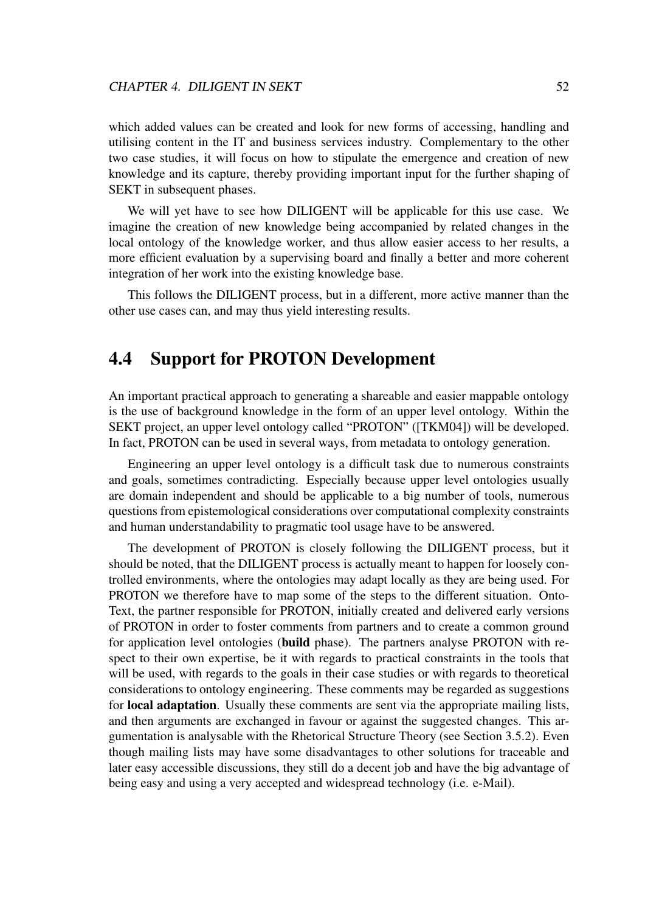which added values can be created and look for new forms of accessing, handling and utilising content in the IT and business services industry. Complementary to the other two case studies, it will focus on how to stipulate the emergence and creation of new knowledge and its capture, thereby providing important input for the further shaping of SEKT in subsequent phases.

We will yet have to see how DILIGENT will be applicable for this use case. We imagine the creation of new knowledge being accompanied by related changes in the local ontology of the knowledge worker, and thus allow easier access to her results, a more efficient evaluation by a supervising board and finally a better and more coherent integration of her work into the existing knowledge base.

This follows the DILIGENT process, but in a different, more active manner than the other use cases can, and may thus yield interesting results.

## 4.4 Support for PROTON Development

An important practical approach to generating a shareable and easier mappable ontology is the use of background knowledge in the form of an upper level ontology. Within the SEKT project, an upper level ontology called "PROTON" ([TKM04]) will be developed. In fact, PROTON can be used in several ways, from metadata to ontology generation.

Engineering an upper level ontology is a difficult task due to numerous constraints and goals, sometimes contradicting. Especially because upper level ontologies usually are domain independent and should be applicable to a big number of tools, numerous questions from epistemological considerations over computational complexity constraints and human understandability to pragmatic tool usage have to be answered.

The development of PROTON is closely following the DILIGENT process, but it should be noted, that the DILIGENT process is actually meant to happen for loosely controlled environments, where the ontologies may adapt locally as they are being used. For PROTON we therefore have to map some of the steps to the different situation. OntoText, the partner responsible for PROTON, initially created and delivered early versions of PROTON in order to foster comments from partners and to create a common ground for application level ontologies (**build** phase). The partners analyse PROTON with respect to their own expertise, be it with regards to practical constraints in the tools that will be used, with regards to the goals in their case studies or with regards to theoretical considerations to ontology engineering. These comments may be regarded as suggestions for **local adaptation**. Usually these comments are sent via the appropriate mailing lists, and then arguments are exchanged in favour or against the suggested changes. This argumentation is analysable with the Rhetorical Structure Theory (see Section 3.5.2). Even though mailing lists may have some disadvantages to other solutions for traceable and later easy accessible discussions, they still do a decent job and have the big advantage of being easy and using a very accepted and widespread technology (i.e. e-Mail).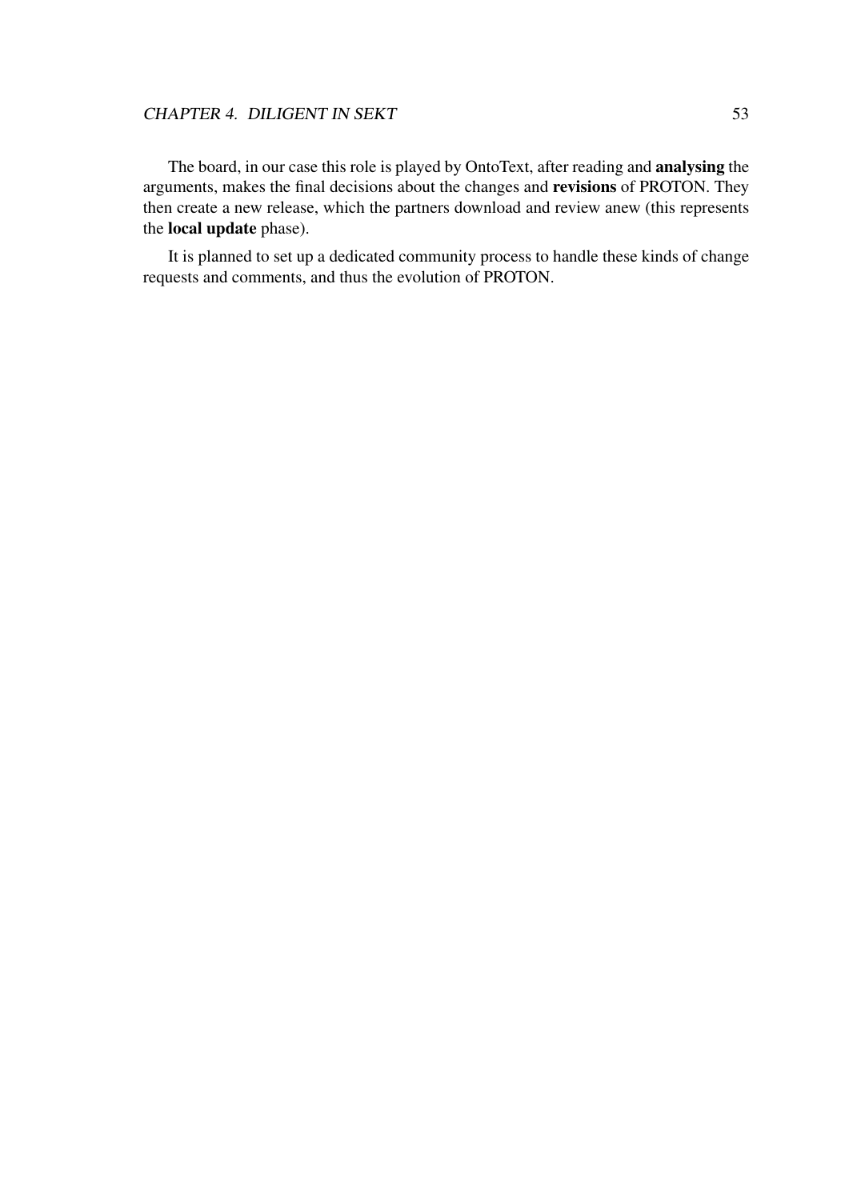The board, in our case this role is played by OntoText, after reading and **analysing** the arguments, makes the final decisions about the changes and **revisions** of PROTON. They then create a new release, which the partners download and review anew (this represents the **local update** phase).

It is planned to set up a dedicated community process to handle these kinds of change requests and comments, and thus the evolution of PROTON.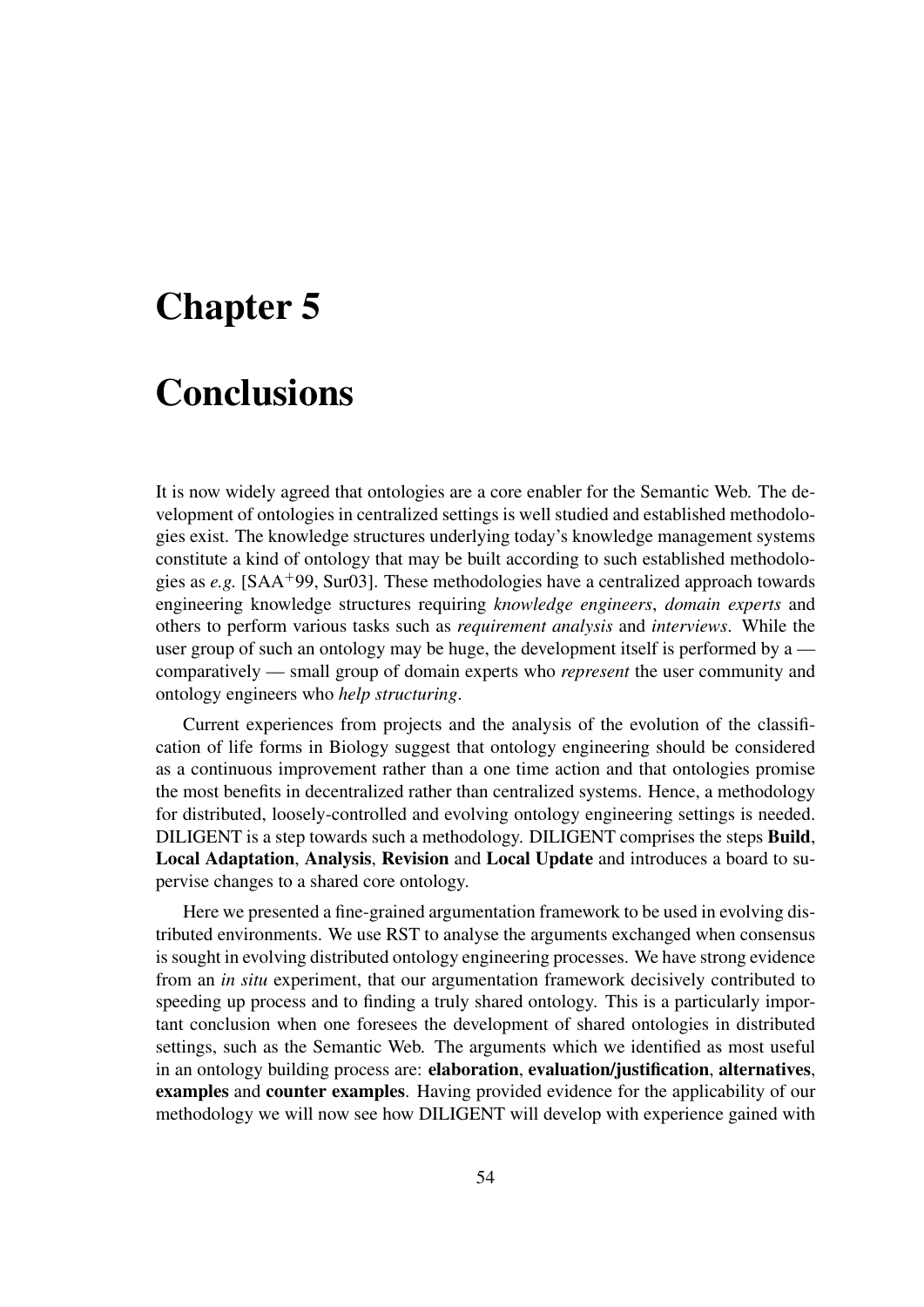# Chapter 5

# Conclusions

It is now widely agreed that ontologies are a core enabler for the Semantic Web. The development of ontologies in centralized settings is well studied and established methodologies exist. The knowledge structures underlying today's knowledge management systems constitute a kind of ontology that may be built according to such established methodologies as *e.g.* [SAA$^{+}$99, Sur03]. These methodologies have a centralized approach towards engineering knowledge structures requiring *knowledge engineers*, *domain experts* and others to perform various tasks such as *requirement analysis* and *interviews*. While the user group of such an ontology may be huge, the development itself is performed by a — comparatively — small group of domain experts who *represent* the user community and ontology engineers who *help structuring*.

Current experiences from projects and the analysis of the evolution of the classification of life forms in Biology suggest that ontology engineering should be considered as a continuous improvement rather than a one time action and that ontologies promise the most benefits in decentralized rather than centralized systems. Hence, a methodology for distributed, loosely-controlled and evolving ontology engineering settings is needed. DILIGENT is a step towards such a methodology. DILIGENT comprises the steps **Build**, **Local Adaptation**, **Analysis**, **Revision** and **Local Update** and introduces a board to supervise changes to a shared core ontology.

Here we presented a fine-grained argumentation framework to be used in evolving distributed environments. We use RST to analyse the arguments exchanged when consensus is sought in evolving distributed ontology engineering processes. We have strong evidence from an *in situ* experiment, that our argumentation framework decisively contributed to speeding up process and to finding a truly shared ontology. This is a particularly important conclusion when one foresees the development of shared ontologies in distributed settings, such as the Semantic Web. The arguments which we identified as most useful in an ontology building process are: **elaboration**, **evaluation/justification**, **alternatives**, **examples** and **counter examples**. Having provided evidence for the applicability of our methodology we will now see how DILIGENT will develop with experience gained with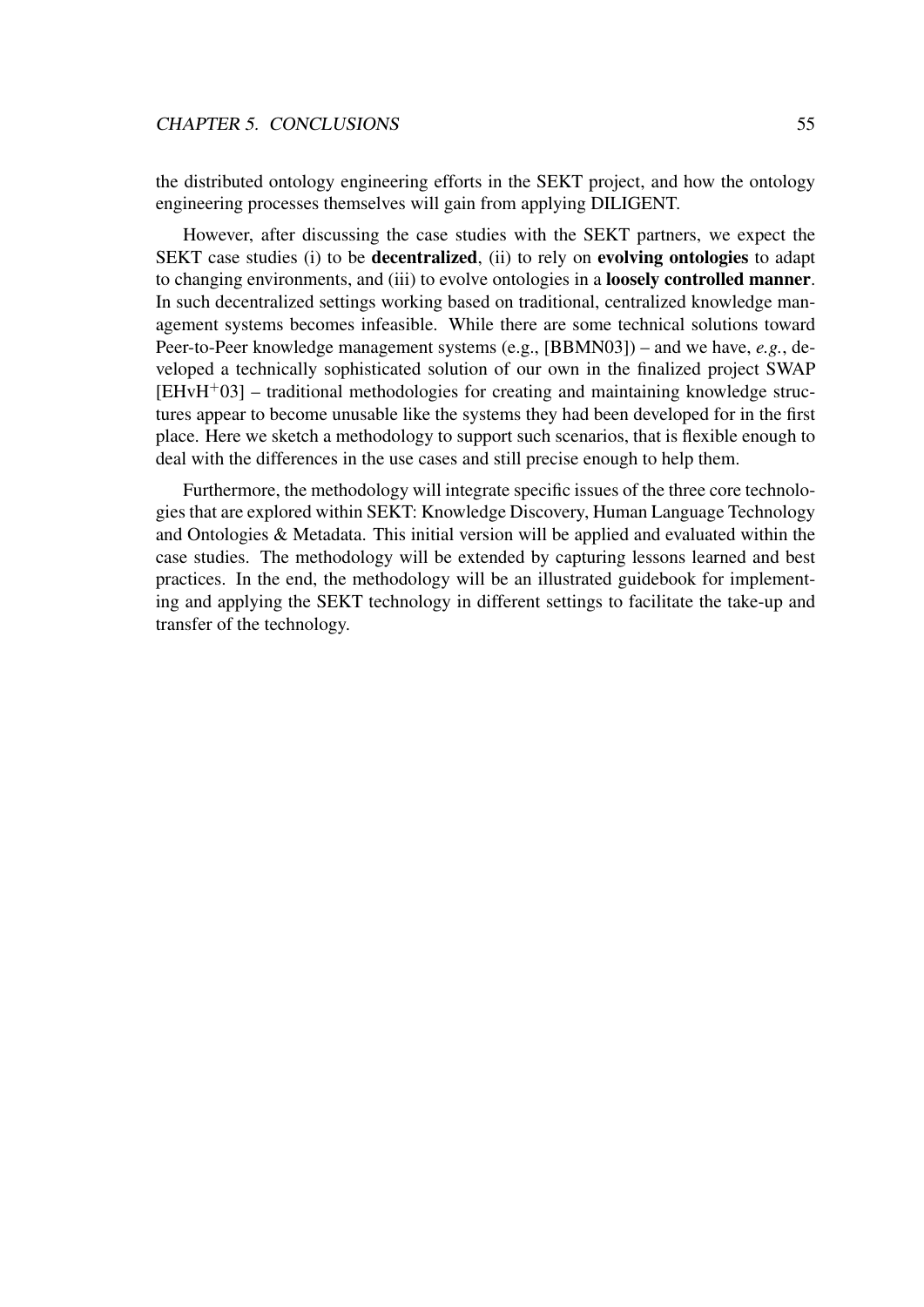the distributed ontology engineering efforts in the SEKT project, and how the ontology engineering processes themselves will gain from applying DILIGENT.

However, after discussing the case studies with the SEKT partners, we expect the SEKT case studies (i) to be **decentralized**, (ii) to rely on **evolving ontologies** to adapt to changing environments, and (iii) to evolve ontologies in a **loosely controlled manner**. In such decentralized settings working based on traditional, centralized knowledge management systems becomes infeasible. While there are some technical solutions toward Peer-to-Peer knowledge management systems (e.g., [BBMN03]) – and we have, *e.g.*, developed a technically sophisticated solution of our own in the finalized project SWAP [EHvH$^+$03] – traditional methodologies for creating and maintaining knowledge structures appear to become unusable like the systems they had been developed for in the first place. Here we sketch a methodology to support such scenarios, that is flexible enough to deal with the differences in the use cases and still precise enough to help them.

Furthermore, the methodology will integrate specific issues of the three core technologies that are explored within SEKT: Knowledge Discovery, Human Language Technology and Ontologies & Metadata. This initial version will be applied and evaluated within the case studies. The methodology will be extended by capturing lessons learned and best practices. In the end, the methodology will be an illustrated guidebook for implementing and applying the SEKT technology in different settings to facilitate the take-up and transfer of the technology.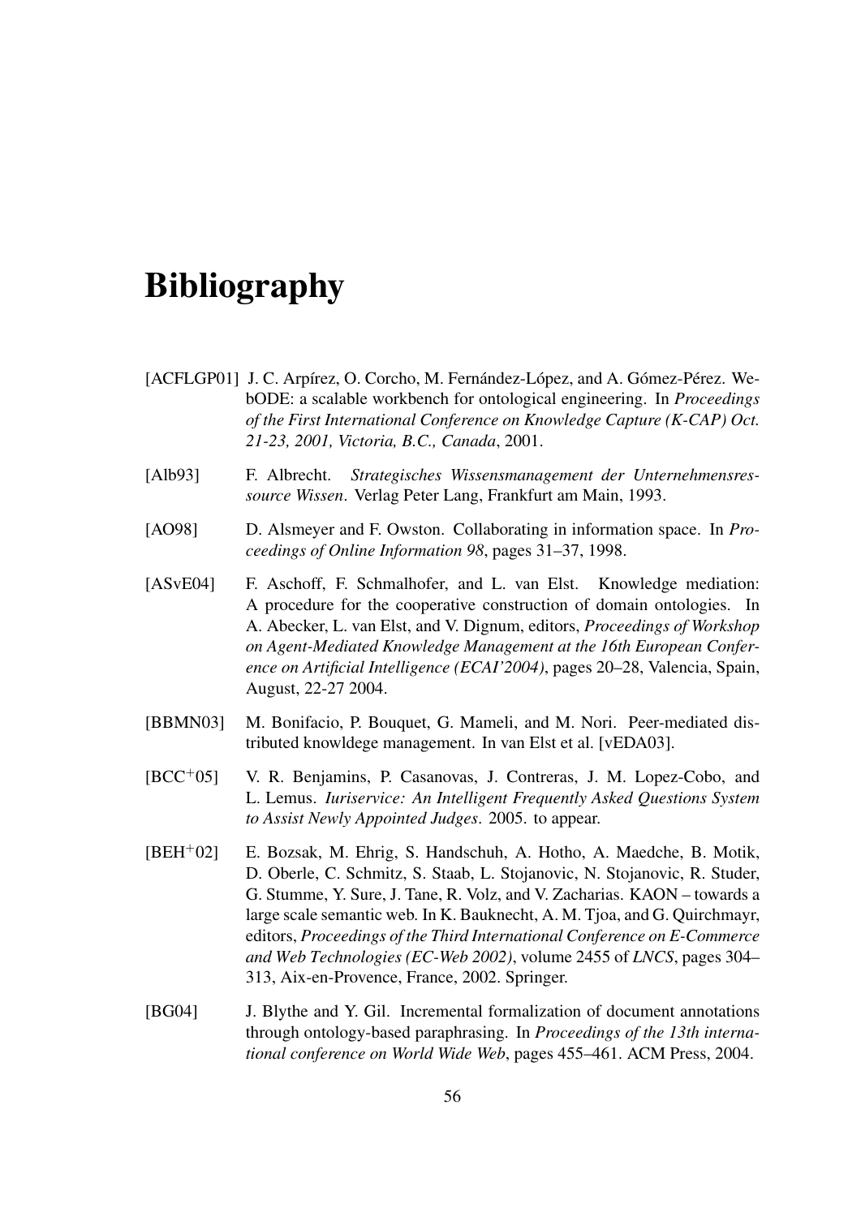# Bibliography

[ACFLGP01] J. C. Arpírez, O. Corcho, M. Fernández-López, and A. Gómez-Pérez. WebODE: a scalable workbench for ontological engineering. In *Proceedings of the First International Conference on Knowledge Capture (K-CAP) Oct. 21-23, 2001, Victoria, B.C., Canada*, 2001.

[Alb93] F. Albrecht. *Strategisches Wissensmanagement der Unternehmensressource Wissen*. Verlag Peter Lang, Frankfurt am Main, 1993.

[AO98] D. Alsmeyer and F. Owston. Collaborating in information space. In *Proceedings of Online Information 98*, pages 31–37, 1998.

[ASvE04] F. Aschoff, F. Schmalhofer, and L. van Elst. Knowledge mediation: A procedure for the cooperative construction of domain ontologies. In A. Abecker, L. van Elst, and V. Dignum, editors, *Proceedings of Workshop on Agent-Mediated Knowledge Management at the 16th European Conference on Artificial Intelligence (ECAI'2004)*, pages 20–28, Valencia, Spain, August, 22-27 2004.

[BBMN03] M. Bonifacio, P. Bouquet, G. Mameli, and M. Nori. Peer-mediated distributed knowldege management. In van Elst et al. [vEDA03].

[BCC+05] V. R. Benjamins, P. Casanovas, J. Contreras, J. M. Lopez-Cobo, and L. Lemus. *Iuriservice: An Intelligent Frequently Asked Questions System to Assist Newly Appointed Judges*. 2005. to appear.

[BEH+02] E. Bozsak, M. Ehrig, S. Handschuh, A. Hotho, A. Maedche, B. Motik, D. Oberle, C. Schmitz, S. Staab, L. Stojanovic, N. Stojanovic, R. Studer, G. Stumme, Y. Sure, J. Tane, R. Volz, and V. Zacharias. KAON – towards a large scale semantic web. In K. Bauknecht, A. M. Tjoa, and G. Quirchmayr, editors, *Proceedings of the Third International Conference on E-Commerce and Web Technologies (EC-Web 2002)*, volume 2455 of *LNCS*, pages 304–313, Aix-en-Provence, France, 2002. Springer.

[BG04] J. Blythe and Y. Gil. Incremental formalization of document annotations through ontology-based paraphrasing. In *Proceedings of the 13th international conference on World Wide Web*, pages 455–461. ACM Press, 2004.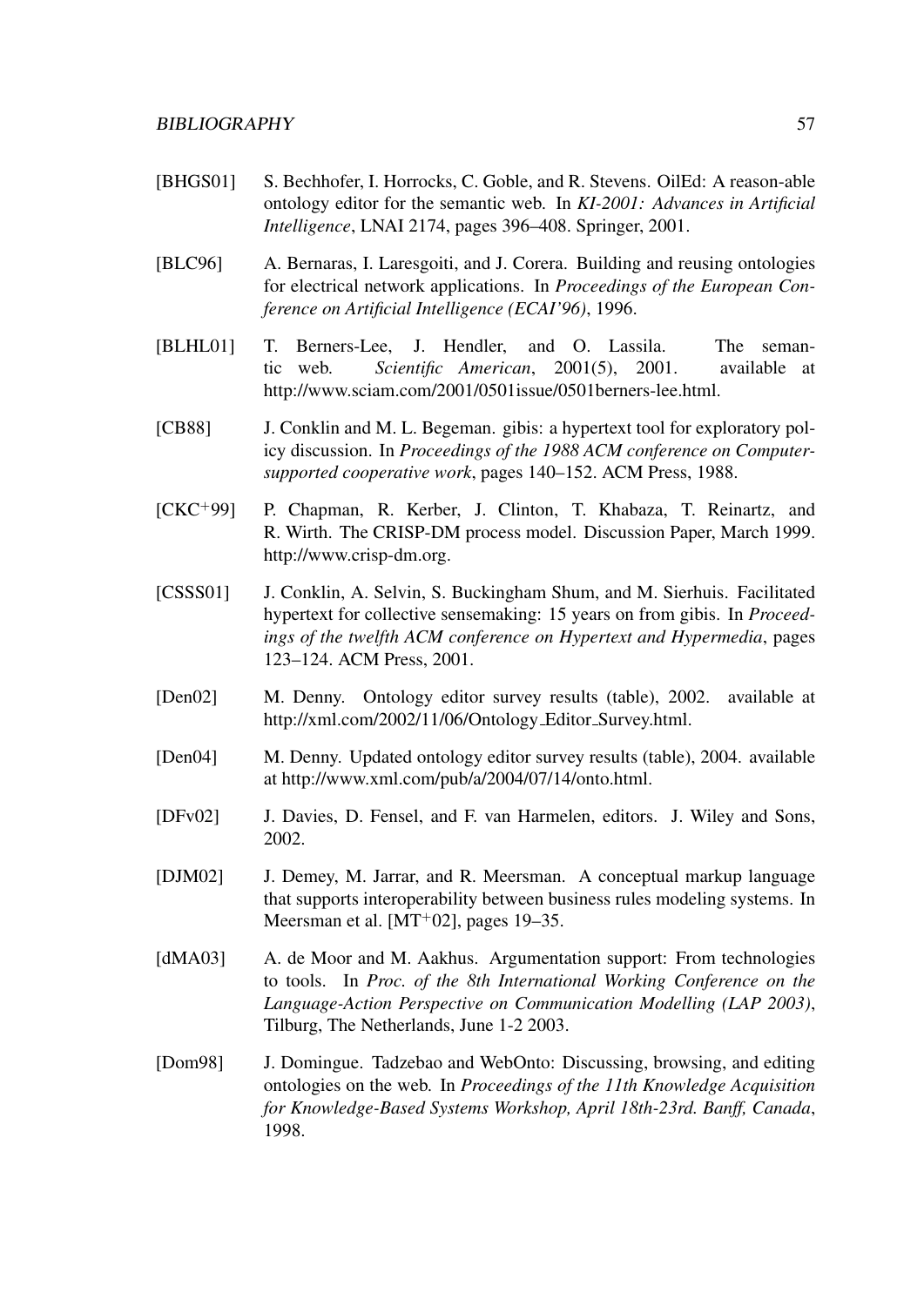[BHGS01] S. Bechhofer, I. Horrocks, C. Goble, and R. Stevens. OilEd: A reason-able ontology editor for the semantic web. In *KI-2001: Advances in Artificial Intelligence*, LNAI 2174, pages 396–408. Springer, 2001.

[BLC96] A. Bernaras, I. Laresgoiti, and J. Corera. Building and reusing ontologies for electrical network applications. In *Proceedings of the European Conference on Artificial Intelligence (ECAI'96)*, 1996.

[BLHL01] T. Berners-Lee, J. Hendler, and O. Lassila. The semantic web. *Scientific American*, 2001(5), 2001. available at http://www.sciam.com/2001/0501issue/0501berners-lee.html.

[CB88] J. Conklin and M. L. Begeman. gibis: a hypertext tool for exploratory policy discussion. In *Proceedings of the 1988 ACM conference on Computer-supported cooperative work*, pages 140–152. ACM Press, 1988.

[CKC+99] P. Chapman, R. Kerber, J. Clinton, T. Khabaza, T. Reinartz, and R. Wirth. The CRISP-DM process model. Discussion Paper, March 1999. http://www.crisp-dm.org.

[CSSS01] J. Conklin, A. Selvin, S. Buckingham Shum, and M. Sierhuis. Facilitated hypertext for collective sensemaking: 15 years on from gibis. In *Proceedings of the twelfth ACM conference on Hypertext and Hypermedia*, pages 123–124. ACM Press, 2001.

[Den02] M. Denny. Ontology editor survey results (table), 2002. available at http://xml.com/2002/11/06/Ontology_Editor_Survey.html.

[Den04] M. Denny. Updated ontology editor survey results (table), 2004. available at http://www.xml.com/pub/a/2004/07/14/onto.html.

[DFv02] J. Davies, D. Fensel, and F. van Harmelen, editors. J. Wiley and Sons, 2002.

[DJM02] J. Demey, M. Jarrar, and R. Meersman. A conceptual markup language that supports interoperability between business rules modeling systems. In Meersman et al. [MT+02], pages 19–35.

[dMA03] A. de Moor and M. Aakhus. Argumentation support: From technologies to tools. In *Proc. of the 8th International Working Conference on the Language-Action Perspective on Communication Modelling (LAP 2003)*, Tilburg, The Netherlands, June 1-2 2003.

[Dom98] J. Domingue. Tadzebao and WebOnto: Discussing, browsing, and editing ontologies on the web. In *Proceedings of the 11th Knowledge Acquisition for Knowledge-Based Systems Workshop, April 18th-23rd. Banff, Canada*, 1998.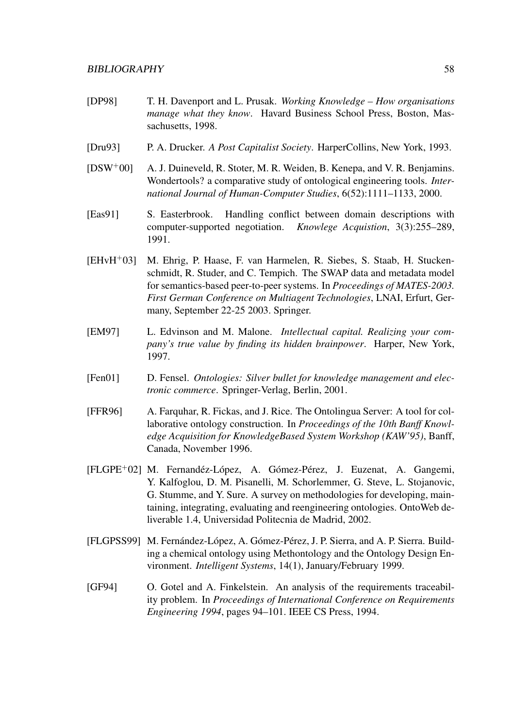[DP98] T. H. Davenport and L. Prusak. *Working Knowledge – How organisations manage what they know*. Havard Business School Press, Boston, Massachusetts, 1998.

[Dru93] P. A. Drucker. *A Post Capitalist Society*. HarperCollins, New York, 1993.

[DSW$^+$00] A. J. Duineveld, R. Stoter, M. R. Weiden, B. Kenepa, and V. R. Benjamins. Wondertools? a comparative study of ontological engineering tools. *International Journal of Human-Computer Studies*, 6(52):1111–1133, 2000.

[Eas91] S. Easterbrook. Handling conflict between domain descriptions with computer-supported negotiation. *Knowlege Acquistion*, 3(3):255–289, 1991.

[EHvH$^+$03] M. Ehrig, P. Haase, F. van Harmelen, R. Siebes, S. Staab, H. Stuckenschmidt, R. Studer, and C. Tempich. The SWAP data and metadata model for semantics-based peer-to-peer systems. In *Proceedings of MATES-2003. First German Conference on Multiagent Technologies*, LNAI, Erfurt, Germany, September 22-25 2003. Springer.

[EM97] L. Edvinson and M. Malone. *Intellectual capital. Realizing your company's true value by finding its hidden brainpower*. Harper, New York, 1997.

[Fen01] D. Fensel. *Ontologies: Silver bullet for knowledge management and electronic commerce*. Springer-Verlag, Berlin, 2001.

[FFR96] A. Farquhar, R. Fickas, and J. Rice. The Ontolingua Server: A tool for collaborative ontology construction. In *Proceedings of the 10th Banff Knowledge Acquisition for KnowledgeBased System Workshop (KAW'95)*, Banff, Canada, November 1996.

[FLGPE$^+$02] M. Fernandéz-López, A. Gómez-Pérez, J. Euzenat, A. Gangemi, Y. Kalfoglou, D. M. Pisanelli, M. Schorlemmer, G. Steve, L. Stojanovic, G. Stumme, and Y. Sure. A survey on methodologies for developing, maintaining, integrating, evaluating and reengineering ontologies. OntoWeb deliverable 1.4, Universidad Politecnia de Madrid, 2002.

[FLGPSS99] M. Fernández-López, A. Gómez-Pérez, J. P. Sierra, and A. P. Sierra. Building a chemical ontology using Methontology and the Ontology Design Environment. *Intelligent Systems*, 14(1), January/February 1999.

[GF94] O. Gotel and A. Finkelstein. An analysis of the requirements traceability problem. In *Proceedings of International Conference on Requirements Engineering 1994*, pages 94–101. IEEE CS Press, 1994.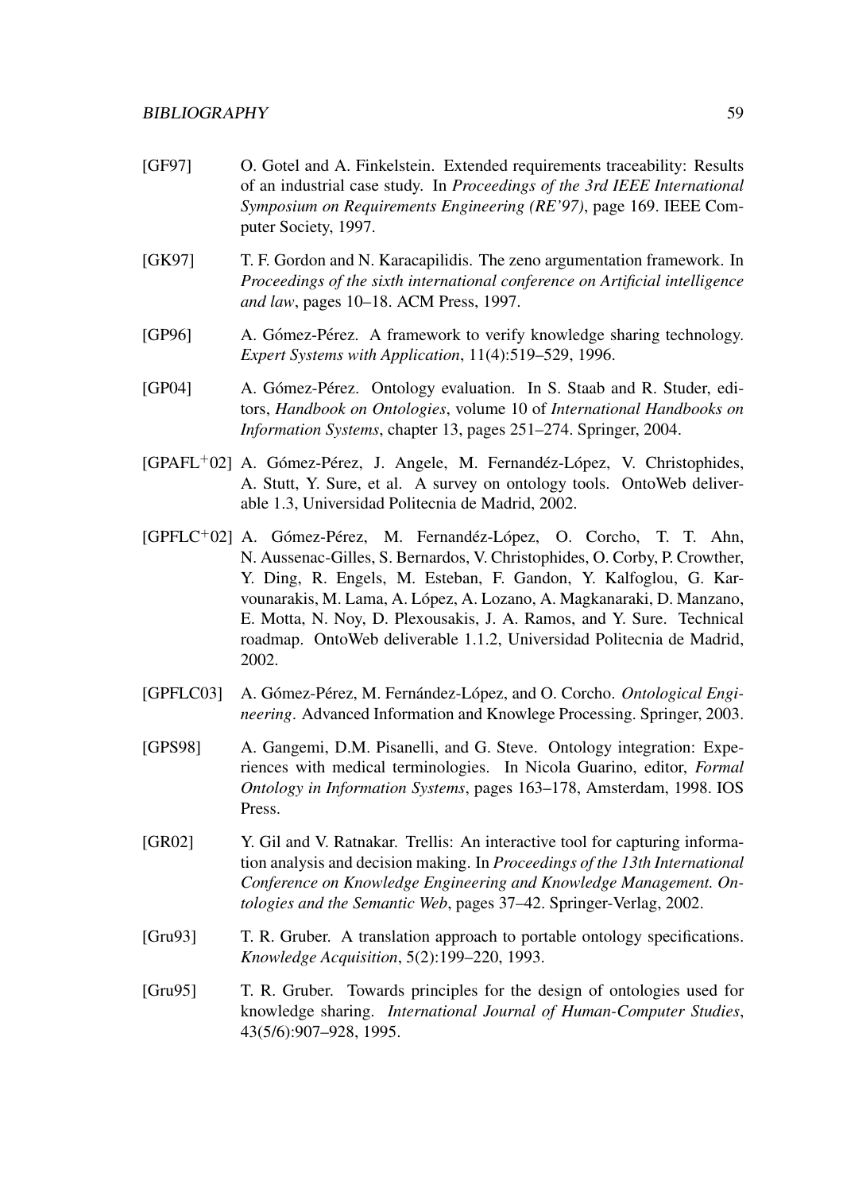[GF97] O. Gotel and A. Finkelstein. Extended requirements traceability: Results of an industrial case study. In *Proceedings of the 3rd IEEE International Symposium on Requirements Engineering (RE'97)*, page 169. IEEE Computer Society, 1997.

[GK97] T. F. Gordon and N. Karacapilidis. The zeno argumentation framework. In *Proceedings of the sixth international conference on Artificial intelligence and law*, pages 10–18. ACM Press, 1997.

[GP96] A. Gómez-Pérez. A framework to verify knowledge sharing technology. *Expert Systems with Application*, 11(4):519–529, 1996.

[GP04] A. Gómez-Pérez. Ontology evaluation. In S. Staab and R. Studer, editors, *Handbook on Ontologies*, volume 10 of *International Handbooks on Information Systems*, chapter 13, pages 251–274. Springer, 2004.

[GPAFL+02] A. Gómez-Pérez, J. Angele, M. Fernandéz-López, V. Christophides, A. Stutt, Y. Sure, et al. A survey on ontology tools. OntoWeb deliverable 1.3, Universidad Politecnia de Madrid, 2002.

[GPFLC+02] A. Gómez-Pérez, M. Fernandéz-López, O. Corcho, T. T. Ahn, N. Aussenac-Gilles, S. Bernardos, V. Christophides, O. Corby, P. Crowther, Y. Ding, R. Engels, M. Esteban, F. Gandon, Y. Kalfoglou, G. Karvounarakis, M. Lama, A. López, A. Lozano, A. Magkanaraki, D. Manzano, E. Motta, N. Noy, D. Plexousakis, J. A. Ramos, and Y. Sure. Technical roadmap. OntoWeb deliverable 1.1.2, Universidad Politecnia de Madrid, 2002.

[GPFLC03] A. Gómez-Pérez, M. Fernández-López, and O. Corcho. *Ontological Engineering*. Advanced Information and Knowlege Processing. Springer, 2003.

[GPS98] A. Gangemi, D.M. Pisanelli, and G. Steve. Ontology integration: Experiences with medical terminologies. In Nicola Guarino, editor, *Formal Ontology in Information Systems*, pages 163–178, Amsterdam, 1998. IOS Press.

[GR02] Y. Gil and V. Ratnakar. Trellis: An interactive tool for capturing information analysis and decision making. In *Proceedings of the 13th International Conference on Knowledge Engineering and Knowledge Management. Ontologies and the Semantic Web*, pages 37–42. Springer-Verlag, 2002.

[Gru93] T. R. Gruber. A translation approach to portable ontology specifications. *Knowledge Acquisition*, 5(2):199–220, 1993.

[Gru95] T. R. Gruber. Towards principles for the design of ontologies used for knowledge sharing. *International Journal of Human-Computer Studies*, 43(5/6):907–928, 1995.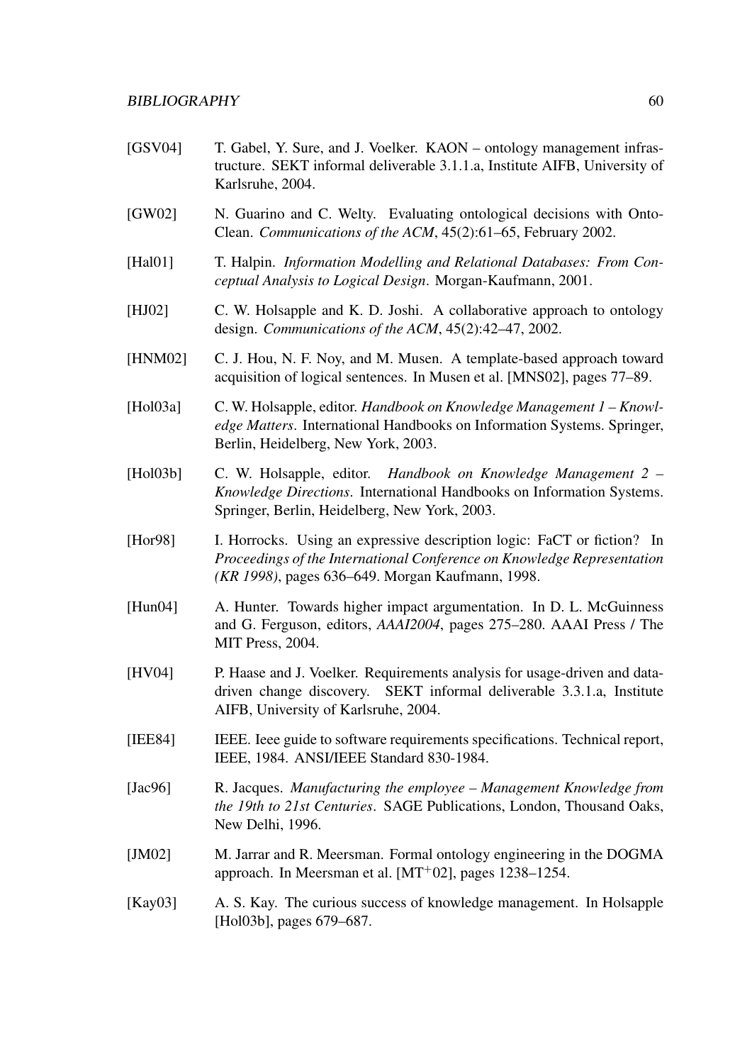[GSV04] T. Gabel, Y. Sure, and J. Voelker. KAON – ontology management infrastructure. SEKT informal deliverable 3.1.1.a, Institute AIFB, University of Karlsruhe, 2004.

[GW02] N. Guarino and C. Welty. Evaluating ontological decisions with OntoClean. *Communications of the ACM*, 45(2):61–65, February 2002.

[Hal01] T. Halpin. *Information Modelling and Relational Databases: From Conceptual Analysis to Logical Design*. Morgan-Kaufmann, 2001.

[HJ02] C. W. Holsapple and K. D. Joshi. A collaborative approach to ontology design. *Communications of the ACM*, 45(2):42–47, 2002.

[HNM02] C. J. Hou, N. F. Noy, and M. Musen. A template-based approach toward acquisition of logical sentences. In Musen et al. [MNS02], pages 77–89.

[Hol03a] C. W. Holsapple, editor. *Handbook on Knowledge Management 1 – Knowledge Matters*. International Handbooks on Information Systems. Springer, Berlin, Heidelberg, New York, 2003.

[Hol03b] C. W. Holsapple, editor. *Handbook on Knowledge Management 2 – Knowledge Directions*. International Handbooks on Information Systems. Springer, Berlin, Heidelberg, New York, 2003.

[Hor98] I. Horrocks. Using an expressive description logic: FaCT or fiction? In *Proceedings of the International Conference on Knowledge Representation (KR 1998)*, pages 636–649. Morgan Kaufmann, 1998.

[Hun04] A. Hunter. Towards higher impact argumentation. In D. L. McGuinness and G. Ferguson, editors, *AAAI2004*, pages 275–280. AAAI Press / The MIT Press, 2004.

[HV04] P. Haase and J. Voelker. Requirements analysis for usage-driven and data-driven change discovery. SEKT informal deliverable 3.3.1.a, Institute AIFB, University of Karlsruhe, 2004.

[IEE84] IEEE. Ieee guide to software requirements specifications. Technical report, IEEE, 1984. ANSI/IEEE Standard 830-1984.

[Jac96] R. Jacques. *Manufacturing the employee – Management Knowledge from the 19th to 21st Centuries*. SAGE Publications, London, Thousand Oaks, New Delhi, 1996.

[JM02] M. Jarrar and R. Meersman. Formal ontology engineering in the DOGMA approach. In Meersman et al. [MT+02], pages 1238–1254.

[Kay03] A. S. Kay. The curious success of knowledge management. In Holsapple [Hol03b], pages 679–687.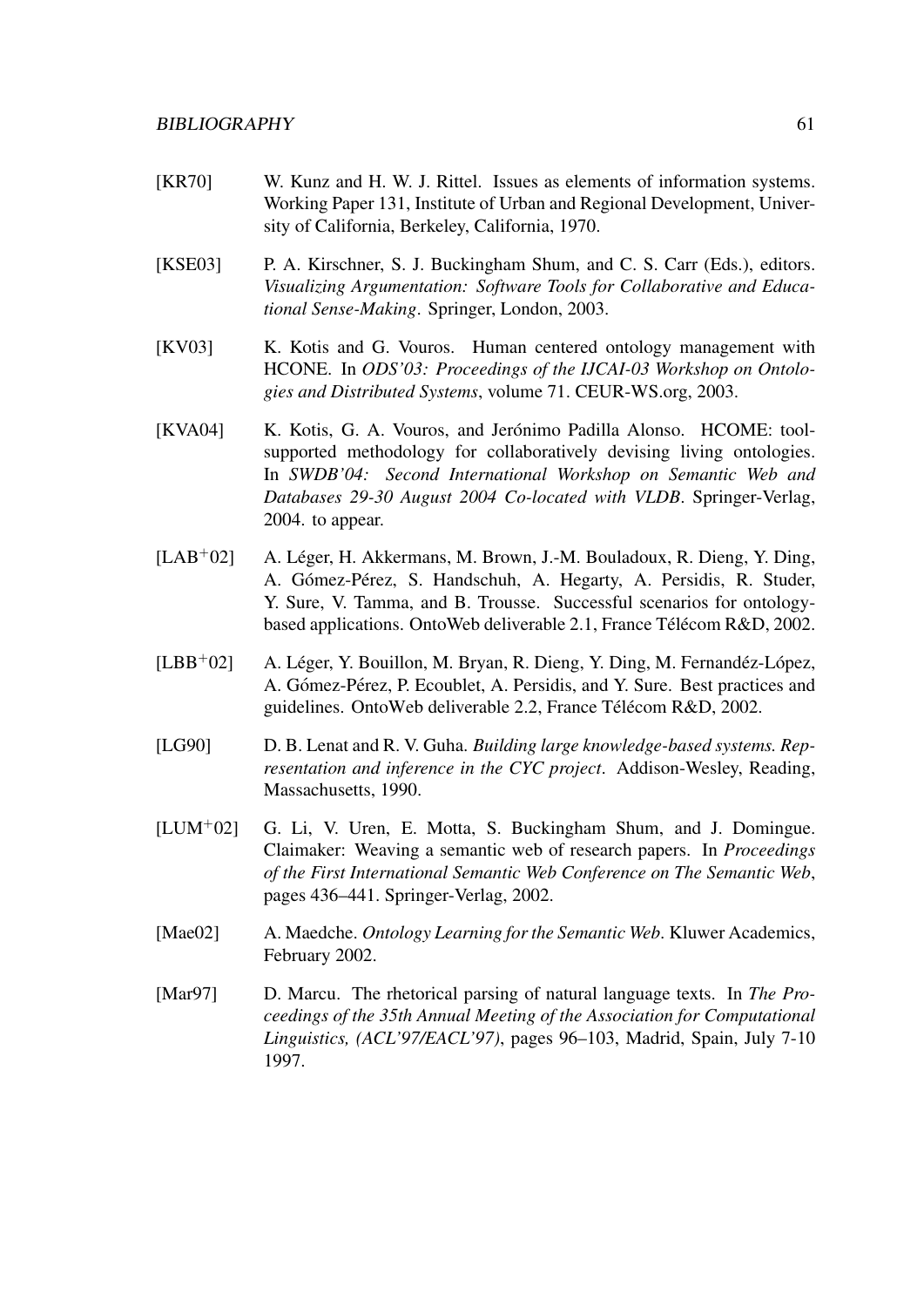[KR70] W. Kunz and H. W. J. Rittel. Issues as elements of information systems. Working Paper 131, Institute of Urban and Regional Development, University of California, Berkeley, California, 1970.

[KSE03] P. A. Kirschner, S. J. Buckingham Shum, and C. S. Carr (Eds.), editors. *Visualizing Argumentation: Software Tools for Collaborative and Educational Sense-Making*. Springer, London, 2003.

[KV03] K. Kotis and G. Vouros. Human centered ontology management with HCONE. In *ODS'03: Proceedings of the IJCAI-03 Workshop on Ontologies and Distributed Systems*, volume 71. CEUR-WS.org, 2003.

[KVA04] K. Kotis, G. A. Vouros, and Jerónimo Padilla Alonso. HCOME: tool-supported methodology for collaboratively devising living ontologies. In *SWDB'04: Second International Workshop on Semantic Web and Databases 29-30 August 2004 Co-located with VLDB*. Springer-Verlag, 2004. to appear.

[LAB+02] A. Léger, H. Akkermans, M. Brown, J.-M. Bouladoux, R. Dieng, Y. Ding, A. Gómez-Pérez, S. Handschuh, A. Hegarty, A. Persidis, R. Studer, Y. Sure, V. Tamma, and B. Trousse. Successful scenarios for ontology-based applications. OntoWeb deliverable 2.1, France Télécom R&D, 2002.

[LBB+02] A. Léger, Y. Bouillon, M. Bryan, R. Dieng, Y. Ding, M. Fernandéz-López, A. Gómez-Pérez, P. Ecoublet, A. Persidis, and Y. Sure. Best practices and guidelines. OntoWeb deliverable 2.2, France Télécom R&D, 2002.

[LG90] D. B. Lenat and R. V. Guha. *Building large knowledge-based systems. Representation and inference in the CYC project*. Addison-Wesley, Reading, Massachusetts, 1990.

[LUM+02] G. Li, V. Uren, E. Motta, S. Buckingham Shum, and J. Domingue. Claimaker: Weaving a semantic web of research papers. In *Proceedings of the First International Semantic Web Conference on The Semantic Web*, pages 436–441. Springer-Verlag, 2002.

[Mae02] A. Maedche. *Ontology Learning for the Semantic Web*. Kluwer Academics, February 2002.

[Mar97] D. Marcu. The rhetorical parsing of natural language texts. In *The Proceedings of the 35th Annual Meeting of the Association for Computational Linguistics, (ACL'97/EACL'97)*, pages 96–103, Madrid, Spain, July 7-10 1997.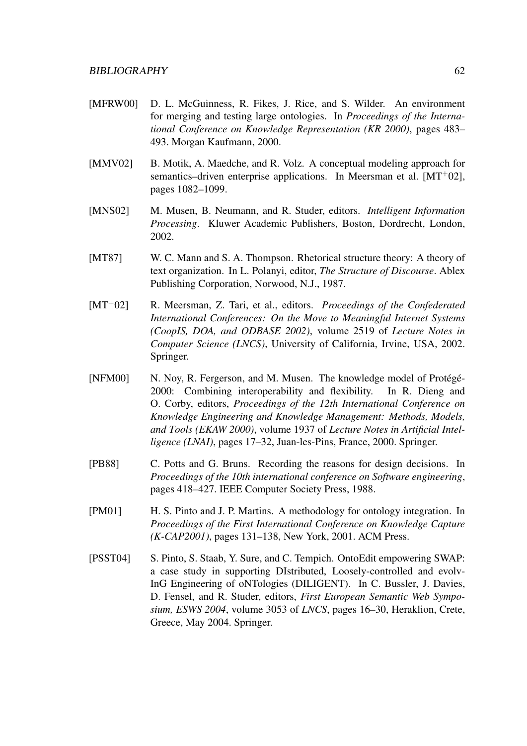[MFRW00] D. L. McGuinness, R. Fikes, J. Rice, and S. Wilder. An environment for merging and testing large ontologies. In *Proceedings of the International Conference on Knowledge Representation (KR 2000)*, pages 483–493. Morgan Kaufmann, 2000.

[MMV02] B. Motik, A. Maedche, and R. Volz. A conceptual modeling approach for semantics–driven enterprise applications. In Meersman et al. [MT$^+$02], pages 1082–1099.

[MNS02] M. Musen, B. Neumann, and R. Studer, editors. *Intelligent Information Processing*. Kluwer Academic Publishers, Boston, Dordrecht, London, 2002.

[MT87] W. C. Mann and S. A. Thompson. Rhetorical structure theory: A theory of text organization. In L. Polanyi, editor, *The Structure of Discourse*. Ablex Publishing Corporation, Norwood, N.J., 1987.

[MT$^+$02] R. Meersman, Z. Tari, et al., editors. *Proceedings of the Confederated International Conferences: On the Move to Meaningful Internet Systems (CoopIS, DOA, and ODBASE 2002)*, volume 2519 of *Lecture Notes in Computer Science (LNCS)*, University of California, Irvine, USA, 2002. Springer.

[NFM00] N. Noy, R. Fergerson, and M. Musen. The knowledge model of Protégé-2000: Combining interoperability and flexibility. In R. Dieng and O. Corby, editors, *Proceedings of the 12th International Conference on Knowledge Engineering and Knowledge Management: Methods, Models, and Tools (EKAW 2000)*, volume 1937 of *Lecture Notes in Artificial Intelligence (LNAI)*, pages 17–32, Juan-les-Pins, France, 2000. Springer.

[PB88] C. Potts and G. Bruns. Recording the reasons for design decisions. In *Proceedings of the 10th international conference on Software engineering*, pages 418–427. IEEE Computer Society Press, 1988.

[PM01] H. S. Pinto and J. P. Martins. A methodology for ontology integration. In *Proceedings of the First International Conference on Knowledge Capture (K-CAP2001)*, pages 131–138, New York, 2001. ACM Press.

[PSST04] S. Pinto, S. Staab, Y. Sure, and C. Tempich. OntoEdit empowering SWAP: a case study in supporting DIstributed, Loosely-controlled and evolvInG Engineering of oNTologies (DILIGENT). In C. Bussler, J. Davies, D. Fensel, and R. Studer, editors, *First European Semantic Web Symposium, ESWS 2004*, volume 3053 of *LNCS*, pages 16–30, Heraklion, Crete, Greece, May 2004. Springer.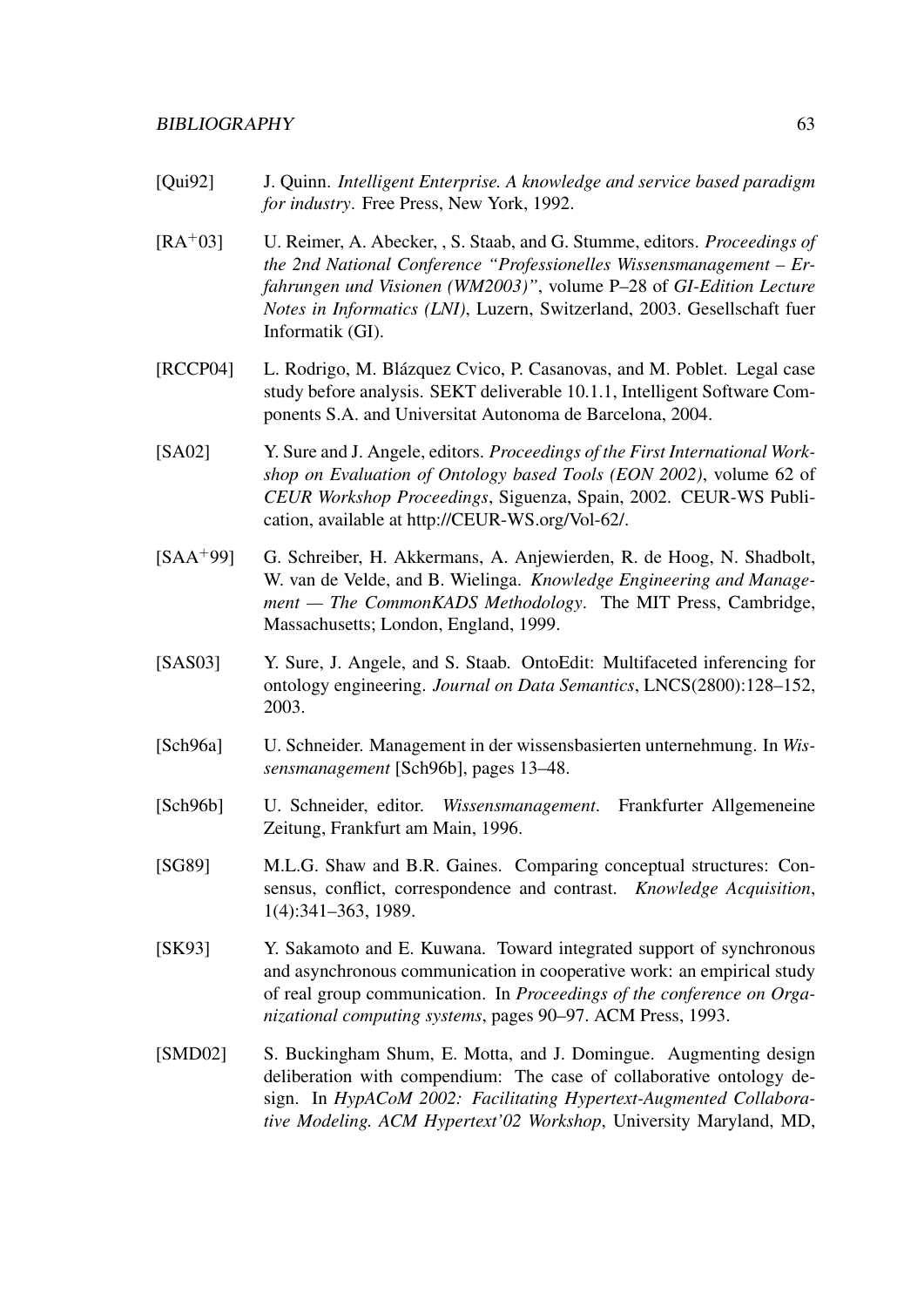[Qui92] J. Quinn. *Intelligent Enterprise. A knowledge and service based paradigm for industry*. Free Press, New York, 1992.

[RA+03] U. Reimer, A. Abecker, , S. Staab, and G. Stumme, editors. *Proceedings of the 2nd National Conference "Professionelles Wissensmanagement – Erfahrungen und Visionen (WM2003)"*, volume P–28 of *GI-Edition Lecture Notes in Informatics (LNI)*, Luzern, Switzerland, 2003. Gesellschaft fuer Informatik (GI).

[RCCP04] L. Rodrigo, M. Blázquez Cvico, P. Casanovas, and M. Poblet. Legal case study before analysis. SEKT deliverable 10.1.1, Intelligent Software Components S.A. and Universitat Autonoma de Barcelona, 2004.

[SA02] Y. Sure and J. Angele, editors. *Proceedings of the First International Workshop on Evaluation of Ontology based Tools (EON 2002)*, volume 62 of *CEUR Workshop Proceedings*, Siguenza, Spain, 2002. CEUR-WS Publication, available at http://CEUR-WS.org/Vol-62/.

[SAA+99] G. Schreiber, H. Akkermans, A. Anjewierden, R. de Hoog, N. Shadbolt, W. van de Velde, and B. Wielinga. *Knowledge Engineering and Management — The CommonKADS Methodology*. The MIT Press, Cambridge, Massachusetts; London, England, 1999.

[SAS03] Y. Sure, J. Angele, and S. Staab. OntoEdit: Multifaceted inferencing for ontology engineering. *Journal on Data Semantics*, LNCS(2800):128–152, 2003.

[Sch96a] U. Schneider. Management in der wissensbasierten unternehmung. In *Wissensmanagement* [Sch96b], pages 13–48.

[Sch96b] U. Schneider, editor. *Wissensmanagement*. Frankfurter Allgemeneine Zeitung, Frankfurt am Main, 1996.

[SG89] M.L.G. Shaw and B.R. Gaines. Comparing conceptual structures: Consensus, conflict, correspondence and contrast. *Knowledge Acquisition*, 1(4):341–363, 1989.

[SK93] Y. Sakamoto and E. Kuwana. Toward integrated support of synchronous and asynchronous communication in cooperative work: an empirical study of real group communication. In *Proceedings of the conference on Organizational computing systems*, pages 90–97. ACM Press, 1993.

[SMD02] S. Buckingham Shum, E. Motta, and J. Domingue. Augmenting design deliberation with compendium: The case of collaborative ontology design. In *HypACoM 2002: Facilitating Hypertext-Augmented Collaborative Modeling. ACM Hypertext'02 Workshop*, University Maryland, MD,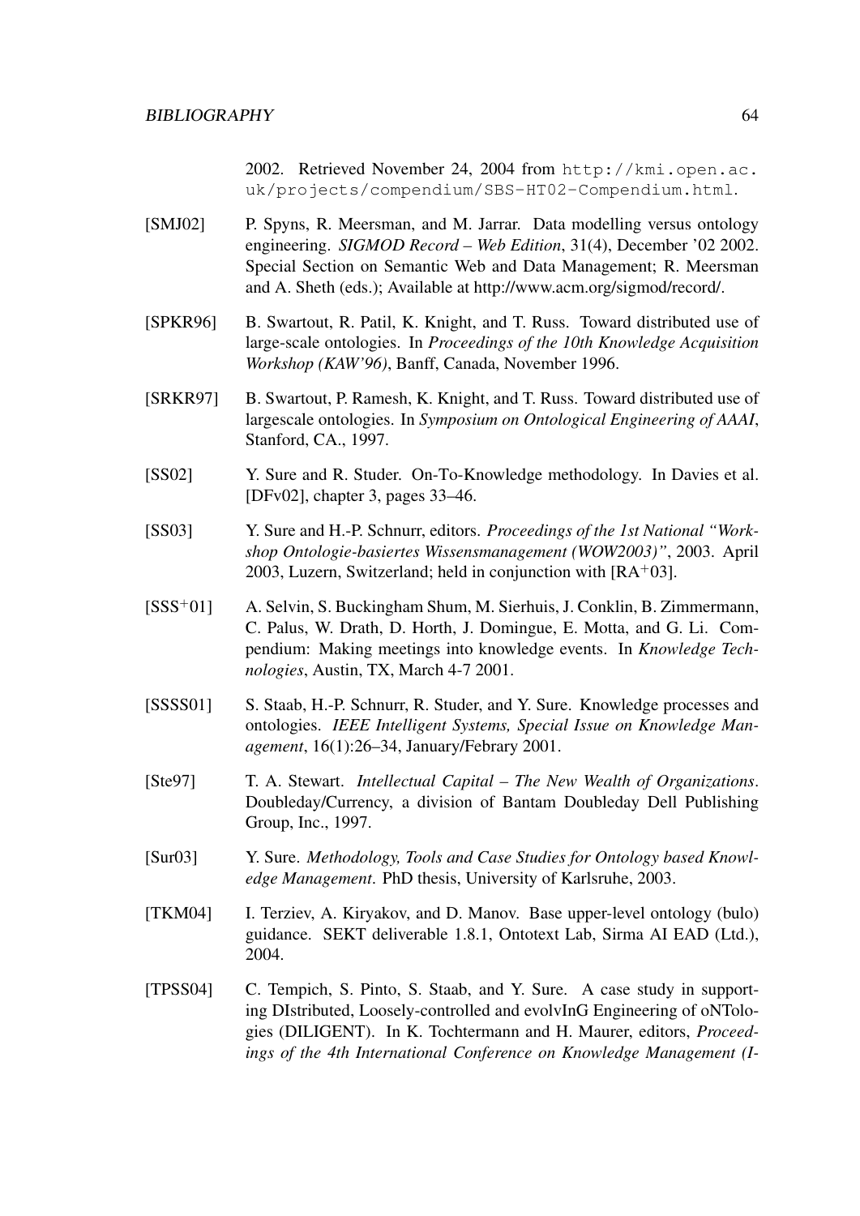2002. Retrieved November 24, 2004 from http://kmi.open.ac.uk/projects/compendium/SBS-HT02-Compendium.html.

[SMJ02] P. Spyns, R. Meersman, and M. Jarrar. Data modelling versus ontology engineering. *SIGMOD Record – Web Edition*, 31(4), December '02 2002. Special Section on Semantic Web and Data Management; R. Meersman and A. Sheth (eds.); Available at http://www.acm.org/sigmod/record/.

[SPKR96] B. Swartout, R. Patil, K. Knight, and T. Russ. Toward distributed use of large-scale ontologies. In *Proceedings of the 10th Knowledge Acquisition Workshop (KAW'96)*, Banff, Canada, November 1996.

[SRKR97] B. Swartout, P. Ramesh, K. Knight, and T. Russ. Toward distributed use of largescale ontologies. In *Symposium on Ontological Engineering of AAAI*, Stanford, CA., 1997.

[SS02] Y. Sure and R. Studer. On-To-Knowledge methodology. In Davies et al. [DFv02], chapter 3, pages 33–46.

[SS03] Y. Sure and H.-P. Schnurr, editors. *Proceedings of the 1st National "Workshop Ontologie-basiertes Wissensmanagement (WOW2003)"*, 2003. April 2003, Luzern, Switzerland; held in conjunction with [RA+03].

[SSS+01] A. Selvin, S. Buckingham Shum, M. Sierhuis, J. Conklin, B. Zimmermann, C. Palus, W. Drath, D. Horth, J. Domingue, E. Motta, and G. Li. Compendium: Making meetings into knowledge events. In *Knowledge Technologies*, Austin, TX, March 4-7 2001.

[SSSS01] S. Staab, H.-P. Schnurr, R. Studer, and Y. Sure. Knowledge processes and ontologies. *IEEE Intelligent Systems, Special Issue on Knowledge Management*, 16(1):26–34, January/Febrary 2001.

[Ste97] T. A. Stewart. *Intellectual Capital – The New Wealth of Organizations*. Doubleday/Currency, a division of Bantam Doubleday Dell Publishing Group, Inc., 1997.

[Sur03] Y. Sure. *Methodology, Tools and Case Studies for Ontology based Knowledge Management*. PhD thesis, University of Karlsruhe, 2003.

[TKM04] I. Terziev, A. Kiryakov, and D. Manov. Base upper-level ontology (bulo) guidance. SEKT deliverable 1.8.1, Ontotext Lab, Sirma AI EAD (Ltd.), 2004.

[TPSS04] C. Tempich, S. Pinto, S. Staab, and Y. Sure. A case study in supporting DIstributed, Loosely-controlled and evolvInG Engineering of oNTologies (DILIGENT). In K. Tochtermann and H. Maurer, editors, *Proceedings of the 4th International Conference on Knowledge Management (I-*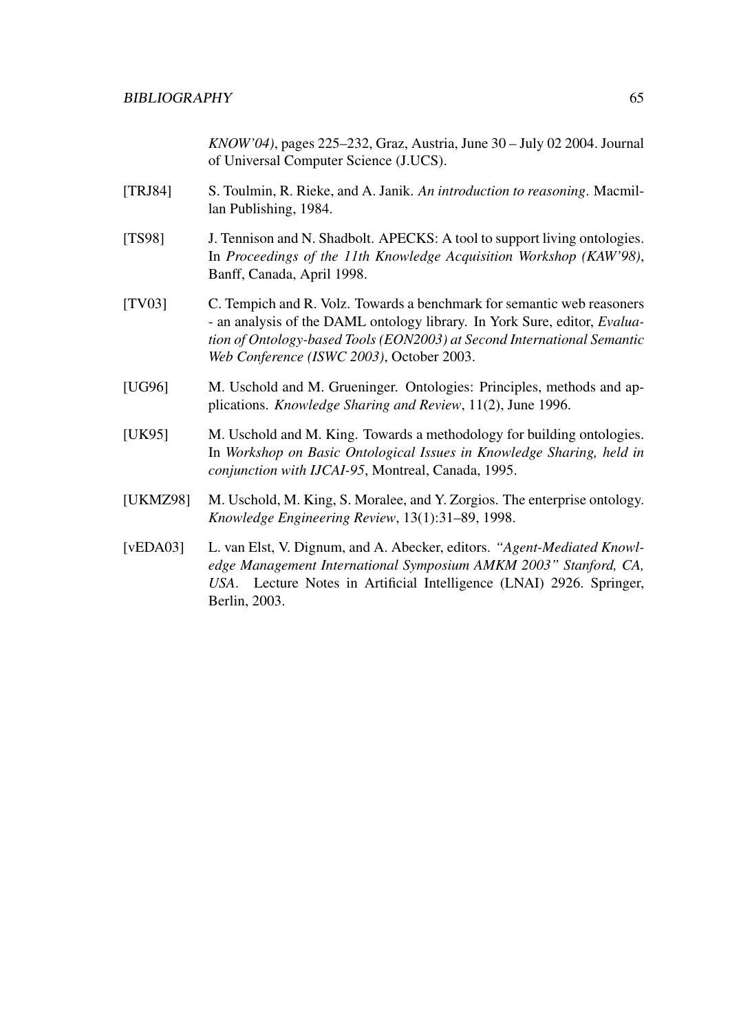*KNOW'04)*, pages 225–232, Graz, Austria, June 30 – July 02 2004. Journal of Universal Computer Science (J.UCS).

[TRJ84] S. Toulmin, R. Rieke, and A. Janik. *An introduction to reasoning*. Macmillan Publishing, 1984.

[TS98] J. Tennison and N. Shadbolt. APECKS: A tool to support living ontologies. In *Proceedings of the 11th Knowledge Acquisition Workshop (KAW'98)*, Banff, Canada, April 1998.

[TV03] C. Tempich and R. Volz. Towards a benchmark for semantic web reasoners - an analysis of the DAML ontology library. In York Sure, editor, *Evaluation of Ontology-based Tools (EON2003) at Second International Semantic Web Conference (ISWC 2003)*, October 2003.

[UG96] M. Uschold and M. Grueninger. Ontologies: Principles, methods and applications. *Knowledge Sharing and Review*, 11(2), June 1996.

[UK95] M. Uschold and M. King. Towards a methodology for building ontologies. In *Workshop on Basic Ontological Issues in Knowledge Sharing, held in conjunction with IJCAI-95*, Montreal, Canada, 1995.

[UKMZ98] M. Uschold, M. King, S. Moralee, and Y. Zorgios. The enterprise ontology. *Knowledge Engineering Review*, 13(1):31–89, 1998.

[vEDA03] L. van Elst, V. Dignum, and A. Abecker, editors. *"Agent-Mediated Knowledge Management International Symposium AMKM 2003" Stanford, CA, USA*. Lecture Notes in Artificial Intelligence (LNAI) 2926. Springer, Berlin, 2003.